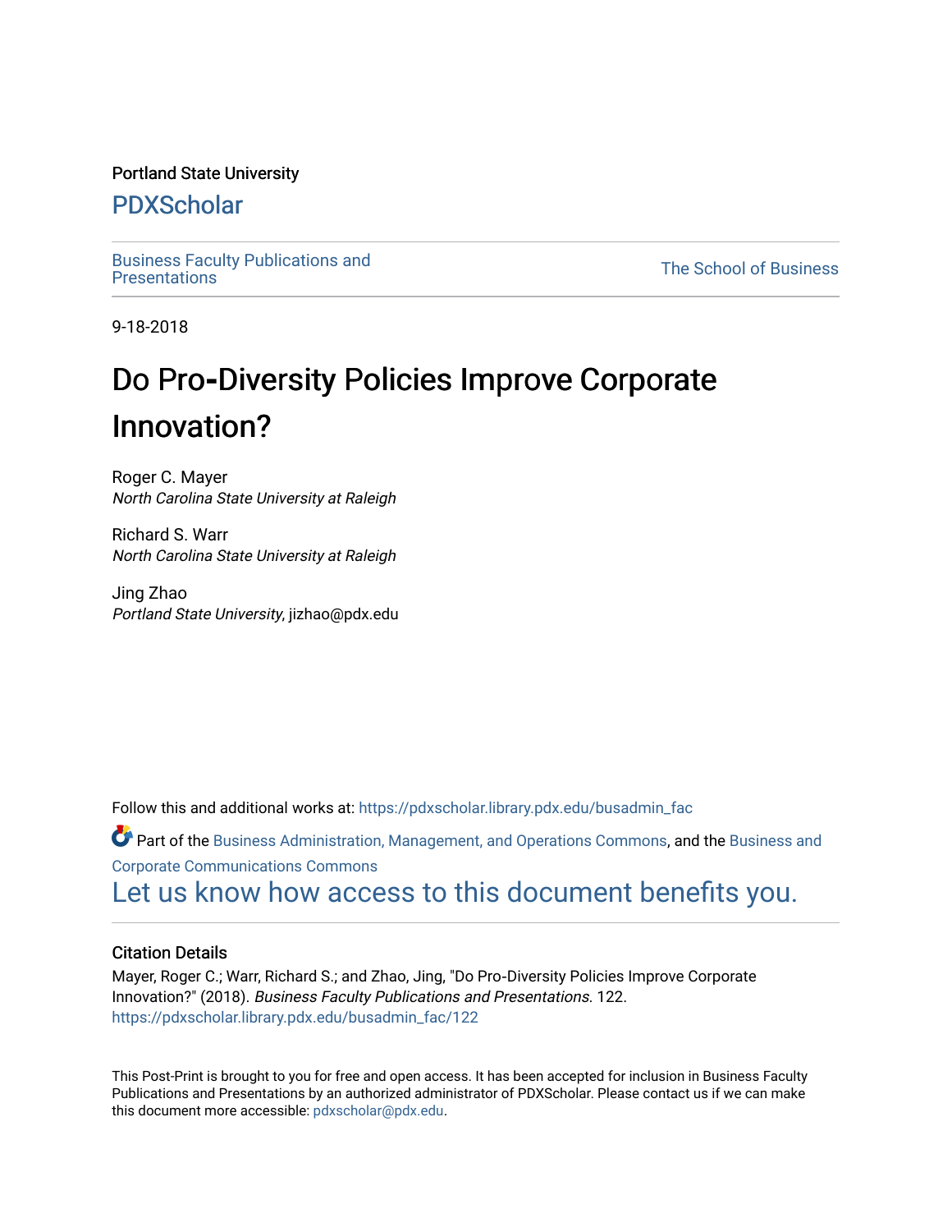Portland State University

# PDXScholar

Business Faculty Publications and Presentations

The School of Business

9-18-2018

# Do Pro-Diversity Policies Improve Corporate Innovation?

Roger C. Mayer
*North Carolina State University at Raleigh*

Richard S. Warr
*North Carolina State University at Raleigh*

Jing Zhao
*Portland State University*, jizhao@pdx.edu

Follow this and additional works at: https://pdxscholar.library.pdx.edu/busadmin_fac

Part of the Business Administration, Management, and Operations Commons, and the Business and Corporate Communications Commons

Let us know how access to this document benefits you.

## Citation Details

Mayer, Roger C.; Warr, Richard S.; and Zhao, Jing, "Do Pro-Diversity Policies Improve Corporate Innovation?" (2018). *Business Faculty Publications and Presentations*. 122.
https://pdxscholar.library.pdx.edu/busadmin_fac/122

This Post-Print is brought to you for free and open access. It has been accepted for inclusion in Business Faculty Publications and Presentations by an authorized administrator of PDXScholar. Please contact us if we can make this document more accessible: pdxscholar@pdx.edu.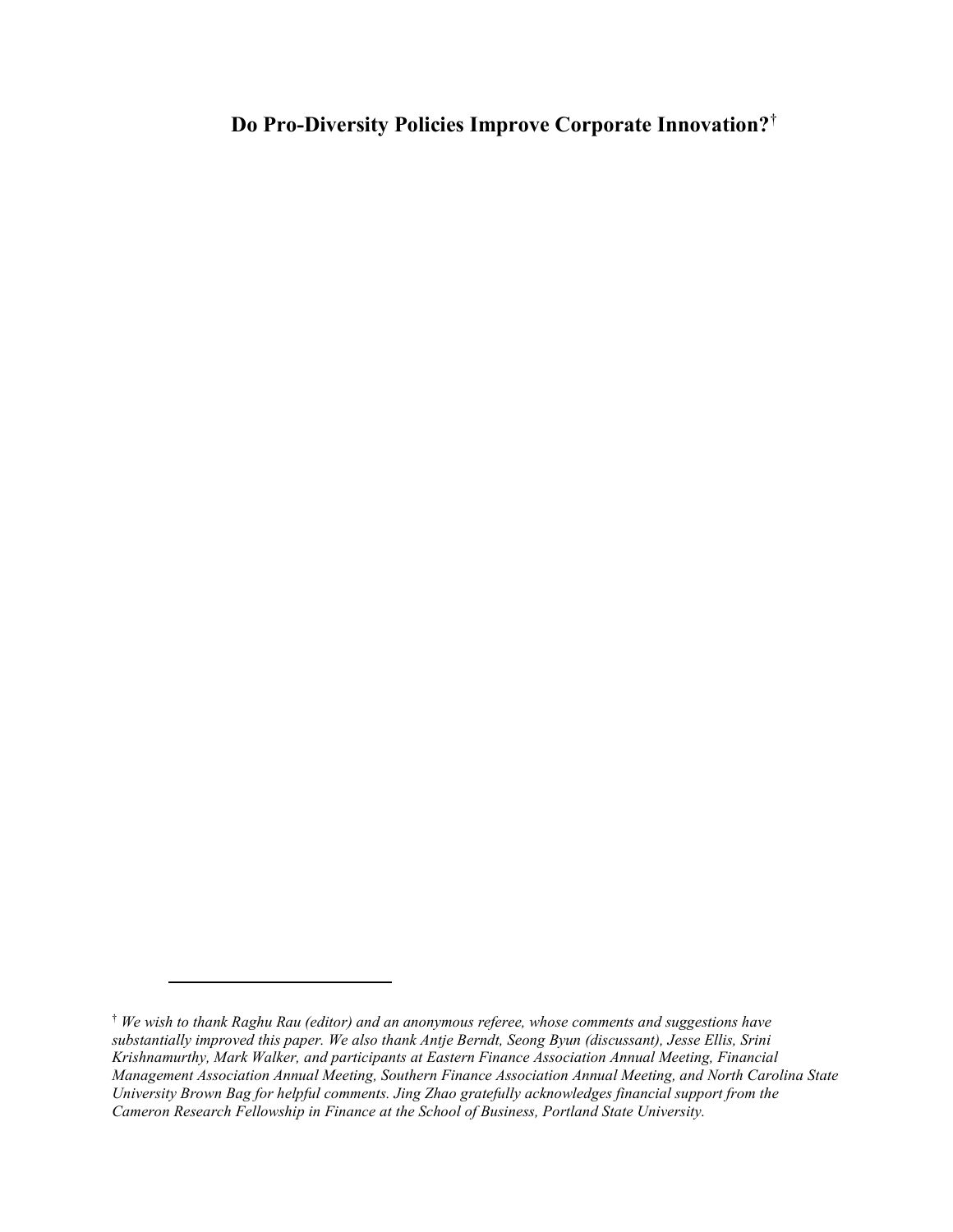# Do Pro-Diversity Policies Improve Corporate Innovation?[†]

---

[†] *We wish to thank Raghu Rau (editor) and an anonymous referee, whose comments and suggestions have substantially improved this paper. We also thank Antje Berndt, Seong Byun (discussant), Jesse Ellis, Srini Krishnamurthy, Mark Walker, and participants at Eastern Finance Association Annual Meeting, Financial Management Association Annual Meeting, Southern Finance Association Annual Meeting, and North Carolina State University Brown Bag for helpful comments. Jing Zhao gratefully acknowledges financial support from the Cameron Research Fellowship in Finance at the School of Business, Portland State University.*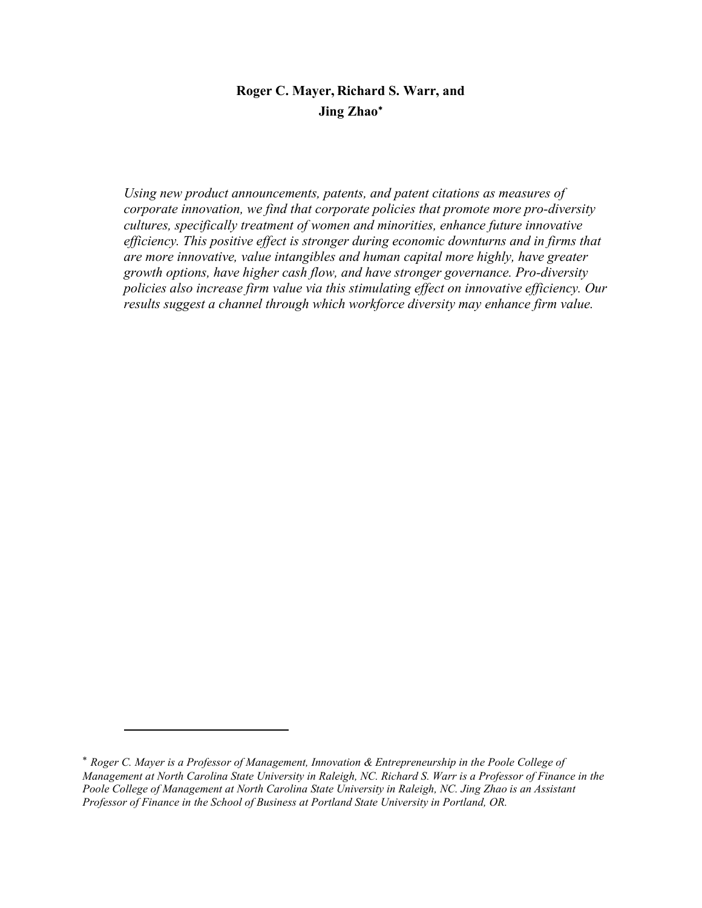**Roger C. Mayer, Richard S. Warr, and Jing Zhao**[*]

*Using new product announcements, patents, and patent citations as measures of corporate innovation, we find that corporate policies that promote more pro-diversity cultures, specifically treatment of women and minorities, enhance future innovative efficiency. This positive effect is stronger during economic downturns and in firms that are more innovative, value intangibles and human capital more highly, have greater growth options, have higher cash flow, and have stronger governance. Pro-diversity policies also increase firm value via this stimulating effect on innovative efficiency. Our results suggest a channel through which workforce diversity may enhance firm value.*

---

[*] *Roger C. Mayer is a Professor of Management, Innovation & Entrepreneurship in the Poole College of Management at North Carolina State University in Raleigh, NC. Richard S. Warr is a Professor of Finance in the Poole College of Management at North Carolina State University in Raleigh, NC. Jing Zhao is an Assistant Professor of Finance in the School of Business at Portland State University in Portland, OR.*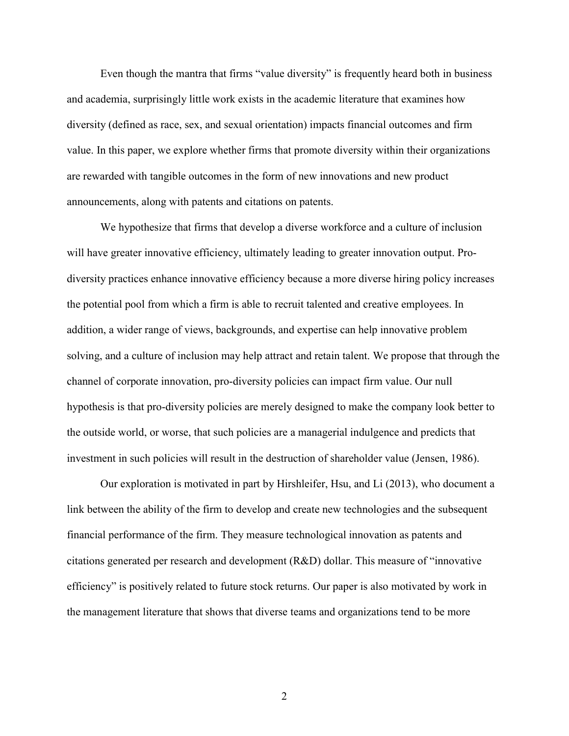Even though the mantra that firms "value diversity" is frequently heard both in business and academia, surprisingly little work exists in the academic literature that examines how diversity (defined as race, sex, and sexual orientation) impacts financial outcomes and firm value. In this paper, we explore whether firms that promote diversity within their organizations are rewarded with tangible outcomes in the form of new innovations and new product announcements, along with patents and citations on patents.

We hypothesize that firms that develop a diverse workforce and a culture of inclusion will have greater innovative efficiency, ultimately leading to greater innovation output. Pro-diversity practices enhance innovative efficiency because a more diverse hiring policy increases the potential pool from which a firm is able to recruit talented and creative employees. In addition, a wider range of views, backgrounds, and expertise can help innovative problem solving, and a culture of inclusion may help attract and retain talent. We propose that through the channel of corporate innovation, pro-diversity policies can impact firm value. Our null hypothesis is that pro-diversity policies are merely designed to make the company look better to the outside world, or worse, that such policies are a managerial indulgence and predicts that investment in such policies will result in the destruction of shareholder value (Jensen, 1986).

Our exploration is motivated in part by Hirshleifer, Hsu, and Li (2013), who document a link between the ability of the firm to develop and create new technologies and the subsequent financial performance of the firm. They measure technological innovation as patents and citations generated per research and development (R&D) dollar. This measure of "innovative efficiency" is positively related to future stock returns. Our paper is also motivated by work in the management literature that shows that diverse teams and organizations tend to be more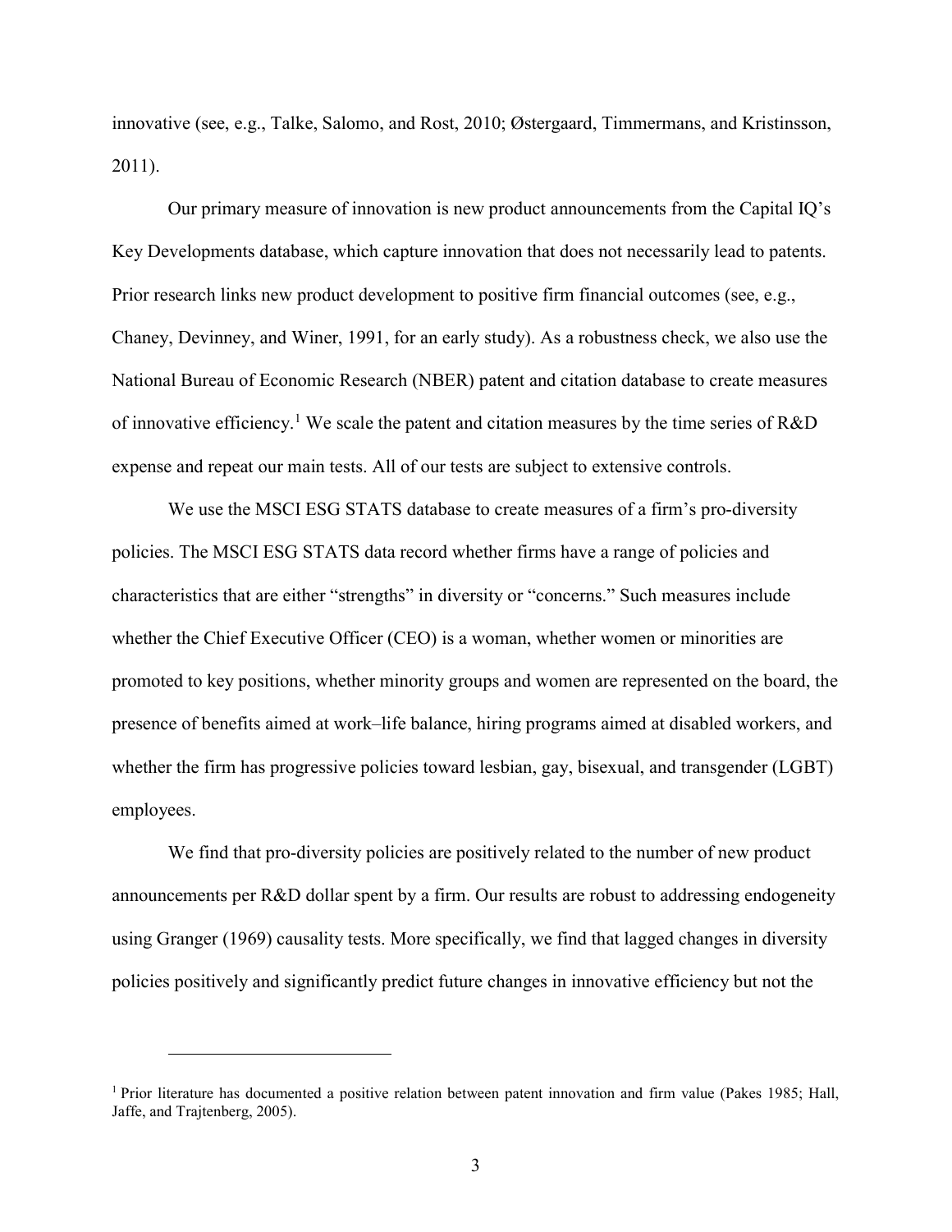innovative (see, e.g., Talke, Salomo, and Rost, 2010; Østergaard, Timmermans, and Kristinsson, 2011).

Our primary measure of innovation is new product announcements from the Capital IQ's Key Developments database, which capture innovation that does not necessarily lead to patents. Prior research links new product development to positive firm financial outcomes (see, e.g., Chaney, Devinney, and Winer, 1991, for an early study). As a robustness check, we also use the National Bureau of Economic Research (NBER) patent and citation database to create measures of innovative efficiency.[1] We scale the patent and citation measures by the time series of R&D expense and repeat our main tests. All of our tests are subject to extensive controls.

We use the MSCI ESG STATS database to create measures of a firm's pro-diversity policies. The MSCI ESG STATS data record whether firms have a range of policies and characteristics that are either "strengths" in diversity or "concerns." Such measures include whether the Chief Executive Officer (CEO) is a woman, whether women or minorities are promoted to key positions, whether minority groups and women are represented on the board, the presence of benefits aimed at work–life balance, hiring programs aimed at disabled workers, and whether the firm has progressive policies toward lesbian, gay, bisexual, and transgender (LGBT) employees.

We find that pro-diversity policies are positively related to the number of new product announcements per R&D dollar spent by a firm. Our results are robust to addressing endogeneity using Granger (1969) causality tests. More specifically, we find that lagged changes in diversity policies positively and significantly predict future changes in innovative efficiency but not the

[1] Prior literature has documented a positive relation between patent innovation and firm value (Pakes 1985; Hall, Jaffe, and Trajtenberg, 2005).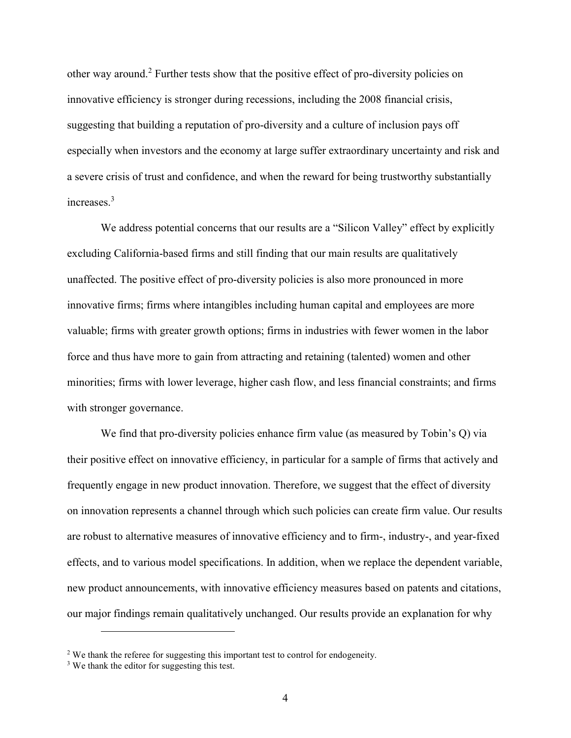other way around.[2] Further tests show that the positive effect of pro-diversity policies on innovative efficiency is stronger during recessions, including the 2008 financial crisis, suggesting that building a reputation of pro-diversity and a culture of inclusion pays off especially when investors and the economy at large suffer extraordinary uncertainty and risk and a severe crisis of trust and confidence, and when the reward for being trustworthy substantially increases.[3]

We address potential concerns that our results are a "Silicon Valley" effect by explicitly excluding California-based firms and still finding that our main results are qualitatively unaffected. The positive effect of pro-diversity policies is also more pronounced in more innovative firms; firms where intangibles including human capital and employees are more valuable; firms with greater growth options; firms in industries with fewer women in the labor force and thus have more to gain from attracting and retaining (talented) women and other minorities; firms with lower leverage, higher cash flow, and less financial constraints; and firms with stronger governance.

We find that pro-diversity policies enhance firm value (as measured by Tobin's Q) via their positive effect on innovative efficiency, in particular for a sample of firms that actively and frequently engage in new product innovation. Therefore, we suggest that the effect of diversity on innovation represents a channel through which such policies can create firm value. Our results are robust to alternative measures of innovative efficiency and to firm-, industry-, and year-fixed effects, and to various model specifications. In addition, when we replace the dependent variable, new product announcements, with innovative efficiency measures based on patents and citations, our major findings remain qualitatively unchanged. Our results provide an explanation for why

[2] We thank the referee for suggesting this important test to control for endogeneity.

[3] We thank the editor for suggesting this test.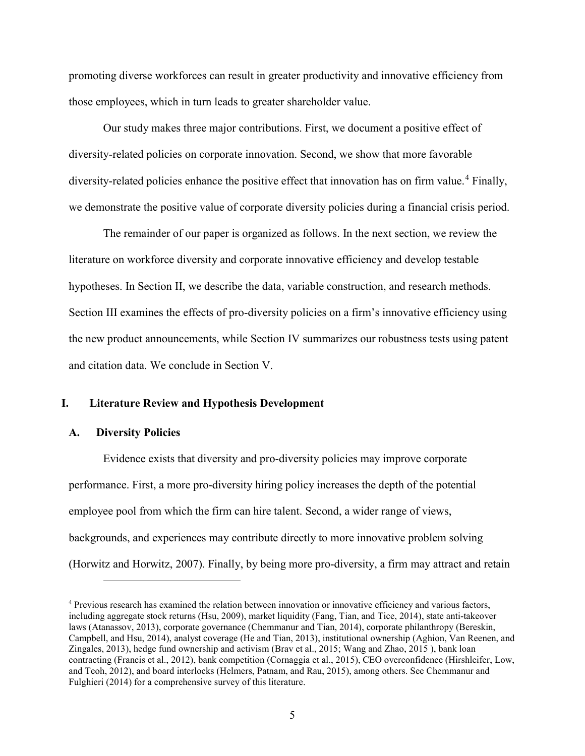promoting diverse workforces can result in greater productivity and innovative efficiency from those employees, which in turn leads to greater shareholder value.

Our study makes three major contributions. First, we document a positive effect of diversity-related policies on corporate innovation. Second, we show that more favorable diversity-related policies enhance the positive effect that innovation has on firm value.[4] Finally, we demonstrate the positive value of corporate diversity policies during a financial crisis period.

The remainder of our paper is organized as follows. In the next section, we review the literature on workforce diversity and corporate innovative efficiency and develop testable hypotheses. In Section II, we describe the data, variable construction, and research methods. Section III examines the effects of pro-diversity policies on a firm's innovative efficiency using the new product announcements, while Section IV summarizes our robustness tests using patent and citation data. We conclude in Section V.

## I. Literature Review and Hypothesis Development

### A. Diversity Policies

Evidence exists that diversity and pro-diversity policies may improve corporate performance. First, a more pro-diversity hiring policy increases the depth of the potential employee pool from which the firm can hire talent. Second, a wider range of views, backgrounds, and experiences may contribute directly to more innovative problem solving (Horwitz and Horwitz, 2007). Finally, by being more pro-diversity, a firm may attract and retain

[4] Previous research has examined the relation between innovation or innovative efficiency and various factors, including aggregate stock returns (Hsu, 2009), market liquidity (Fang, Tian, and Tice, 2014), state anti-takeover laws (Atanassov, 2013), corporate governance (Chemmanur and Tian, 2014), corporate philanthropy (Bereskin, Campbell, and Hsu, 2014), analyst coverage (He and Tian, 2013), institutional ownership (Aghion, Van Reenen, and Zingales, 2013), hedge fund ownership and activism (Brav et al., 2015; Wang and Zhao, 2015 ), bank loan contracting (Francis et al., 2012), bank competition (Cornaggia et al., 2015), CEO overconfidence (Hirshleifer, Low, and Teoh, 2012), and board interlocks (Helmers, Patnam, and Rau, 2015), among others. See Chemmanur and Fulghieri (2014) for a comprehensive survey of this literature.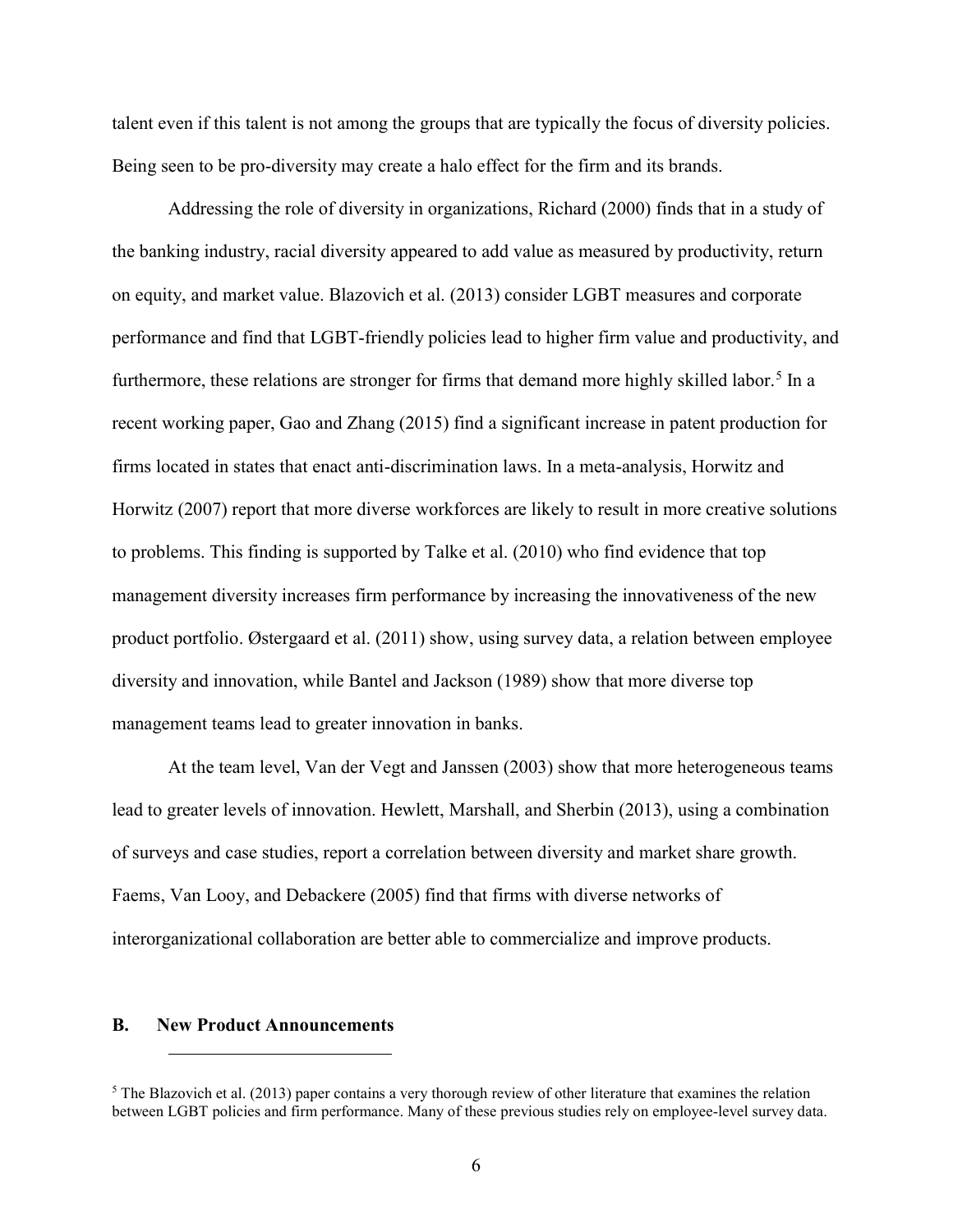talent even if this talent is not among the groups that are typically the focus of diversity policies. Being seen to be pro-diversity may create a halo effect for the firm and its brands.

Addressing the role of diversity in organizations, Richard (2000) finds that in a study of the banking industry, racial diversity appeared to add value as measured by productivity, return on equity, and market value. Blazovich et al. (2013) consider LGBT measures and corporate performance and find that LGBT-friendly policies lead to higher firm value and productivity, and furthermore, these relations are stronger for firms that demand more highly skilled labor.[5] In a recent working paper, Gao and Zhang (2015) find a significant increase in patent production for firms located in states that enact anti-discrimination laws. In a meta-analysis, Horwitz and Horwitz (2007) report that more diverse workforces are likely to result in more creative solutions to problems. This finding is supported by Talke et al. (2010) who find evidence that top management diversity increases firm performance by increasing the innovativeness of the new product portfolio. Østergaard et al. (2011) show, using survey data, a relation between employee diversity and innovation, while Bantel and Jackson (1989) show that more diverse top management teams lead to greater innovation in banks.

At the team level, Van der Vegt and Janssen (2003) show that more heterogeneous teams lead to greater levels of innovation. Hewlett, Marshall, and Sherbin (2013), using a combination of surveys and case studies, report a correlation between diversity and market share growth. Faems, Van Looy, and Debackere (2005) find that firms with diverse networks of interorganizational collaboration are better able to commercialize and improve products.

## B. New Product Announcements

[5] The Blazovich et al. (2013) paper contains a very thorough review of other literature that examines the relation between LGBT policies and firm performance. Many of these previous studies rely on employee-level survey data.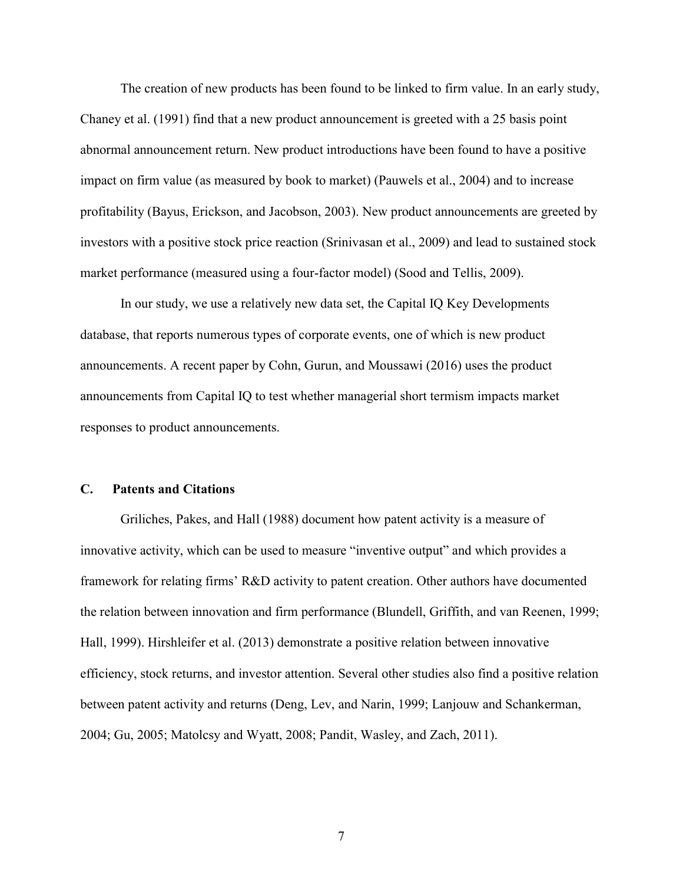The creation of new products has been found to be linked to firm value. In an early study, Chaney et al. (1991) find that a new product announcement is greeted with a 25 basis point abnormal announcement return. New product introductions have been found to have a positive impact on firm value (as measured by book to market) (Pauwels et al., 2004) and to increase profitability (Bayus, Erickson, and Jacobson, 2003). New product announcements are greeted by investors with a positive stock price reaction (Srinivasan et al., 2009) and lead to sustained stock market performance (measured using a four-factor model) (Sood and Tellis, 2009).

In our study, we use a relatively new data set, the Capital IQ Key Developments database, that reports numerous types of corporate events, one of which is new product announcements. A recent paper by Cohn, Gurun, and Moussawi (2016) uses the product announcements from Capital IQ to test whether managerial short termism impacts market responses to product announcements.

### C. Patents and Citations

Griliches, Pakes, and Hall (1988) document how patent activity is a measure of innovative activity, which can be used to measure "inventive output" and which provides a framework for relating firms' R&D activity to patent creation. Other authors have documented the relation between innovation and firm performance (Blundell, Griffith, and van Reenen, 1999; Hall, 1999). Hirshleifer et al. (2013) demonstrate a positive relation between innovative efficiency, stock returns, and investor attention. Several other studies also find a positive relation between patent activity and returns (Deng, Lev, and Narin, 1999; Lanjouw and Schankerman, 2004; Gu, 2005; Matolcsy and Wyatt, 2008; Pandit, Wasley, and Zach, 2011).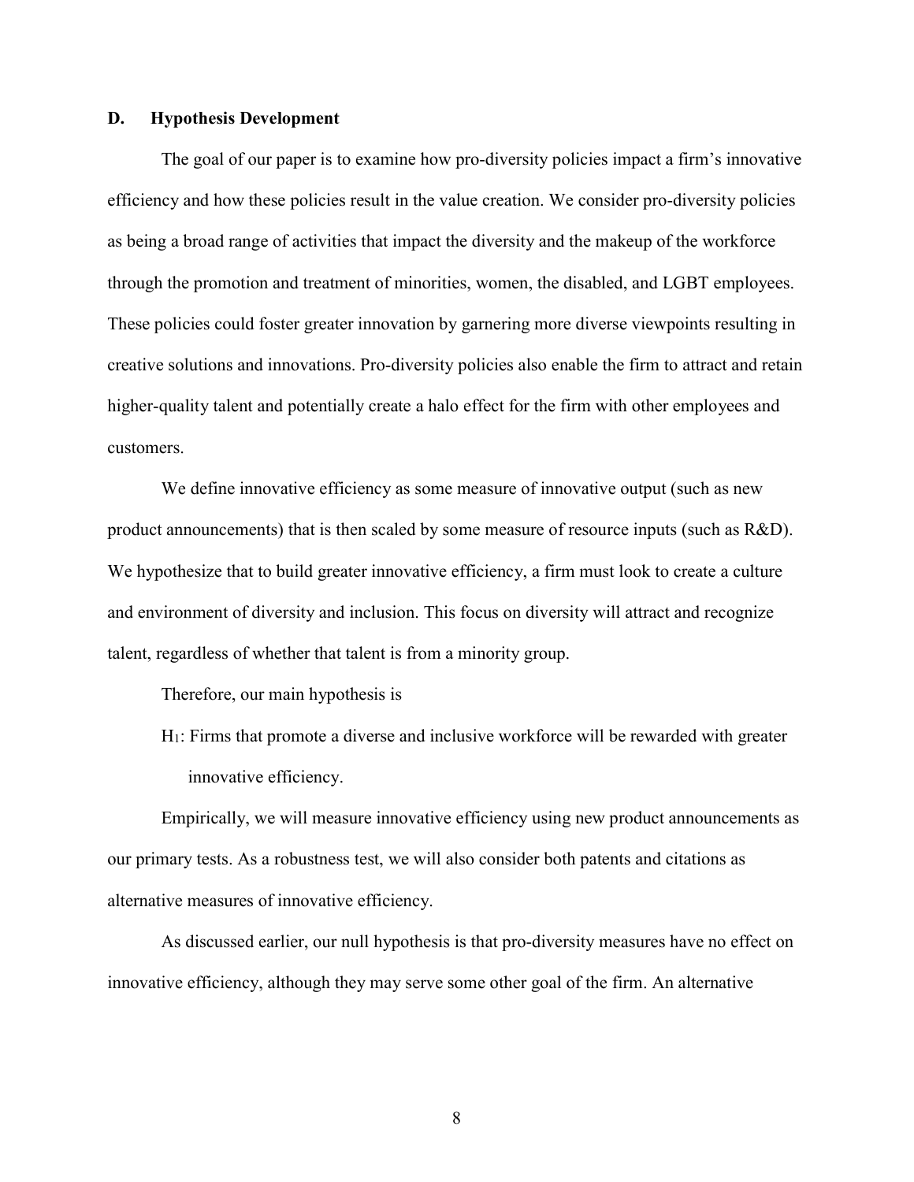### D. Hypothesis Development

The goal of our paper is to examine how pro-diversity policies impact a firm's innovative efficiency and how these policies result in the value creation. We consider pro-diversity policies as being a broad range of activities that impact the diversity and the makeup of the workforce through the promotion and treatment of minorities, women, the disabled, and LGBT employees. These policies could foster greater innovation by garnering more diverse viewpoints resulting in creative solutions and innovations. Pro-diversity policies also enable the firm to attract and retain higher-quality talent and potentially create a halo effect for the firm with other employees and customers.

We define innovative efficiency as some measure of innovative output (such as new product announcements) that is then scaled by some measure of resource inputs (such as R&D). We hypothesize that to build greater innovative efficiency, a firm must look to create a culture and environment of diversity and inclusion. This focus on diversity will attract and recognize talent, regardless of whether that talent is from a minority group.

Therefore, our main hypothesis is

> $H_1$: Firms that promote a diverse and inclusive workforce will be rewarded with greater innovative efficiency.

Empirically, we will measure innovative efficiency using new product announcements as our primary tests. As a robustness test, we will also consider both patents and citations as alternative measures of innovative efficiency.

As discussed earlier, our null hypothesis is that pro-diversity measures have no effect on innovative efficiency, although they may serve some other goal of the firm. An alternative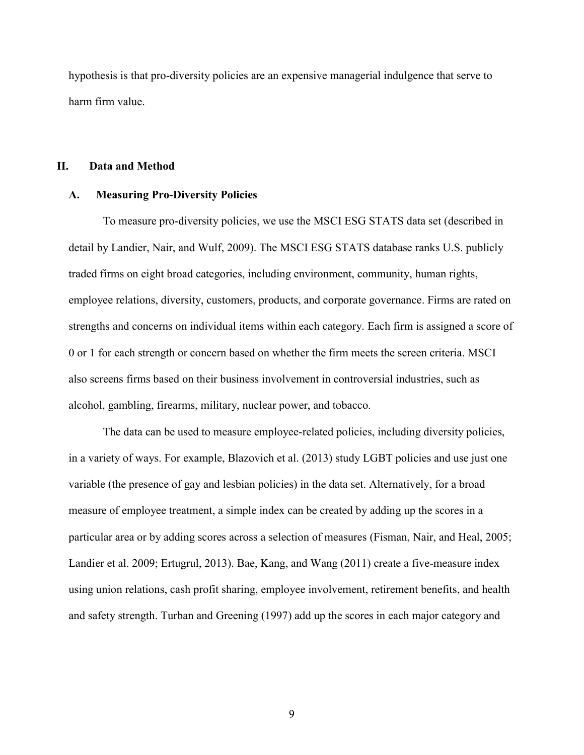hypothesis is that pro-diversity policies are an expensive managerial indulgence that serve to harm firm value.

## II. Data and Method

### A. Measuring Pro-Diversity Policies

To measure pro-diversity policies, we use the MSCI ESG STATS data set (described in detail by Landier, Nair, and Wulf, 2009). The MSCI ESG STATS database ranks U.S. publicly traded firms on eight broad categories, including environment, community, human rights, employee relations, diversity, customers, products, and corporate governance. Firms are rated on strengths and concerns on individual items within each category. Each firm is assigned a score of 0 or 1 for each strength or concern based on whether the firm meets the screen criteria. MSCI also screens firms based on their business involvement in controversial industries, such as alcohol, gambling, firearms, military, nuclear power, and tobacco.

The data can be used to measure employee-related policies, including diversity policies, in a variety of ways. For example, Blazovich et al. (2013) study LGBT policies and use just one variable (the presence of gay and lesbian policies) in the data set. Alternatively, for a broad measure of employee treatment, a simple index can be created by adding up the scores in a particular area or by adding scores across a selection of measures (Fisman, Nair, and Heal, 2005; Landier et al. 2009; Ertugrul, 2013). Bae, Kang, and Wang (2011) create a five-measure index using union relations, cash profit sharing, employee involvement, retirement benefits, and health and safety strength. Turban and Greening (1997) add up the scores in each major category and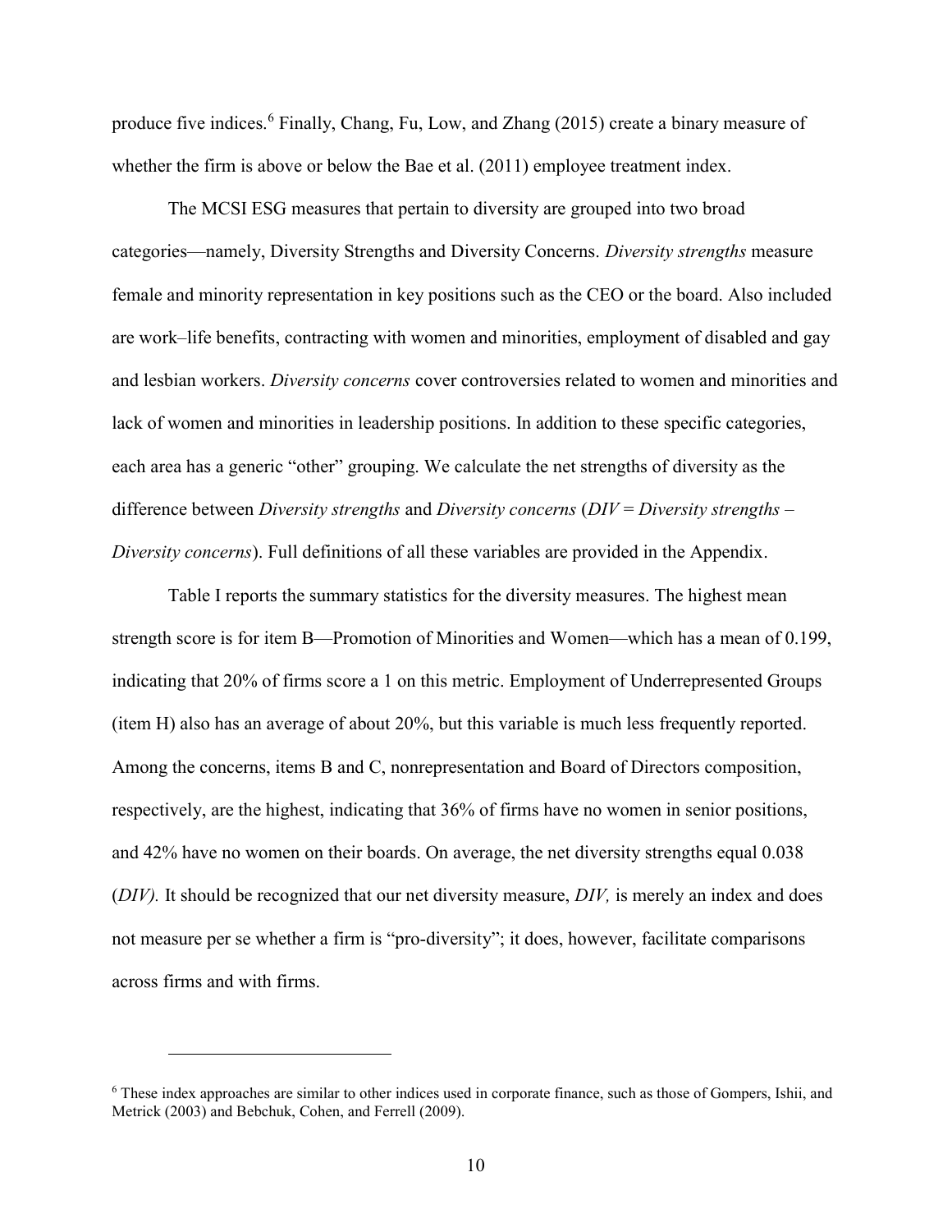produce five indices.[6] Finally, Chang, Fu, Low, and Zhang (2015) create a binary measure of whether the firm is above or below the Bae et al. (2011) employee treatment index.

The MCSI ESG measures that pertain to diversity are grouped into two broad categories—namely, Diversity Strengths and Diversity Concerns. *Diversity strengths* measure female and minority representation in key positions such as the CEO or the board. Also included are work–life benefits, contracting with women and minorities, employment of disabled and gay and lesbian workers. *Diversity concerns* cover controversies related to women and minorities and lack of women and minorities in leadership positions. In addition to these specific categories, each area has a generic "other" grouping. We calculate the net strengths of diversity as the difference between *Diversity strengths* and *Diversity concerns* (*DIV* = *Diversity strengths* – *Diversity concerns*). Full definitions of all these variables are provided in the Appendix.

Table I reports the summary statistics for the diversity measures. The highest mean strength score is for item B—Promotion of Minorities and Women—which has a mean of 0.199, indicating that 20% of firms score a 1 on this metric. Employment of Underrepresented Groups (item H) also has an average of about 20%, but this variable is much less frequently reported. Among the concerns, items B and C, nonrepresentation and Board of Directors composition, respectively, are the highest, indicating that 36% of firms have no women in senior positions, and 42% have no women on their boards. On average, the net diversity strengths equal 0.038 (*DIV).* It should be recognized that our net diversity measure, *DIV,* is merely an index and does not measure per se whether a firm is "pro-diversity"; it does, however, facilitate comparisons across firms and with firms.

---

[6] These index approaches are similar to other indices used in corporate finance, such as those of Gompers, Ishii, and Metrick (2003) and Bebchuk, Cohen, and Ferrell (2009).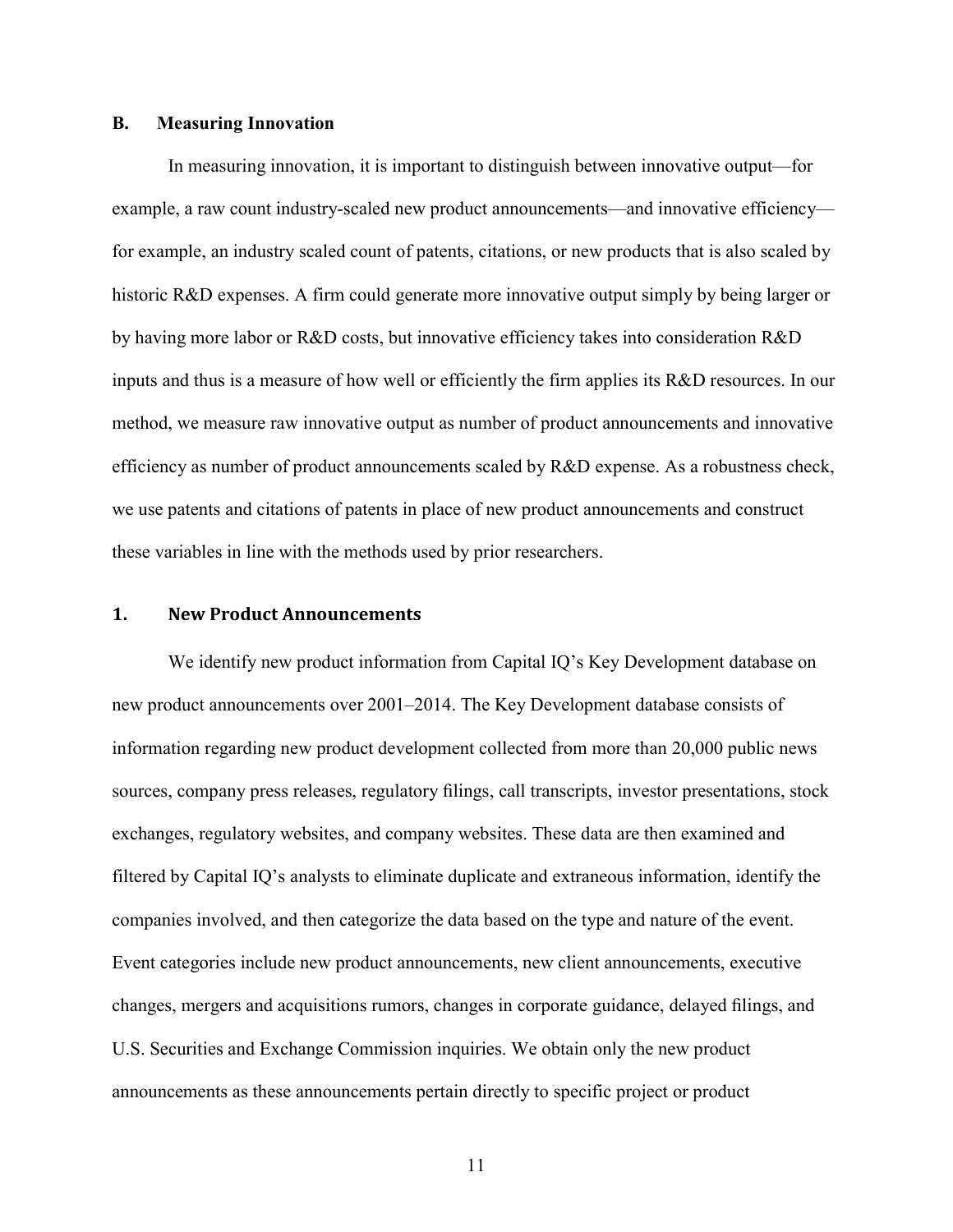### B. Measuring Innovation

In measuring innovation, it is important to distinguish between innovative output—for example, a raw count industry-scaled new product announcements—and innovative efficiency—for example, an industry scaled count of patents, citations, or new products that is also scaled by historic R&D expenses. A firm could generate more innovative output simply by being larger or by having more labor or R&D costs, but innovative efficiency takes into consideration R&D inputs and thus is a measure of how well or efficiently the firm applies its R&D resources. In our method, we measure raw innovative output as number of product announcements and innovative efficiency as number of product announcements scaled by R&D expense. As a robustness check, we use patents and citations of patents in place of new product announcements and construct these variables in line with the methods used by prior researchers.

#### 1. New Product Announcements

We identify new product information from Capital IQ's Key Development database on new product announcements over 2001–2014. The Key Development database consists of information regarding new product development collected from more than 20,000 public news sources, company press releases, regulatory filings, call transcripts, investor presentations, stock exchanges, regulatory websites, and company websites. These data are then examined and filtered by Capital IQ's analysts to eliminate duplicate and extraneous information, identify the companies involved, and then categorize the data based on the type and nature of the event. Event categories include new product announcements, new client announcements, executive changes, mergers and acquisitions rumors, changes in corporate guidance, delayed filings, and U.S. Securities and Exchange Commission inquiries. We obtain only the new product announcements as these announcements pertain directly to specific project or product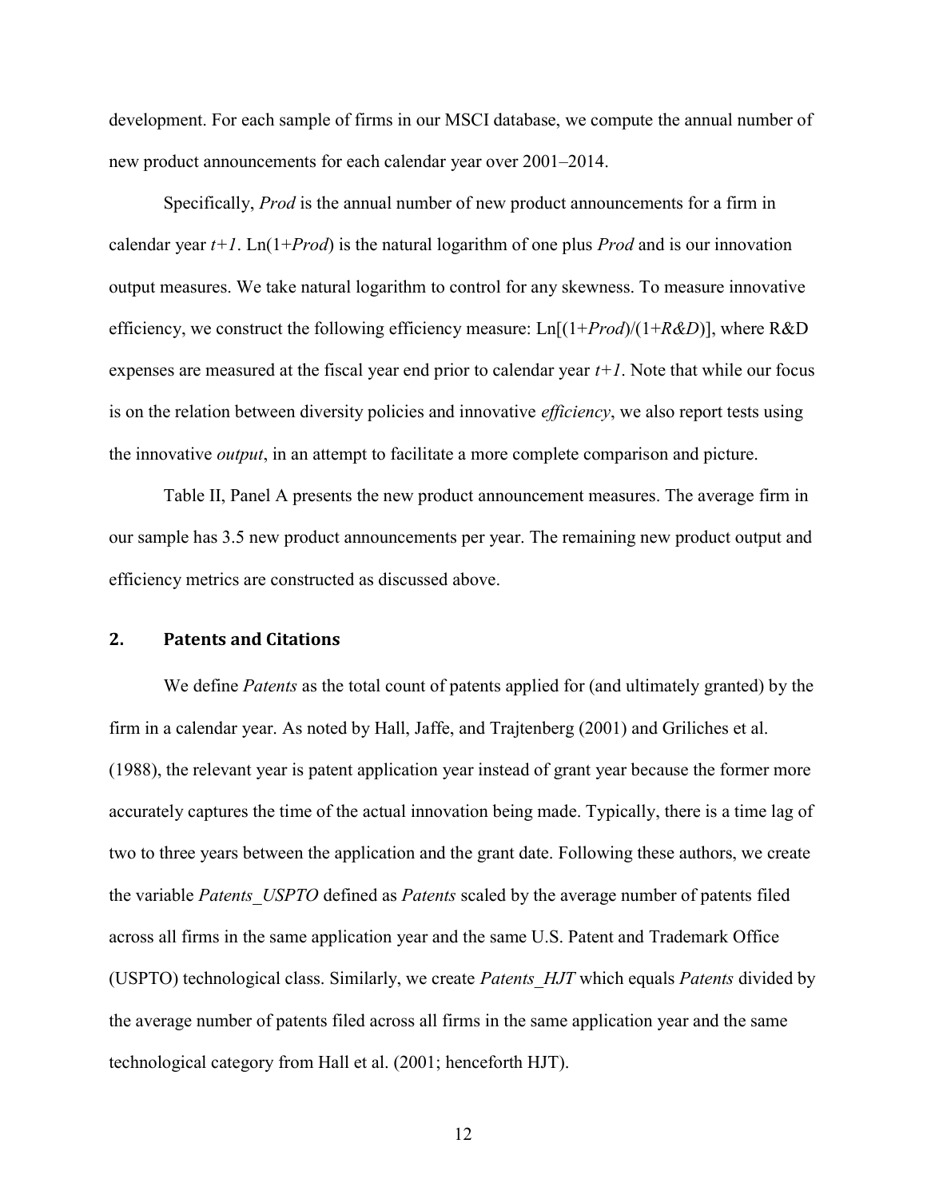development. For each sample of firms in our MSCI database, we compute the annual number of new product announcements for each calendar year over 2001–2014.

Specifically, *Prod* is the annual number of new product announcements for a firm in calendar year *t+1*. Ln(1+*Prod*) is the natural logarithm of one plus *Prod* and is our innovation output measures. We take natural logarithm to control for any skewness. To measure innovative efficiency, we construct the following efficiency measure: Ln[(1+*Prod*)/(1+*R&D*)], where R&D expenses are measured at the fiscal year end prior to calendar year *t+1*. Note that while our focus is on the relation between diversity policies and innovative *efficiency*, we also report tests using the innovative *output*, in an attempt to facilitate a more complete comparison and picture.

Table II, Panel A presents the new product announcement measures. The average firm in our sample has 3.5 new product announcements per year. The remaining new product output and efficiency metrics are constructed as discussed above.

## 2. Patents and Citations

We define *Patents* as the total count of patents applied for (and ultimately granted) by the firm in a calendar year. As noted by Hall, Jaffe, and Trajtenberg (2001) and Griliches et al. (1988), the relevant year is patent application year instead of grant year because the former more accurately captures the time of the actual innovation being made. Typically, there is a time lag of two to three years between the application and the grant date. Following these authors, we create the variable *Patents_USPTO* defined as *Patents* scaled by the average number of patents filed across all firms in the same application year and the same U.S. Patent and Trademark Office (USPTO) technological class. Similarly, we create *Patents_HJT* which equals *Patents* divided by the average number of patents filed across all firms in the same application year and the same technological category from Hall et al. (2001; henceforth HJT).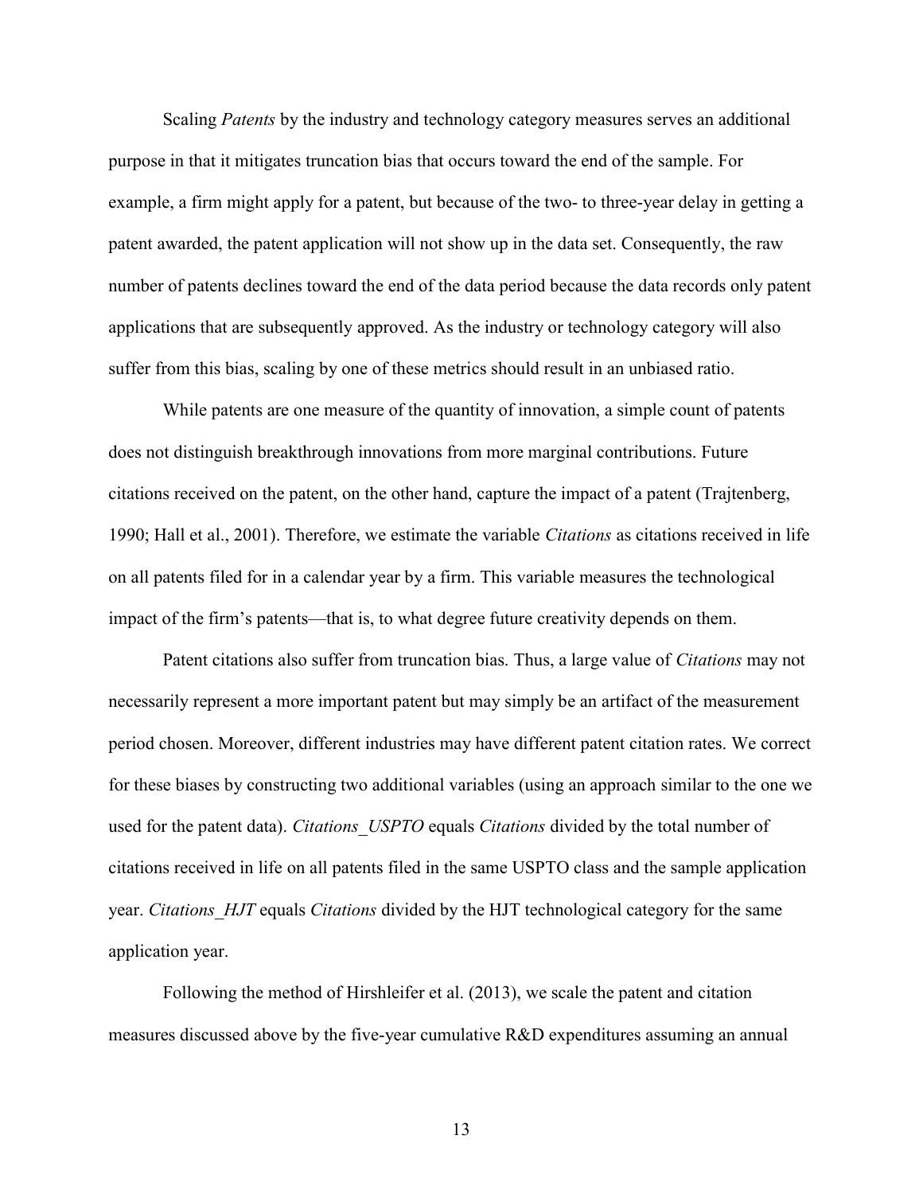Scaling *Patents* by the industry and technology category measures serves an additional purpose in that it mitigates truncation bias that occurs toward the end of the sample. For example, a firm might apply for a patent, but because of the two- to three-year delay in getting a patent awarded, the patent application will not show up in the data set. Consequently, the raw number of patents declines toward the end of the data period because the data records only patent applications that are subsequently approved. As the industry or technology category will also suffer from this bias, scaling by one of these metrics should result in an unbiased ratio.

While patents are one measure of the quantity of innovation, a simple count of patents does not distinguish breakthrough innovations from more marginal contributions. Future citations received on the patent, on the other hand, capture the impact of a patent (Trajtenberg, 1990; Hall et al., 2001). Therefore, we estimate the variable *Citations* as citations received in life on all patents filed for in a calendar year by a firm. This variable measures the technological impact of the firm's patents—that is, to what degree future creativity depends on them.

Patent citations also suffer from truncation bias. Thus, a large value of *Citations* may not necessarily represent a more important patent but may simply be an artifact of the measurement period chosen. Moreover, different industries may have different patent citation rates. We correct for these biases by constructing two additional variables (using an approach similar to the one we used for the patent data). *Citations_USPTO* equals *Citations* divided by the total number of citations received in life on all patents filed in the same USPTO class and the sample application year. *Citations_HJT* equals *Citations* divided by the HJT technological category for the same application year.

Following the method of Hirshleifer et al. (2013), we scale the patent and citation measures discussed above by the five-year cumulative R&D expenditures assuming an annual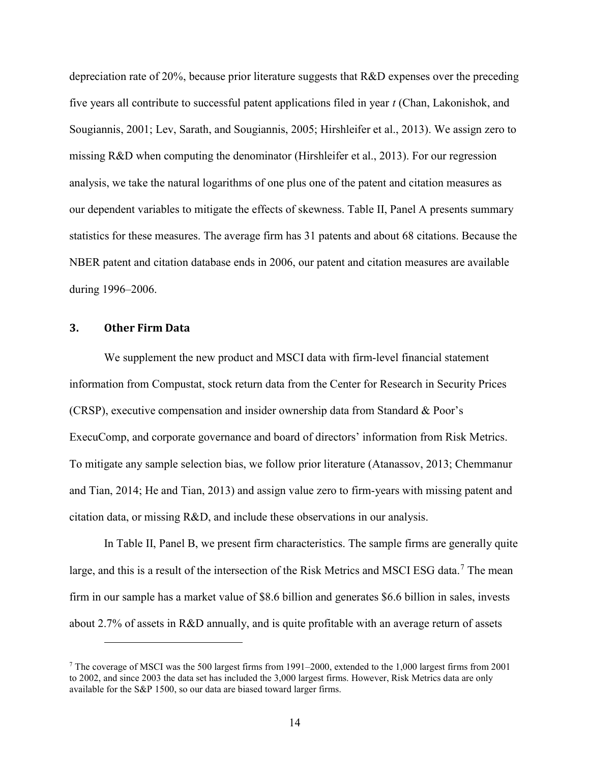depreciation rate of 20%, because prior literature suggests that R&D expenses over the preceding five years all contribute to successful patent applications filed in year *t* (Chan, Lakonishok, and Sougiannis, 2001; Lev, Sarath, and Sougiannis, 2005; Hirshleifer et al., 2013). We assign zero to missing R&D when computing the denominator (Hirshleifer et al., 2013). For our regression analysis, we take the natural logarithms of one plus one of the patent and citation measures as our dependent variables to mitigate the effects of skewness. Table II, Panel A presents summary statistics for these measures. The average firm has 31 patents and about 68 citations. Because the NBER patent and citation database ends in 2006, our patent and citation measures are available during 1996–2006.

### 3. Other Firm Data

We supplement the new product and MSCI data with firm-level financial statement information from Compustat, stock return data from the Center for Research in Security Prices (CRSP), executive compensation and insider ownership data from Standard & Poor's ExecuComp, and corporate governance and board of directors' information from Risk Metrics. To mitigate any sample selection bias, we follow prior literature (Atanassov, 2013; Chemmanur and Tian, 2014; He and Tian, 2013) and assign value zero to firm-years with missing patent and citation data, or missing R&D, and include these observations in our analysis.

In Table II, Panel B, we present firm characteristics. The sample firms are generally quite large, and this is a result of the intersection of the Risk Metrics and MSCI ESG data.[7] The mean firm in our sample has a market value of \$8.6 billion and generates \$6.6 billion in sales, invests about 2.7% of assets in R&D annually, and is quite profitable with an average return of assets

[7] The coverage of MSCI was the 500 largest firms from 1991–2000, extended to the 1,000 largest firms from 2001 to 2002, and since 2003 the data set has included the 3,000 largest firms. However, Risk Metrics data are only available for the S&P 1500, so our data are biased toward larger firms.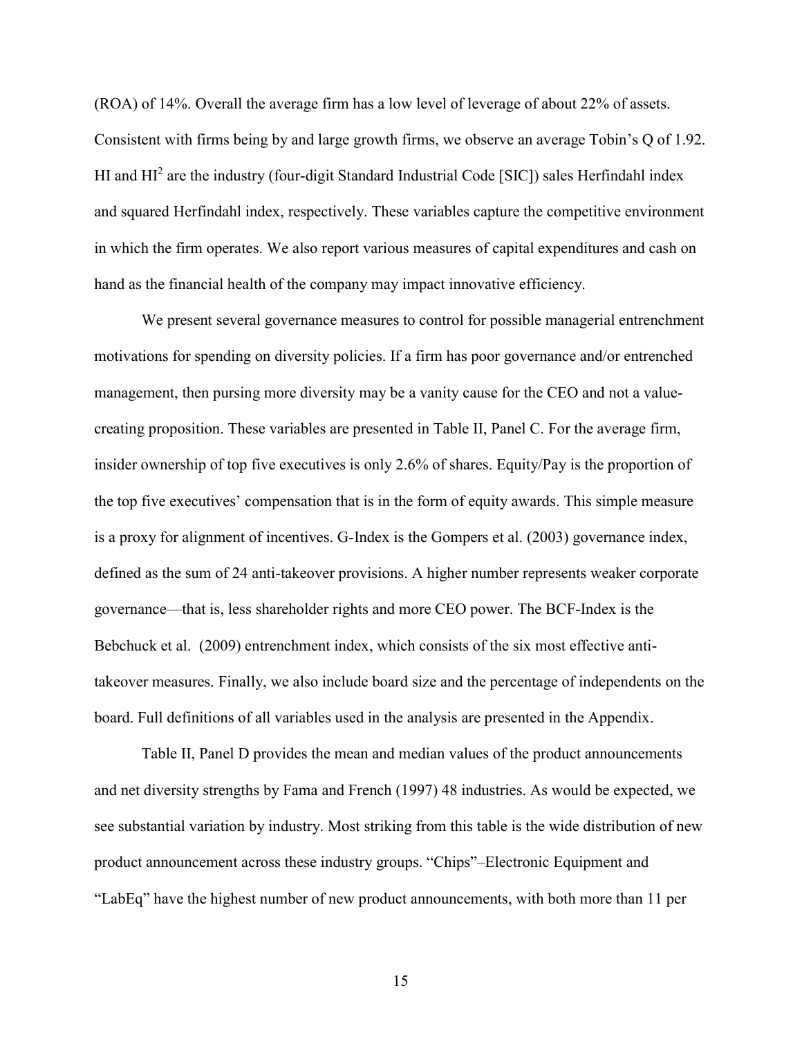(ROA) of 14%. Overall the average firm has a low level of leverage of about 22% of assets. Consistent with firms being by and large growth firms, we observe an average Tobin's Q of 1.92. HI and $HI^2$ are the industry (four-digit Standard Industrial Code [SIC]) sales Herfindahl index and squared Herfindahl index, respectively. These variables capture the competitive environment in which the firm operates. We also report various measures of capital expenditures and cash on hand as the financial health of the company may impact innovative efficiency.

We present several governance measures to control for possible managerial entrenchment motivations for spending on diversity policies. If a firm has poor governance and/or entrenched management, then pursing more diversity may be a vanity cause for the CEO and not a value-creating proposition. These variables are presented in Table II, Panel C. For the average firm, insider ownership of top five executives is only 2.6% of shares. Equity/Pay is the proportion of the top five executives' compensation that is in the form of equity awards. This simple measure is a proxy for alignment of incentives. G-Index is the Gompers et al. (2003) governance index, defined as the sum of 24 anti-takeover provisions. A higher number represents weaker corporate governance—that is, less shareholder rights and more CEO power. The BCF-Index is the Bebchuck et al. (2009) entrenchment index, which consists of the six most effective anti-takeover measures. Finally, we also include board size and the percentage of independents on the board. Full definitions of all variables used in the analysis are presented in the Appendix.

Table II, Panel D provides the mean and median values of the product announcements and net diversity strengths by Fama and French (1997) 48 industries. As would be expected, we see substantial variation by industry. Most striking from this table is the wide distribution of new product announcement across these industry groups. "Chips"–Electronic Equipment and "LabEq" have the highest number of new product announcements, with both more than 11 per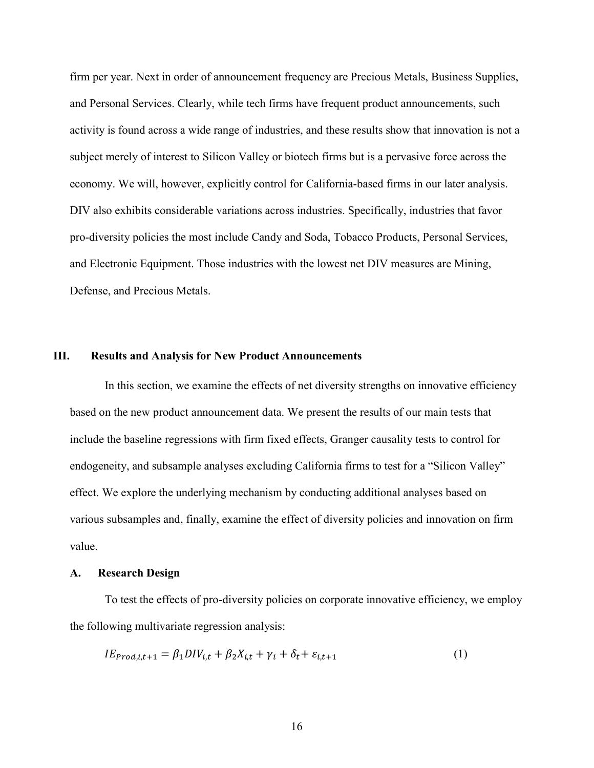firm per year. Next in order of announcement frequency are Precious Metals, Business Supplies, and Personal Services. Clearly, while tech firms have frequent product announcements, such activity is found across a wide range of industries, and these results show that innovation is not a subject merely of interest to Silicon Valley or biotech firms but is a pervasive force across the economy. We will, however, explicitly control for California-based firms in our later analysis. DIV also exhibits considerable variations across industries. Specifically, industries that favor pro-diversity policies the most include Candy and Soda, Tobacco Products, Personal Services, and Electronic Equipment. Those industries with the lowest net DIV measures are Mining, Defense, and Precious Metals.

## III. Results and Analysis for New Product Announcements

In this section, we examine the effects of net diversity strengths on innovative efficiency based on the new product announcement data. We present the results of our main tests that include the baseline regressions with firm fixed effects, Granger causality tests to control for endogeneity, and subsample analyses excluding California firms to test for a "Silicon Valley" effect. We explore the underlying mechanism by conducting additional analyses based on various subsamples and, finally, examine the effect of diversity policies and innovation on firm value.

### A. Research Design

To test the effects of pro-diversity policies on corporate innovative efficiency, we employ the following multivariate regression analysis:

$$IE_{Prod,i,t+1} = \beta_1 DIV_{i,t} + \beta_2 X_{i,t} + \gamma_i + \delta_t + \varepsilon_{i,t+1} \qquad (1)$$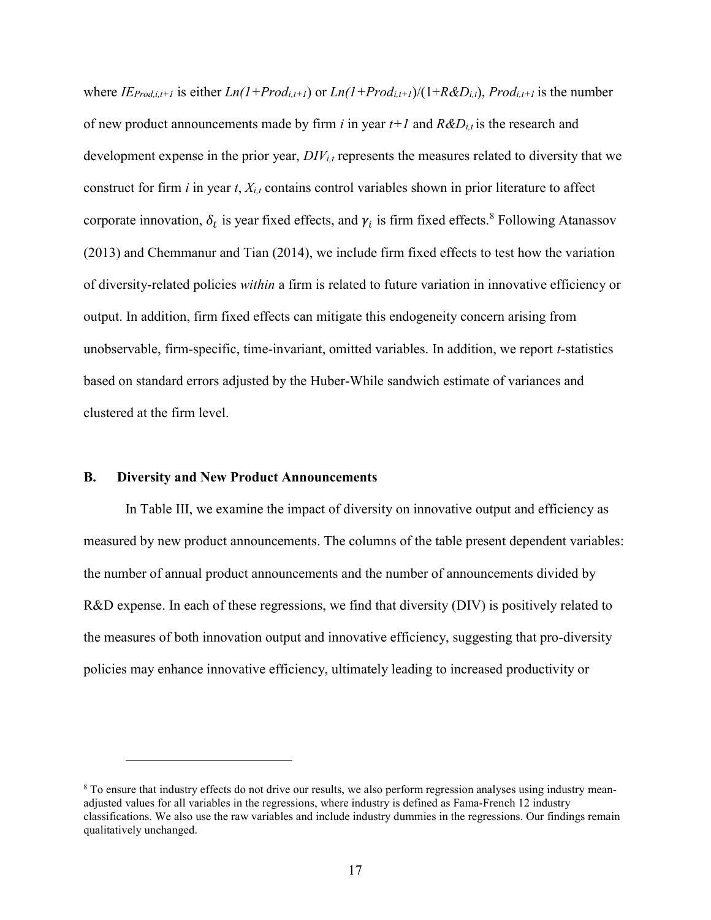where $IE_{Prod,i,t+1}$ is either $Ln(1+Prod_{i,t+1})$ or $Ln(1+Prod_{i,t+1})/(1+R\&D_{i,t})$, $Prod_{i,t+1}$ is the number of new product announcements made by firm $i$ in year $t+1$ and $R\&D_{i,t}$ is the research and development expense in the prior year, $DIV_{i,t}$ represents the measures related to diversity that we construct for firm $i$ in year $t$, $X_{i,t}$ contains control variables shown in prior literature to affect corporate innovation, $\delta_t$ is year fixed effects, and $\gamma_i$ is firm fixed effects.[8] Following Atanassov (2013) and Chemmanur and Tian (2014), we include firm fixed effects to test how the variation of diversity-related policies *within* a firm is related to future variation in innovative efficiency or output. In addition, firm fixed effects can mitigate this endogeneity concern arising from unobservable, firm-specific, time-invariant, omitted variables. In addition, we report $t$-statistics based on standard errors adjusted by the Huber-While sandwich estimate of variances and clustered at the firm level.

### B. Diversity and New Product Announcements

In Table III, we examine the impact of diversity on innovative output and efficiency as measured by new product announcements. The columns of the table present dependent variables: the number of annual product announcements and the number of announcements divided by R&D expense. In each of these regressions, we find that diversity (DIV) is positively related to the measures of both innovation output and innovative efficiency, suggesting that pro-diversity policies may enhance innovative efficiency, ultimately leading to increased productivity or

[8] To ensure that industry effects do not drive our results, we also perform regression analyses using industry mean-adjusted values for all variables in the regressions, where industry is defined as Fama-French 12 industry classifications. We also use the raw variables and include industry dummies in the regressions. Our findings remain qualitatively unchanged.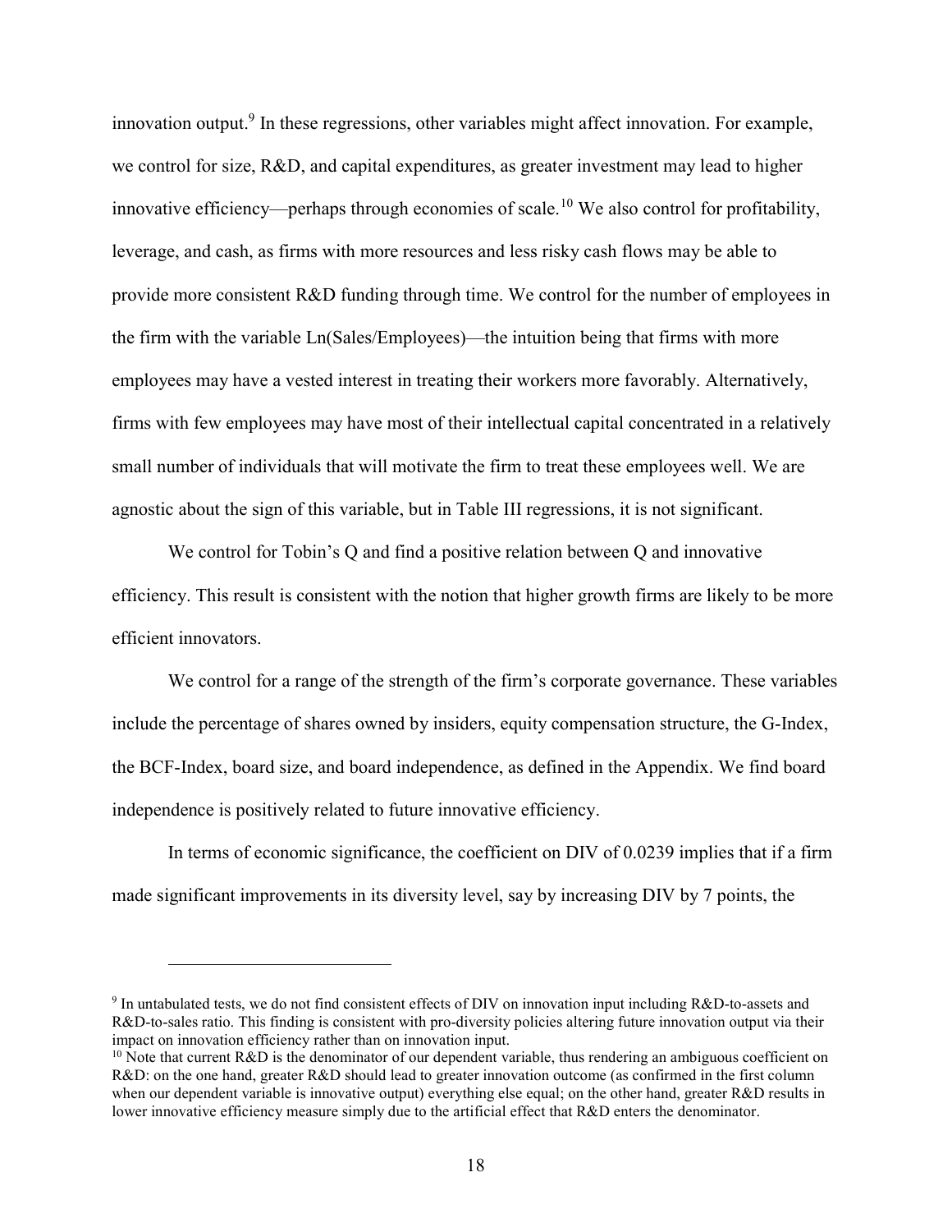innovation output.[9] In these regressions, other variables might affect innovation. For example, we control for size, R&D, and capital expenditures, as greater investment may lead to higher innovative efficiency—perhaps through economies of scale.[10] We also control for profitability, leverage, and cash, as firms with more resources and less risky cash flows may be able to provide more consistent R&D funding through time. We control for the number of employees in the firm with the variable Ln(Sales/Employees)—the intuition being that firms with more employees may have a vested interest in treating their workers more favorably. Alternatively, firms with few employees may have most of their intellectual capital concentrated in a relatively small number of individuals that will motivate the firm to treat these employees well. We are agnostic about the sign of this variable, but in Table III regressions, it is not significant.

We control for Tobin's Q and find a positive relation between Q and innovative efficiency. This result is consistent with the notion that higher growth firms are likely to be more efficient innovators.

We control for a range of the strength of the firm's corporate governance. These variables include the percentage of shares owned by insiders, equity compensation structure, the G-Index, the BCF-Index, board size, and board independence, as defined in the Appendix. We find board independence is positively related to future innovative efficiency.

In terms of economic significance, the coefficient on DIV of 0.0239 implies that if a firm made significant improvements in its diversity level, say by increasing DIV by 7 points, the

---

[9] In untabulated tests, we do not find consistent effects of DIV on innovation input including R&D-to-assets and R&D-to-sales ratio. This finding is consistent with pro-diversity policies altering future innovation output via their impact on innovation efficiency rather than on innovation input.

[10] Note that current R&D is the denominator of our dependent variable, thus rendering an ambiguous coefficient on R&D: on the one hand, greater R&D should lead to greater innovation outcome (as confirmed in the first column when our dependent variable is innovative output) everything else equal; on the other hand, greater R&D results in lower innovative efficiency measure simply due to the artificial effect that R&D enters the denominator.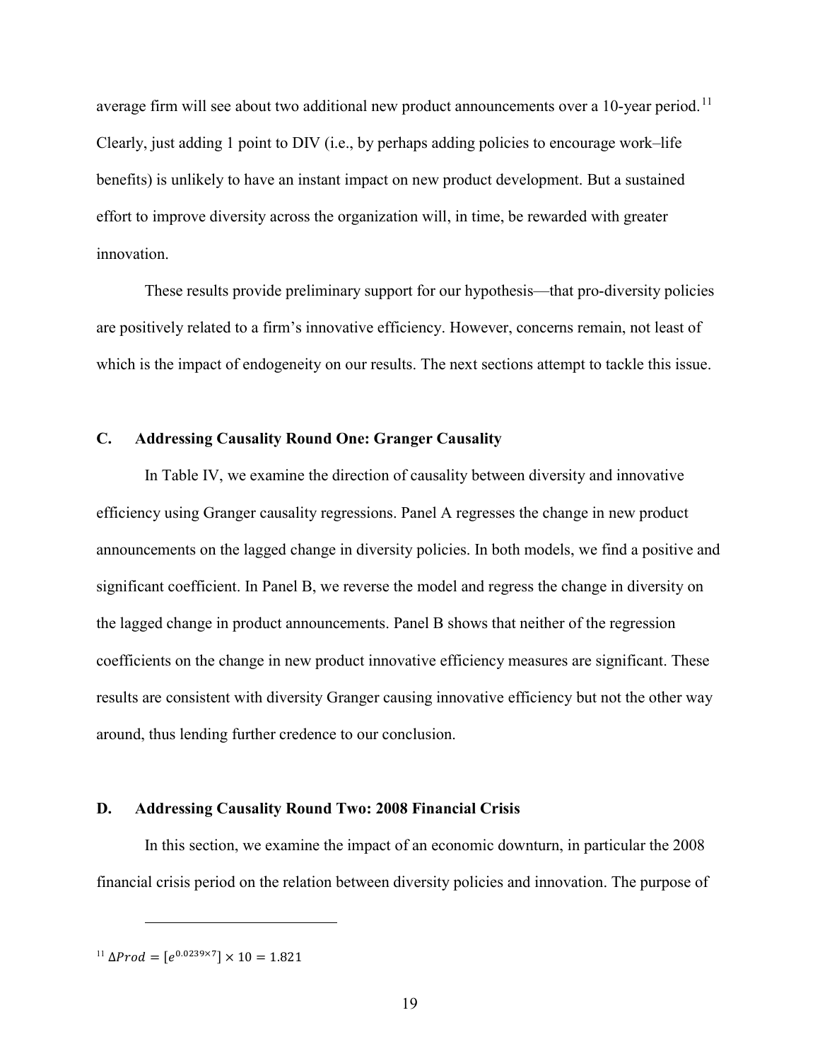average firm will see about two additional new product announcements over a 10-year period.[11] Clearly, just adding 1 point to DIV (i.e., by perhaps adding policies to encourage work–life benefits) is unlikely to have an instant impact on new product development. But a sustained effort to improve diversity across the organization will, in time, be rewarded with greater innovation.

These results provide preliminary support for our hypothesis—that pro-diversity policies are positively related to a firm's innovative efficiency. However, concerns remain, not least of which is the impact of endogeneity on our results. The next sections attempt to tackle this issue.

### C. Addressing Causality Round One: Granger Causality

In Table IV, we examine the direction of causality between diversity and innovative efficiency using Granger causality regressions. Panel A regresses the change in new product announcements on the lagged change in diversity policies. In both models, we find a positive and significant coefficient. In Panel B, we reverse the model and regress the change in diversity on the lagged change in product announcements. Panel B shows that neither of the regression coefficients on the change in new product innovative efficiency measures are significant. These results are consistent with diversity Granger causing innovative efficiency but not the other way around, thus lending further credence to our conclusion.

### D. Addressing Causality Round Two: 2008 Financial Crisis

In this section, we examine the impact of an economic downturn, in particular the 2008 financial crisis period on the relation between diversity policies and innovation. The purpose of

[11] $\Delta Prod = [e^{0.0239 \times 7}] \times 10 = 1.821$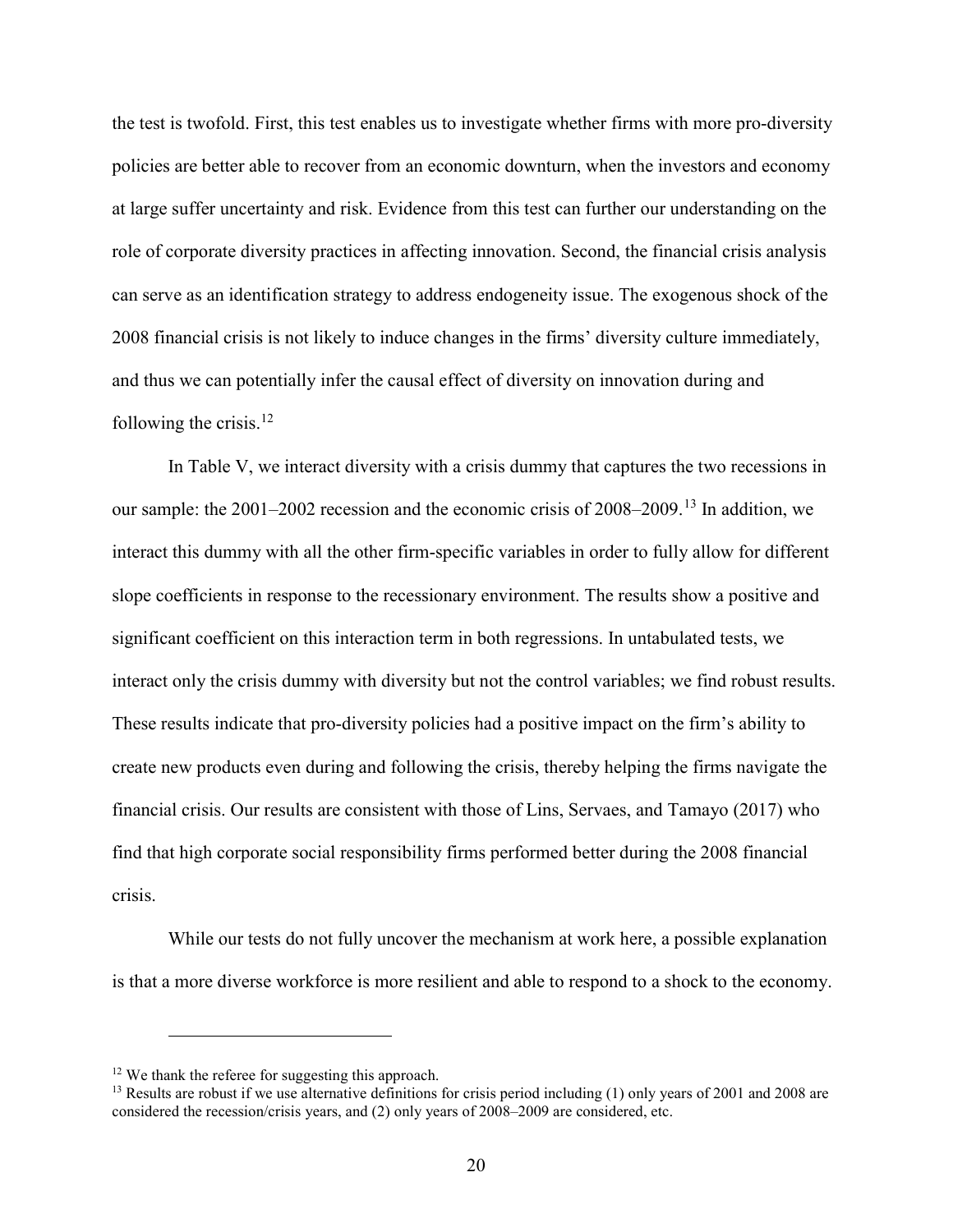the test is twofold. First, this test enables us to investigate whether firms with more pro-diversity policies are better able to recover from an economic downturn, when the investors and economy at large suffer uncertainty and risk. Evidence from this test can further our understanding on the role of corporate diversity practices in affecting innovation. Second, the financial crisis analysis can serve as an identification strategy to address endogeneity issue. The exogenous shock of the 2008 financial crisis is not likely to induce changes in the firms' diversity culture immediately, and thus we can potentially infer the causal effect of diversity on innovation during and following the crisis.[12]

In Table V, we interact diversity with a crisis dummy that captures the two recessions in our sample: the 2001–2002 recession and the economic crisis of 2008–2009.[13] In addition, we interact this dummy with all the other firm-specific variables in order to fully allow for different slope coefficients in response to the recessionary environment. The results show a positive and significant coefficient on this interaction term in both regressions. In untabulated tests, we interact only the crisis dummy with diversity but not the control variables; we find robust results. These results indicate that pro-diversity policies had a positive impact on the firm's ability to create new products even during and following the crisis, thereby helping the firms navigate the financial crisis. Our results are consistent with those of Lins, Servaes, and Tamayo (2017) who find that high corporate social responsibility firms performed better during the 2008 financial crisis.

While our tests do not fully uncover the mechanism at work here, a possible explanation is that a more diverse workforce is more resilient and able to respond to a shock to the economy.

---

[12] We thank the referee for suggesting this approach.

[13] Results are robust if we use alternative definitions for crisis period including (1) only years of 2001 and 2008 are considered the recession/crisis years, and (2) only years of 2008–2009 are considered, etc.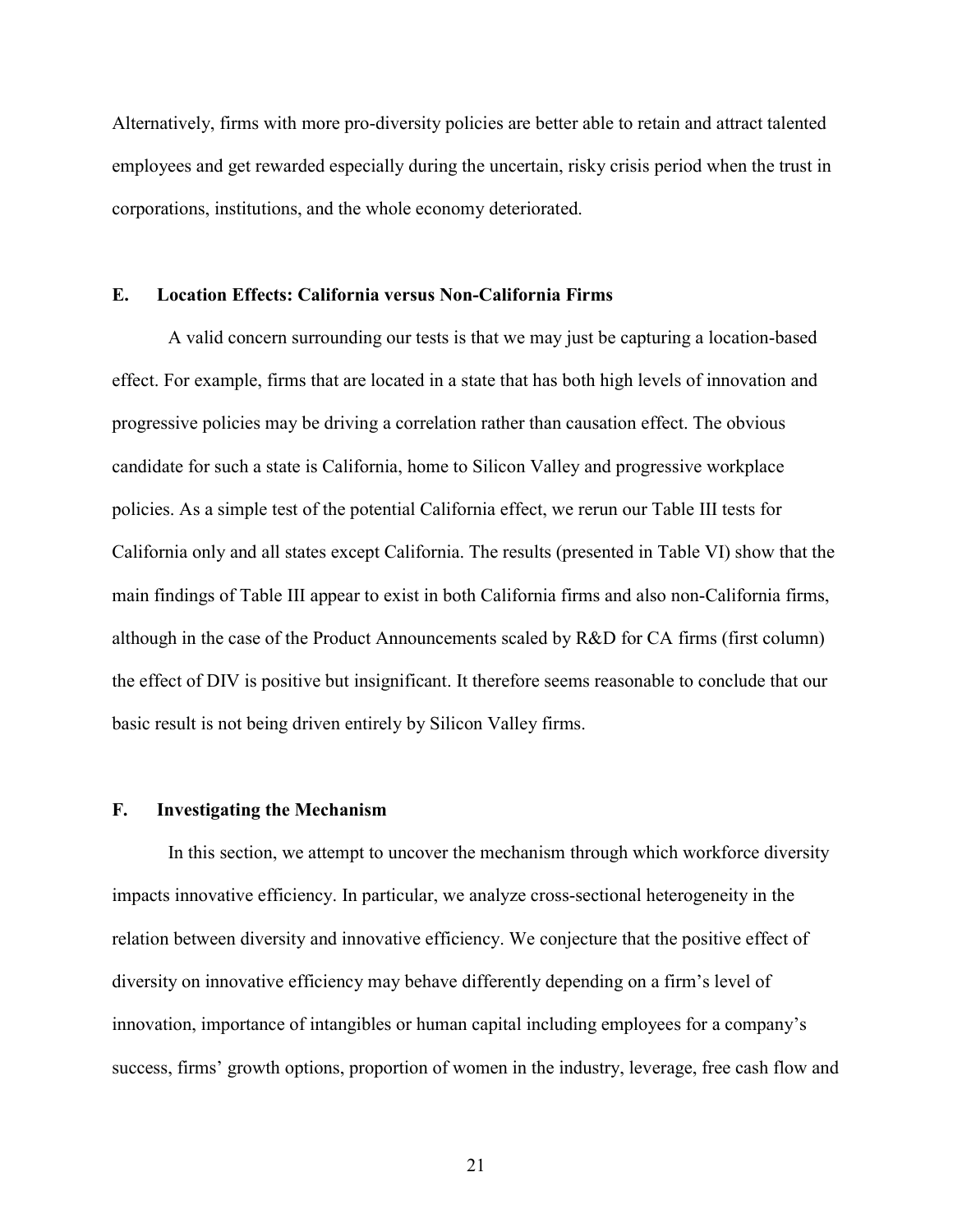Alternatively, firms with more pro-diversity policies are better able to retain and attract talented employees and get rewarded especially during the uncertain, risky crisis period when the trust in corporations, institutions, and the whole economy deteriorated.

### E. Location Effects: California versus Non-California Firms

A valid concern surrounding our tests is that we may just be capturing a location-based effect. For example, firms that are located in a state that has both high levels of innovation and progressive policies may be driving a correlation rather than causation effect. The obvious candidate for such a state is California, home to Silicon Valley and progressive workplace policies. As a simple test of the potential California effect, we rerun our Table III tests for California only and all states except California. The results (presented in Table VI) show that the main findings of Table III appear to exist in both California firms and also non-California firms, although in the case of the Product Announcements scaled by R&D for CA firms (first column) the effect of DIV is positive but insignificant. It therefore seems reasonable to conclude that our basic result is not being driven entirely by Silicon Valley firms.

### F. Investigating the Mechanism

In this section, we attempt to uncover the mechanism through which workforce diversity impacts innovative efficiency. In particular, we analyze cross-sectional heterogeneity in the relation between diversity and innovative efficiency. We conjecture that the positive effect of diversity on innovative efficiency may behave differently depending on a firm's level of innovation, importance of intangibles or human capital including employees for a company's success, firms' growth options, proportion of women in the industry, leverage, free cash flow and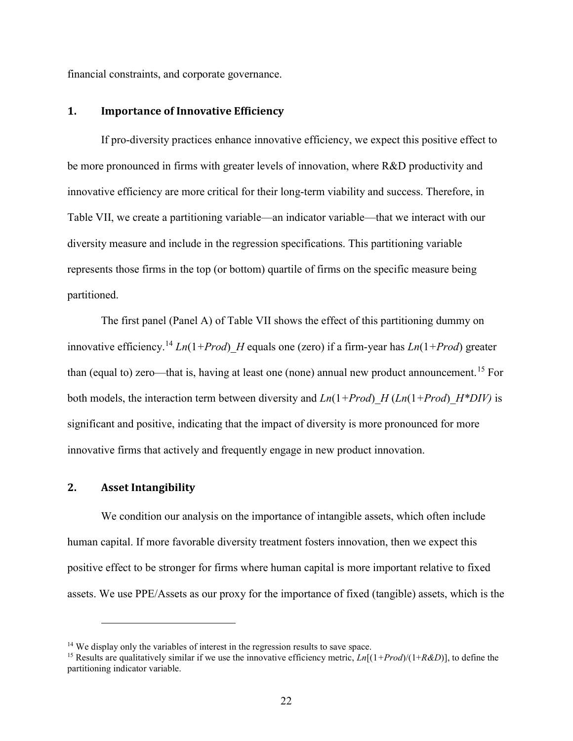financial constraints, and corporate governance.

## 1. Importance of Innovative Efficiency

If pro-diversity practices enhance innovative efficiency, we expect this positive effect to be more pronounced in firms with greater levels of innovation, where R&D productivity and innovative efficiency are more critical for their long-term viability and success. Therefore, in Table VII, we create a partitioning variable—an indicator variable—that we interact with our diversity measure and include in the regression specifications. This partitioning variable represents those firms in the top (or bottom) quartile of firms on the specific measure being partitioned.

The first panel (Panel A) of Table VII shows the effect of this partitioning dummy on innovative efficiency.[14] *Ln*(1+*Prod*)_*H* equals one (zero) if a firm-year has *Ln*(1+*Prod*) greater than (equal to) zero—that is, having at least one (none) annual new product announcement.[15] For both models, the interaction term between diversity and *Ln*(1+*Prod*)_*H* (*Ln*(1+*Prod*)_*H*\**DIV)* is significant and positive, indicating that the impact of diversity is more pronounced for more innovative firms that actively and frequently engage in new product innovation.

## 2. Asset Intangibility

We condition our analysis on the importance of intangible assets, which often include human capital. If more favorable diversity treatment fosters innovation, then we expect this positive effect to be stronger for firms where human capital is more important relative to fixed assets. We use PPE/Assets as our proxy for the importance of fixed (tangible) assets, which is the

---

[14] We display only the variables of interest in the regression results to save space.

[15] Results are qualitatively similar if we use the innovative efficiency metric, *Ln*[(1+*Prod*)/(1+*R&D*)], to define the partitioning indicator variable.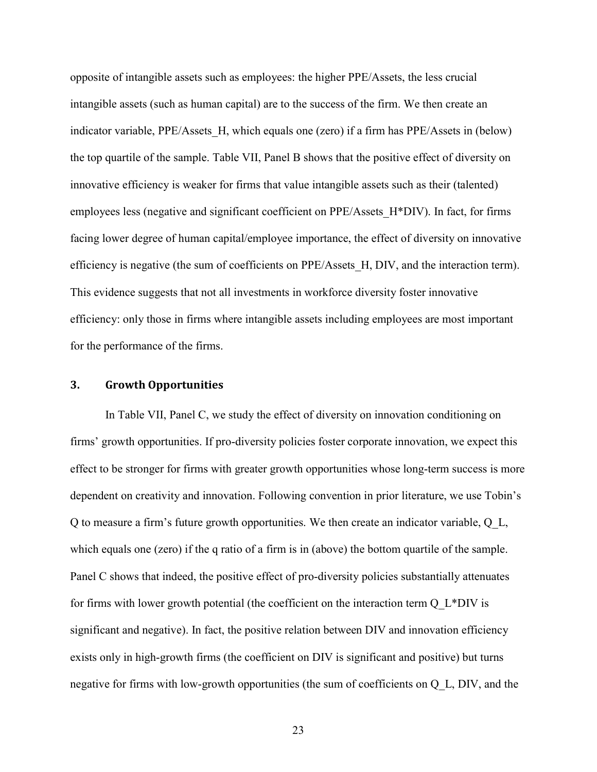opposite of intangible assets such as employees: the higher PPE/Assets, the less crucial intangible assets (such as human capital) are to the success of the firm. We then create an indicator variable, PPE/Assets_H, which equals one (zero) if a firm has PPE/Assets in (below) the top quartile of the sample. Table VII, Panel B shows that the positive effect of diversity on innovative efficiency is weaker for firms that value intangible assets such as their (talented) employees less (negative and significant coefficient on PPE/Assets_H*DIV). In fact, for firms facing lower degree of human capital/employee importance, the effect of diversity on innovative efficiency is negative (the sum of coefficients on PPE/Assets_H, DIV, and the interaction term). This evidence suggests that not all investments in workforce diversity foster innovative efficiency: only those in firms where intangible assets including employees are most important for the performance of the firms.

### 3. Growth Opportunities

In Table VII, Panel C, we study the effect of diversity on innovation conditioning on firms' growth opportunities. If pro-diversity policies foster corporate innovation, we expect this effect to be stronger for firms with greater growth opportunities whose long-term success is more dependent on creativity and innovation. Following convention in prior literature, we use Tobin's Q to measure a firm's future growth opportunities. We then create an indicator variable, Q_L, which equals one (zero) if the q ratio of a firm is in (above) the bottom quartile of the sample. Panel C shows that indeed, the positive effect of pro-diversity policies substantially attenuates for firms with lower growth potential (the coefficient on the interaction term Q_L*DIV is significant and negative). In fact, the positive relation between DIV and innovation efficiency exists only in high-growth firms (the coefficient on DIV is significant and positive) but turns negative for firms with low-growth opportunities (the sum of coefficients on Q_L, DIV, and the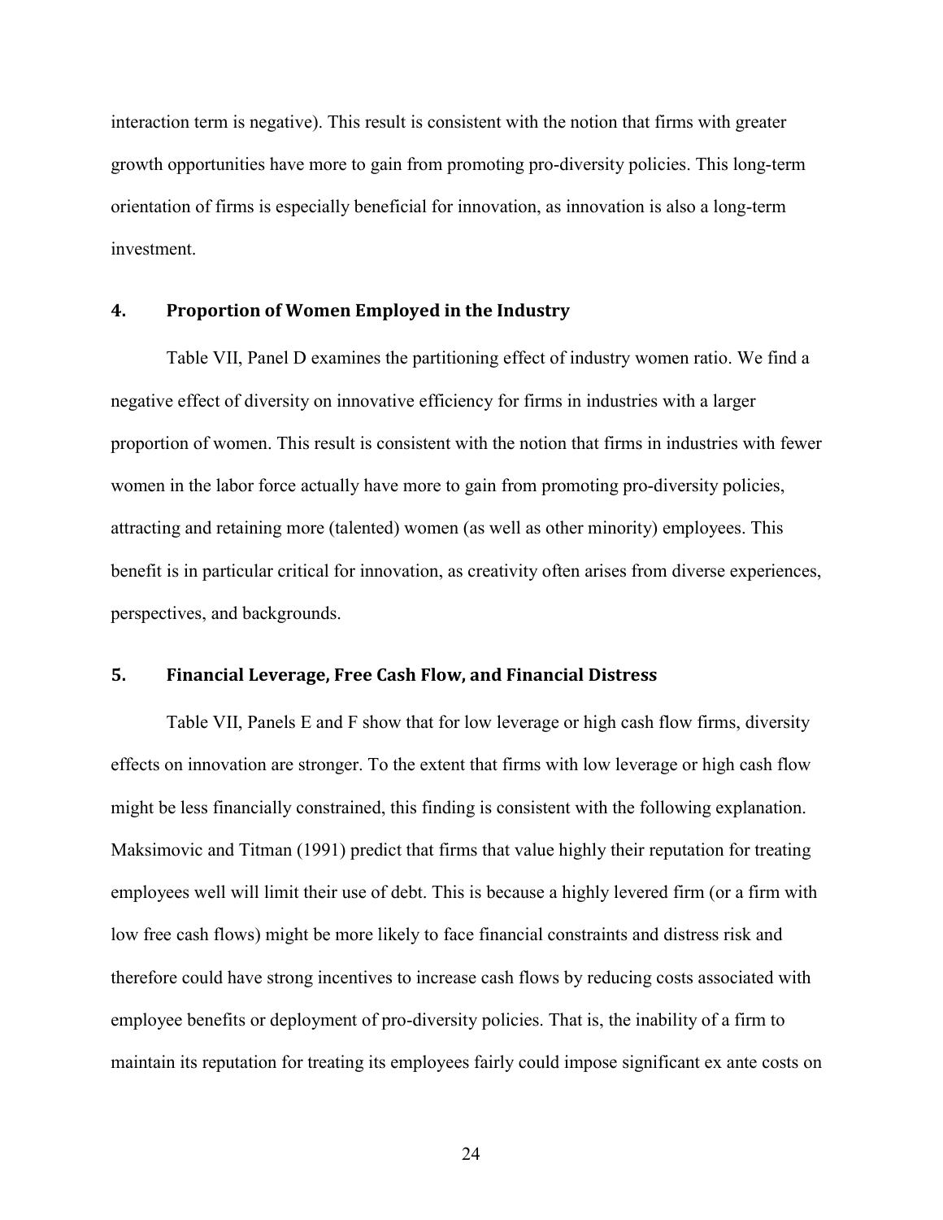interaction term is negative). This result is consistent with the notion that firms with greater growth opportunities have more to gain from promoting pro-diversity policies. This long-term orientation of firms is especially beneficial for innovation, as innovation is also a long-term investment.

### 4. Proportion of Women Employed in the Industry

Table VII, Panel D examines the partitioning effect of industry women ratio. We find a negative effect of diversity on innovative efficiency for firms in industries with a larger proportion of women. This result is consistent with the notion that firms in industries with fewer women in the labor force actually have more to gain from promoting pro-diversity policies, attracting and retaining more (talented) women (as well as other minority) employees. This benefit is in particular critical for innovation, as creativity often arises from diverse experiences, perspectives, and backgrounds.

### 5. Financial Leverage, Free Cash Flow, and Financial Distress

Table VII, Panels E and F show that for low leverage or high cash flow firms, diversity effects on innovation are stronger. To the extent that firms with low leverage or high cash flow might be less financially constrained, this finding is consistent with the following explanation. Maksimovic and Titman (1991) predict that firms that value highly their reputation for treating employees well will limit their use of debt. This is because a highly levered firm (or a firm with low free cash flows) might be more likely to face financial constraints and distress risk and therefore could have strong incentives to increase cash flows by reducing costs associated with employee benefits or deployment of pro-diversity policies. That is, the inability of a firm to maintain its reputation for treating its employees fairly could impose significant ex ante costs on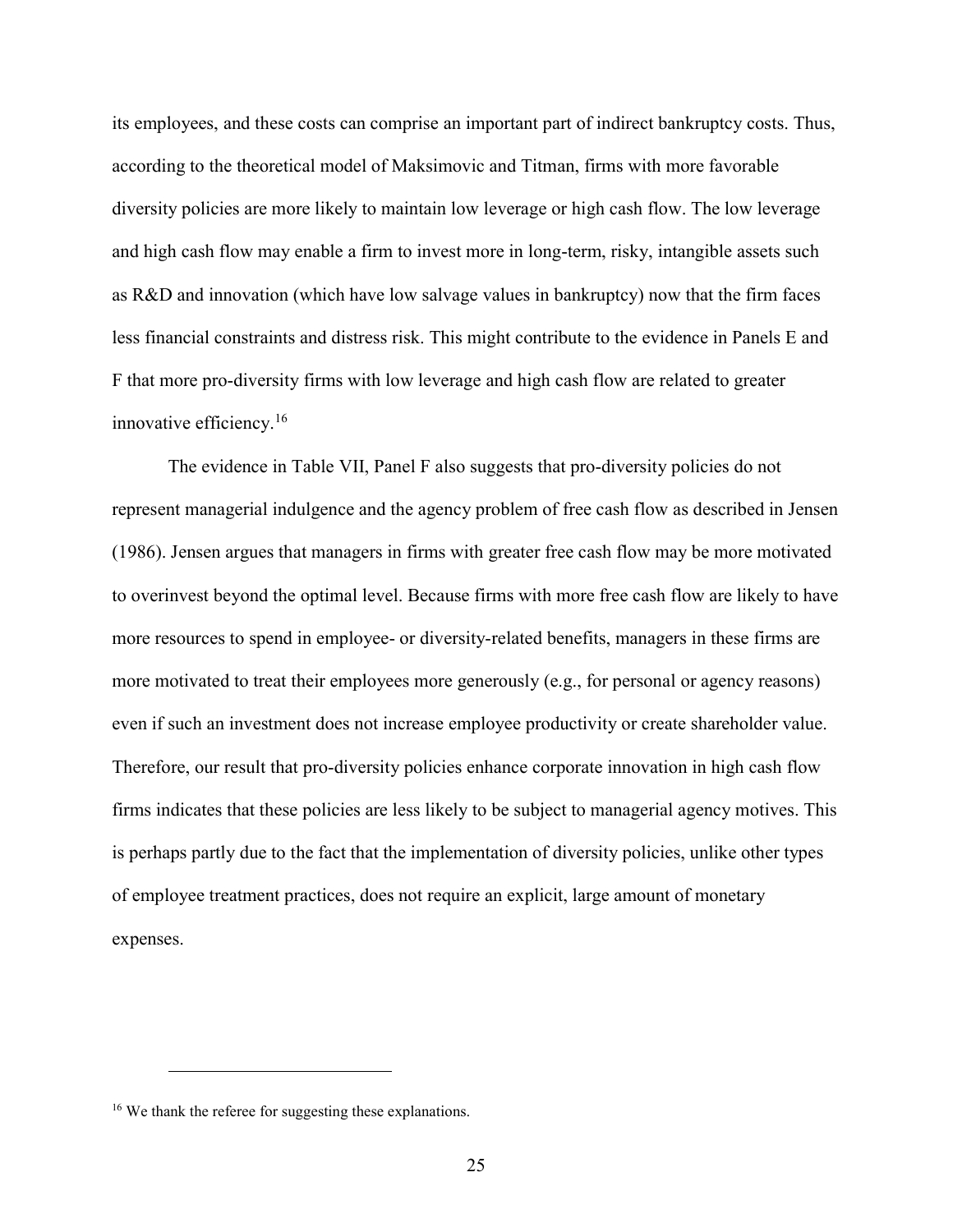its employees, and these costs can comprise an important part of indirect bankruptcy costs. Thus, according to the theoretical model of Maksimovic and Titman, firms with more favorable diversity policies are more likely to maintain low leverage or high cash flow. The low leverage and high cash flow may enable a firm to invest more in long-term, risky, intangible assets such as R&D and innovation (which have low salvage values in bankruptcy) now that the firm faces less financial constraints and distress risk. This might contribute to the evidence in Panels E and F that more pro-diversity firms with low leverage and high cash flow are related to greater innovative efficiency.[16]

The evidence in Table VII, Panel F also suggests that pro-diversity policies do not represent managerial indulgence and the agency problem of free cash flow as described in Jensen (1986). Jensen argues that managers in firms with greater free cash flow may be more motivated to overinvest beyond the optimal level. Because firms with more free cash flow are likely to have more resources to spend in employee- or diversity-related benefits, managers in these firms are more motivated to treat their employees more generously (e.g., for personal or agency reasons) even if such an investment does not increase employee productivity or create shareholder value. Therefore, our result that pro-diversity policies enhance corporate innovation in high cash flow firms indicates that these policies are less likely to be subject to managerial agency motives. This is perhaps partly due to the fact that the implementation of diversity policies, unlike other types of employee treatment practices, does not require an explicit, large amount of monetary expenses.

[16] We thank the referee for suggesting these explanations.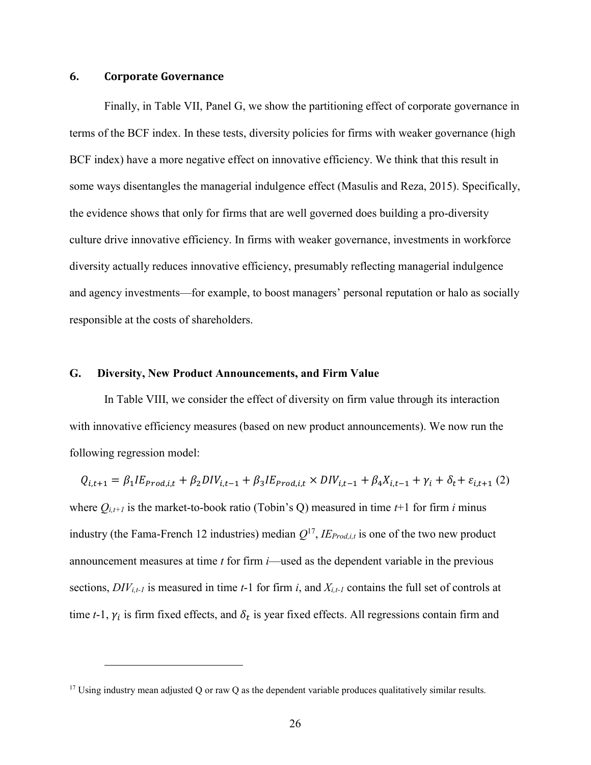### 6. Corporate Governance

Finally, in Table VII, Panel G, we show the partitioning effect of corporate governance in terms of the BCF index. In these tests, diversity policies for firms with weaker governance (high BCF index) have a more negative effect on innovative efficiency. We think that this result in some ways disentangles the managerial indulgence effect (Masulis and Reza, 2015). Specifically, the evidence shows that only for firms that are well governed does building a pro-diversity culture drive innovative efficiency. In firms with weaker governance, investments in workforce diversity actually reduces innovative efficiency, presumably reflecting managerial indulgence and agency investments—for example, to boost managers' personal reputation or halo as socially responsible at the costs of shareholders.

## G. Diversity, New Product Announcements, and Firm Value

In Table VIII, we consider the effect of diversity on firm value through its interaction with innovative efficiency measures (based on new product announcements). We now run the following regression model:

$$Q_{i,t+1} = \beta_1 IE_{Prod,i,t} + \beta_2 DIV_{i,t-1} + \beta_3 IE_{Prod,i,t} \times DIV_{i,t-1} + \beta_4 X_{i,t-1} + \gamma_i + \delta_t + \varepsilon_{i,t+1} \quad (2)$$

where $Q_{i,t+1}$ is the market-to-book ratio (Tobin's Q) measured in time $t$+1 for firm $i$ minus industry (the Fama-French 12 industries) median $Q$[17], $IE_{Prod,i,t}$ is one of the two new product announcement measures at time $t$ for firm $i$—used as the dependent variable in the previous sections, $DIV_{i,t-1}$ is measured in time $t$-1 for firm $i$, and $X_{i,t-1}$ contains the full set of controls at time $t$-1, $\gamma_i$ is firm fixed effects, and $\delta_t$ is year fixed effects. All regressions contain firm and

[17] Using industry mean adjusted Q or raw Q as the dependent variable produces qualitatively similar results.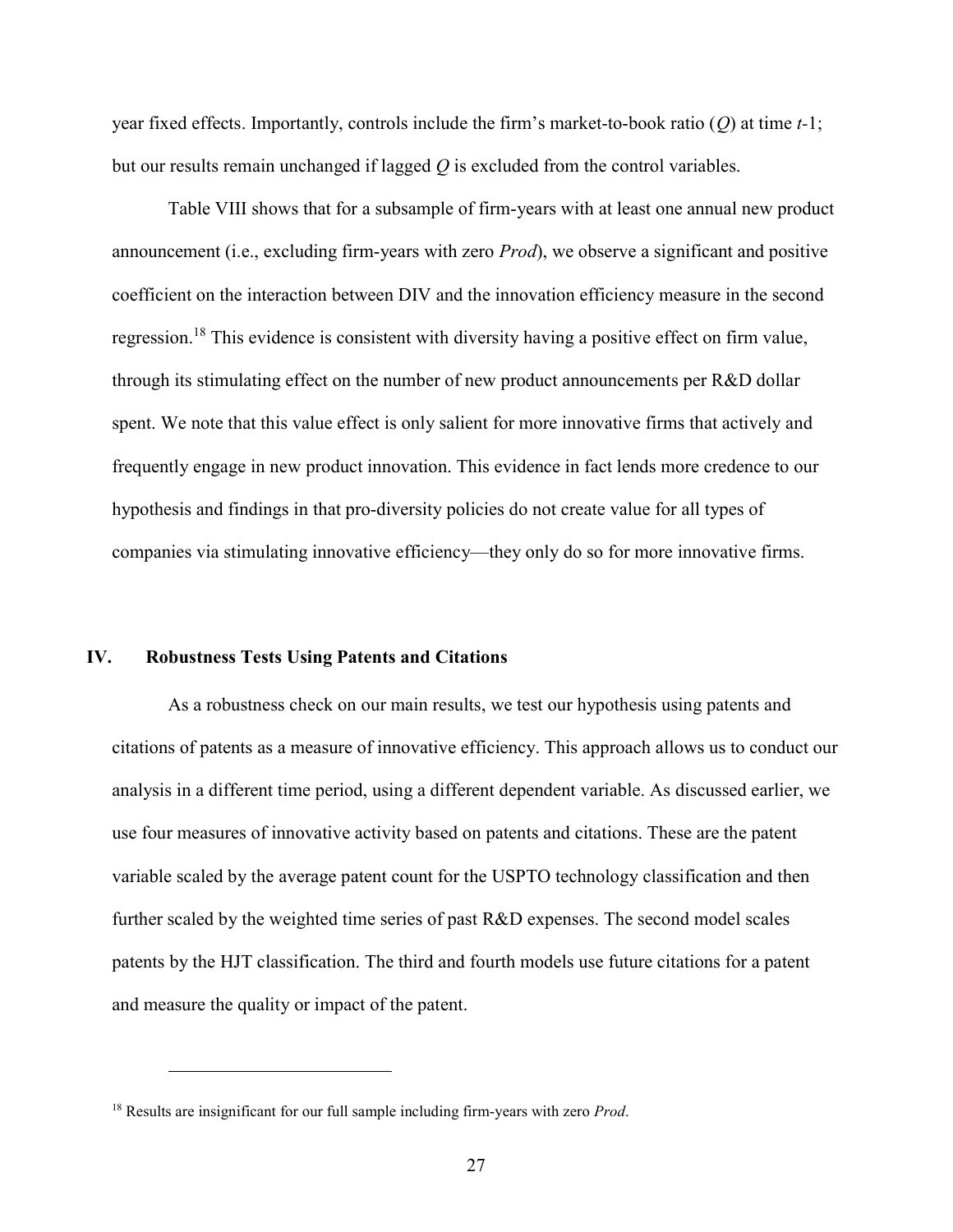year fixed effects. Importantly, controls include the firm's market-to-book ratio (*Q*) at time *t*-1; but our results remain unchanged if lagged *Q* is excluded from the control variables.

Table VIII shows that for a subsample of firm-years with at least one annual new product announcement (i.e., excluding firm-years with zero *Prod*), we observe a significant and positive coefficient on the interaction between DIV and the innovation efficiency measure in the second regression.[18] This evidence is consistent with diversity having a positive effect on firm value, through its stimulating effect on the number of new product announcements per R&D dollar spent. We note that this value effect is only salient for more innovative firms that actively and frequently engage in new product innovation. This evidence in fact lends more credence to our hypothesis and findings in that pro-diversity policies do not create value for all types of companies via stimulating innovative efficiency—they only do so for more innovative firms.

## IV. Robustness Tests Using Patents and Citations

As a robustness check on our main results, we test our hypothesis using patents and citations of patents as a measure of innovative efficiency. This approach allows us to conduct our analysis in a different time period, using a different dependent variable. As discussed earlier, we use four measures of innovative activity based on patents and citations. These are the patent variable scaled by the average patent count for the USPTO technology classification and then further scaled by the weighted time series of past R&D expenses. The second model scales patents by the HJT classification. The third and fourth models use future citations for a patent and measure the quality or impact of the patent.

[18] Results are insignificant for our full sample including firm-years with zero *Prod*.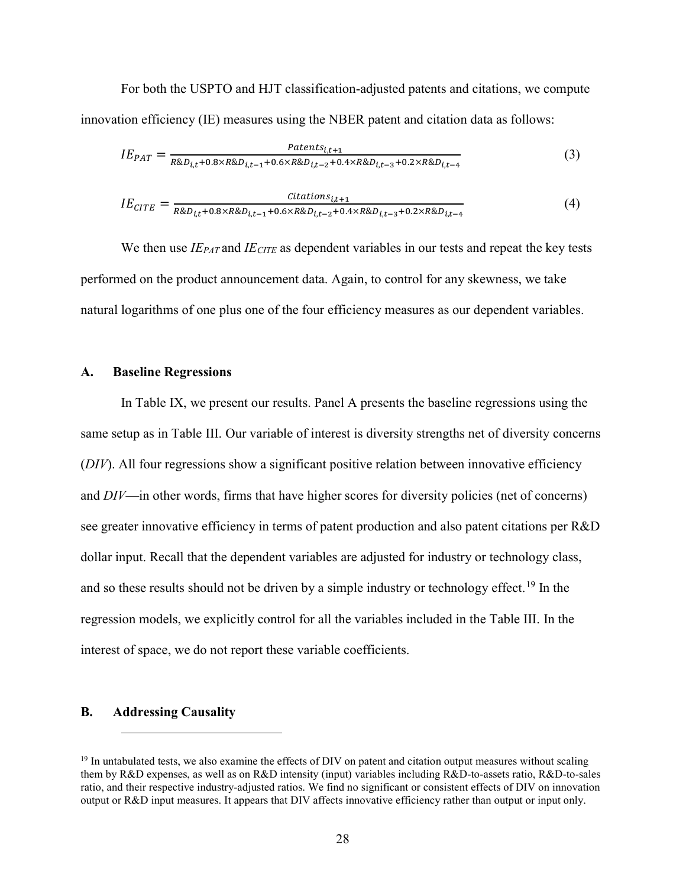For both the USPTO and HJT classification-adjusted patents and citations, we compute innovation efficiency (IE) measures using the NBER patent and citation data as follows:

$$IE_{PAT} = \frac{Patents_{i,t+1}}{R\&D_{i,t}+0.8\times R\&D_{i,t-1}+0.6\times R\&D_{i,t-2}+0.4\times R\&D_{i,t-3}+0.2\times R\&D_{i,t-4}} \tag{3}$$

$$IE_{CITE} = \frac{Citations_{i,t+1}}{R\&D_{i,t}+0.8\times R\&D_{i,t-1}+0.6\times R\&D_{i,t-2}+0.4\times R\&D_{i,t-3}+0.2\times R\&D_{i,t-4}} \tag{4}$$

We then use $IE_{PAT}$ and $IE_{CITE}$ as dependent variables in our tests and repeat the key tests performed on the product announcement data. Again, to control for any skewness, we take natural logarithms of one plus one of the four efficiency measures as our dependent variables.

### A. Baseline Regressions

In Table IX, we present our results. Panel A presents the baseline regressions using the same setup as in Table III. Our variable of interest is diversity strengths net of diversity concerns (*DIV*). All four regressions show a significant positive relation between innovative efficiency and *DIV*—in other words, firms that have higher scores for diversity policies (net of concerns) see greater innovative efficiency in terms of patent production and also patent citations per R&D dollar input. Recall that the dependent variables are adjusted for industry or technology class, and so these results should not be driven by a simple industry or technology effect.[19] In the regression models, we explicitly control for all the variables included in the Table III. In the interest of space, we do not report these variable coefficients.

### B. Addressing Causality

[19] In untabulated tests, we also examine the effects of DIV on patent and citation output measures without scaling them by R&D expenses, as well as on R&D intensity (input) variables including R&D-to-assets ratio, R&D-to-sales ratio, and their respective industry-adjusted ratios. We find no significant or consistent effects of DIV on innovation output or R&D input measures. It appears that DIV affects innovative efficiency rather than output or input only.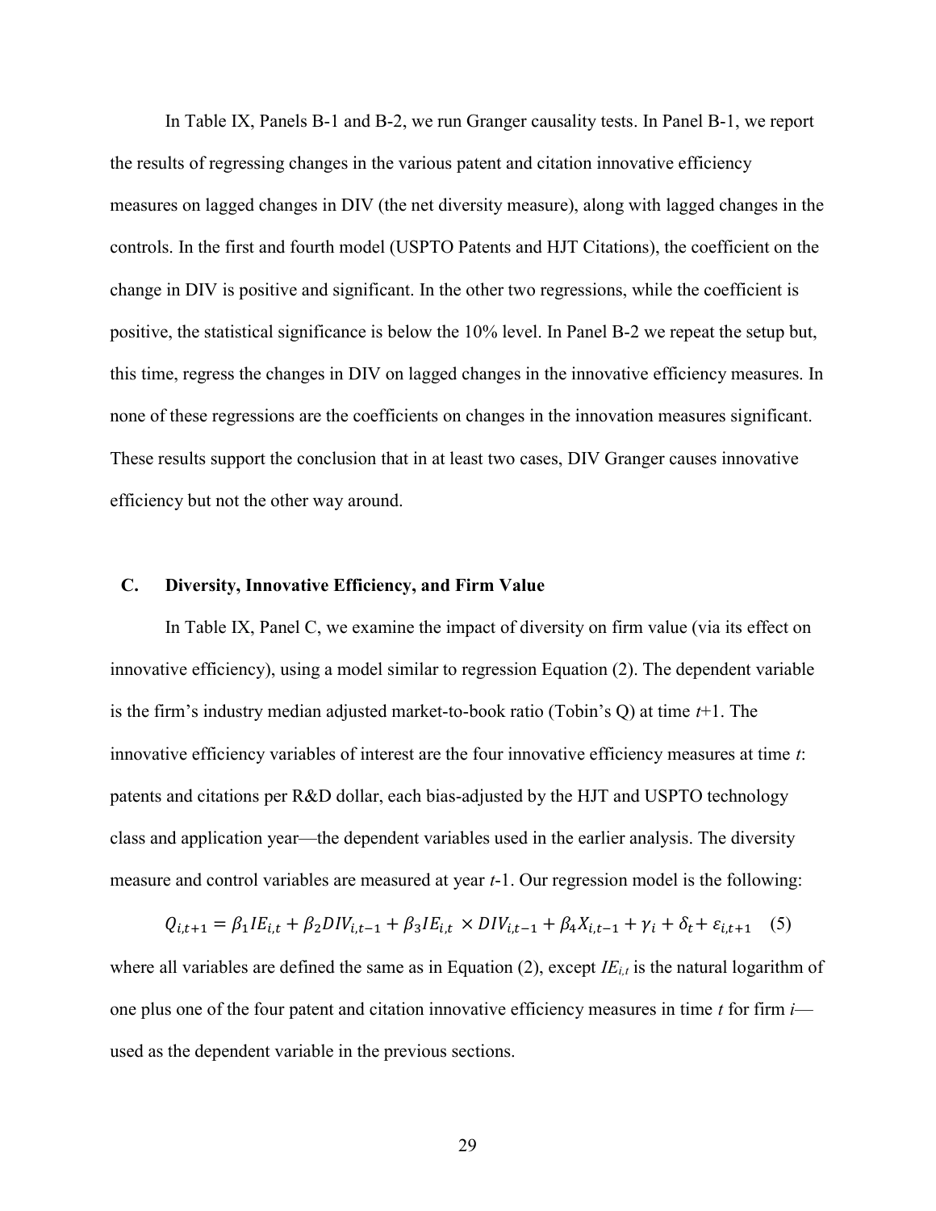In Table IX, Panels B-1 and B-2, we run Granger causality tests. In Panel B-1, we report the results of regressing changes in the various patent and citation innovative efficiency measures on lagged changes in DIV (the net diversity measure), along with lagged changes in the controls. In the first and fourth model (USPTO Patents and HJT Citations), the coefficient on the change in DIV is positive and significant. In the other two regressions, while the coefficient is positive, the statistical significance is below the 10% level. In Panel B-2 we repeat the setup but, this time, regress the changes in DIV on lagged changes in the innovative efficiency measures. In none of these regressions are the coefficients on changes in the innovation measures significant. These results support the conclusion that in at least two cases, DIV Granger causes innovative efficiency but not the other way around.

### C. Diversity, Innovative Efficiency, and Firm Value

In Table IX, Panel C, we examine the impact of diversity on firm value (via its effect on innovative efficiency), using a model similar to regression Equation (2). The dependent variable is the firm's industry median adjusted market-to-book ratio (Tobin's Q) at time *t*+1. The innovative efficiency variables of interest are the four innovative efficiency measures at time *t*: patents and citations per R&D dollar, each bias-adjusted by the HJT and USPTO technology class and application year—the dependent variables used in the earlier analysis. The diversity measure and control variables are measured at year *t*-1. Our regression model is the following:

$$Q_{i,t+1} = \beta_1 IE_{i,t} + \beta_2 DIV_{i,t-1} + \beta_3 IE_{i,t} \times DIV_{i,t-1} + \beta_4 X_{i,t-1} + \gamma_i + \delta_t + \varepsilon_{i,t+1} \quad (5)$$

where all variables are defined the same as in Equation (2), except $IE_{i,t}$ is the natural logarithm of one plus one of the four patent and citation innovative efficiency measures in time *t* for firm *i*—used as the dependent variable in the previous sections.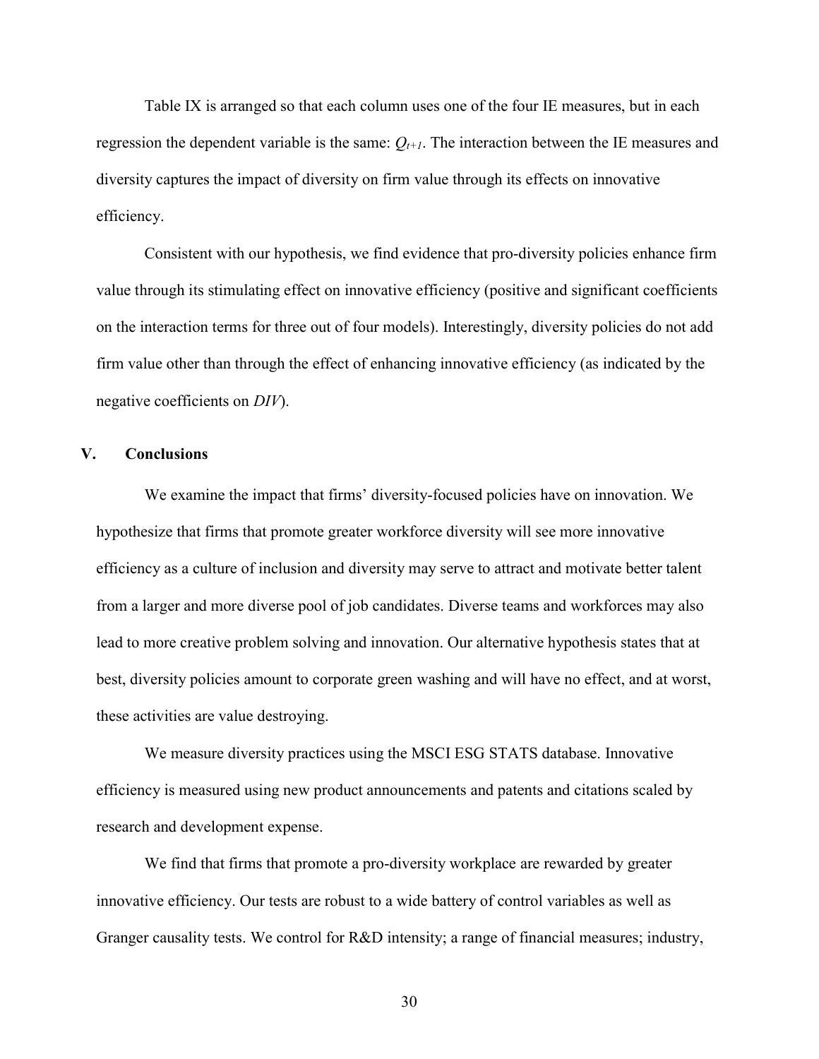Table IX is arranged so that each column uses one of the four IE measures, but in each regression the dependent variable is the same: $Q_{t+1}$. The interaction between the IE measures and diversity captures the impact of diversity on firm value through its effects on innovative efficiency.

Consistent with our hypothesis, we find evidence that pro-diversity policies enhance firm value through its stimulating effect on innovative efficiency (positive and significant coefficients on the interaction terms for three out of four models). Interestingly, diversity policies do not add firm value other than through the effect of enhancing innovative efficiency (as indicated by the negative coefficients on *DIV*).

## V. Conclusions

We examine the impact that firms' diversity-focused policies have on innovation. We hypothesize that firms that promote greater workforce diversity will see more innovative efficiency as a culture of inclusion and diversity may serve to attract and motivate better talent from a larger and more diverse pool of job candidates. Diverse teams and workforces may also lead to more creative problem solving and innovation. Our alternative hypothesis states that at best, diversity policies amount to corporate green washing and will have no effect, and at worst, these activities are value destroying.

We measure diversity practices using the MSCI ESG STATS database. Innovative efficiency is measured using new product announcements and patents and citations scaled by research and development expense.

We find that firms that promote a pro-diversity workplace are rewarded by greater innovative efficiency. Our tests are robust to a wide battery of control variables as well as Granger causality tests. We control for R&D intensity; a range of financial measures; industry,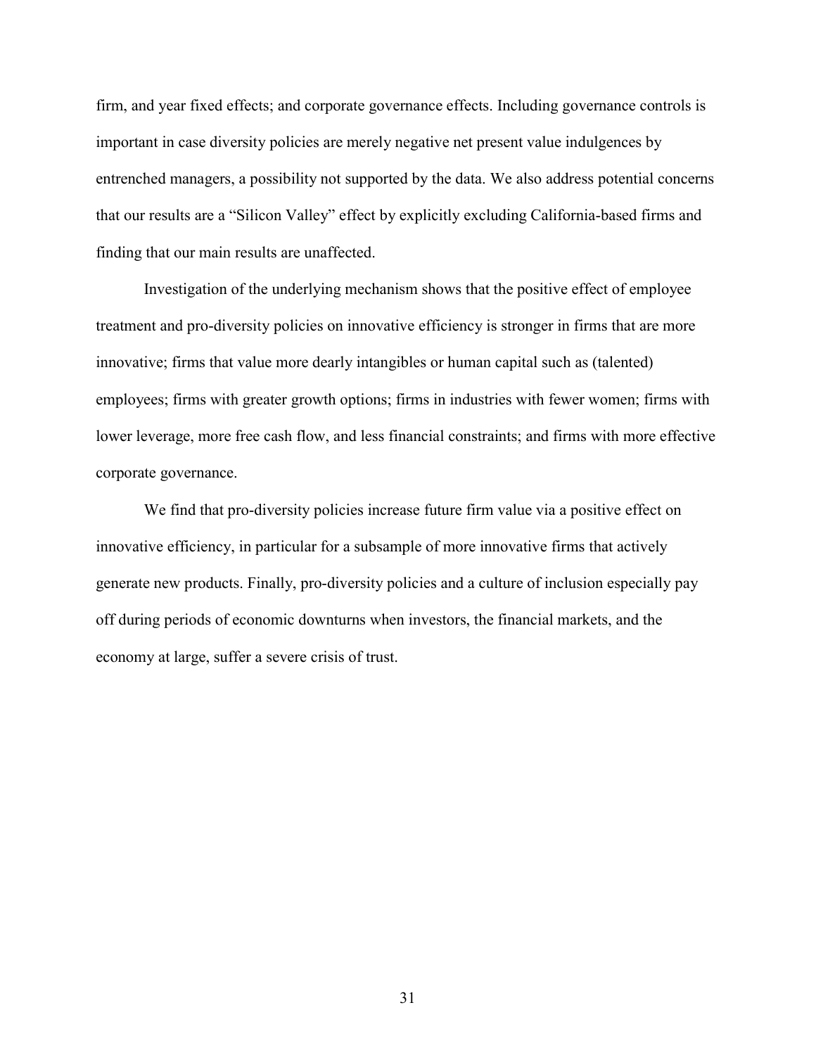firm, and year fixed effects; and corporate governance effects. Including governance controls is important in case diversity policies are merely negative net present value indulgences by entrenched managers, a possibility not supported by the data. We also address potential concerns that our results are a "Silicon Valley" effect by explicitly excluding California-based firms and finding that our main results are unaffected.

Investigation of the underlying mechanism shows that the positive effect of employee treatment and pro-diversity policies on innovative efficiency is stronger in firms that are more innovative; firms that value more dearly intangibles or human capital such as (talented) employees; firms with greater growth options; firms in industries with fewer women; firms with lower leverage, more free cash flow, and less financial constraints; and firms with more effective corporate governance.

We find that pro-diversity policies increase future firm value via a positive effect on innovative efficiency, in particular for a subsample of more innovative firms that actively generate new products. Finally, pro-diversity policies and a culture of inclusion especially pay off during periods of economic downturns when investors, the financial markets, and the economy at large, suffer a severe crisis of trust.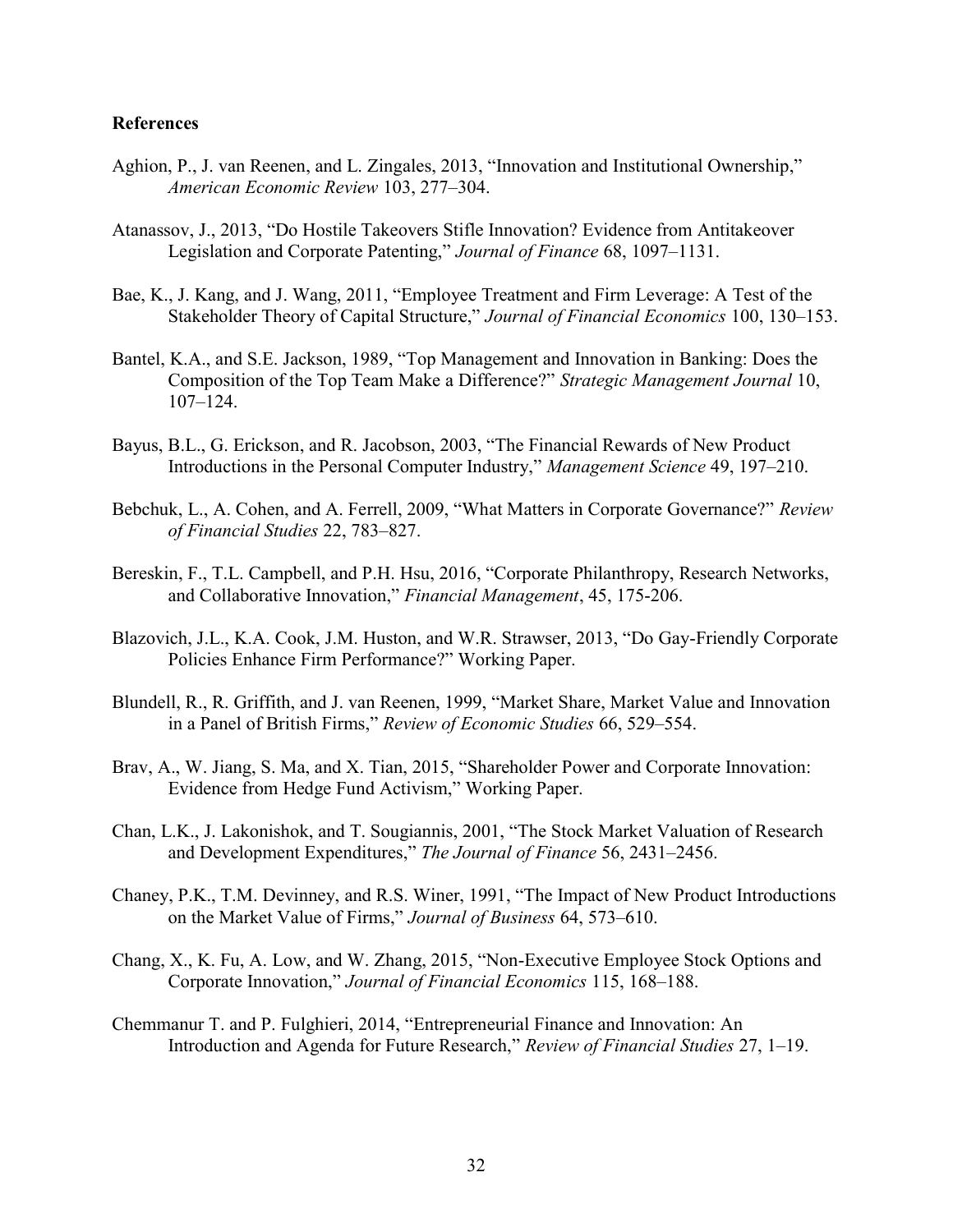### References

Aghion, P., J. van Reenen, and L. Zingales, 2013, "Innovation and Institutional Ownership," *American Economic Review* 103, 277–304.

Atanassov, J., 2013, "Do Hostile Takeovers Stifle Innovation? Evidence from Antitakeover Legislation and Corporate Patenting," *Journal of Finance* 68, 1097–1131.

Bae, K., J. Kang, and J. Wang, 2011, "Employee Treatment and Firm Leverage: A Test of the Stakeholder Theory of Capital Structure," *Journal of Financial Economics* 100, 130–153.

Bantel, K.A., and S.E. Jackson, 1989, "Top Management and Innovation in Banking: Does the Composition of the Top Team Make a Difference?" *Strategic Management Journal* 10, 107–124.

Bayus, B.L., G. Erickson, and R. Jacobson, 2003, "The Financial Rewards of New Product Introductions in the Personal Computer Industry," *Management Science* 49, 197–210.

Bebchuk, L., A. Cohen, and A. Ferrell, 2009, "What Matters in Corporate Governance?" *Review of Financial Studies* 22, 783–827.

Bereskin, F., T.L. Campbell, and P.H. Hsu, 2016, "Corporate Philanthropy, Research Networks, and Collaborative Innovation," *Financial Management*, 45, 175-206.

Blazovich, J.L., K.A. Cook, J.M. Huston, and W.R. Strawser, 2013, "Do Gay-Friendly Corporate Policies Enhance Firm Performance?" Working Paper.

Blundell, R., R. Griffith, and J. van Reenen, 1999, "Market Share, Market Value and Innovation in a Panel of British Firms," *Review of Economic Studies* 66, 529–554.

Brav, A., W. Jiang, S. Ma, and X. Tian, 2015, "Shareholder Power and Corporate Innovation: Evidence from Hedge Fund Activism," Working Paper.

Chan, L.K., J. Lakonishok, and T. Sougiannis, 2001, "The Stock Market Valuation of Research and Development Expenditures," *The Journal of Finance* 56, 2431–2456.

Chaney, P.K., T.M. Devinney, and R.S. Winer, 1991, "The Impact of New Product Introductions on the Market Value of Firms," *Journal of Business* 64, 573–610.

Chang, X., K. Fu, A. Low, and W. Zhang, 2015, "Non-Executive Employee Stock Options and Corporate Innovation," *Journal of Financial Economics* 115, 168–188.

Chemmanur T. and P. Fulghieri, 2014, "Entrepreneurial Finance and Innovation: An Introduction and Agenda for Future Research," *Review of Financial Studies* 27, 1–19.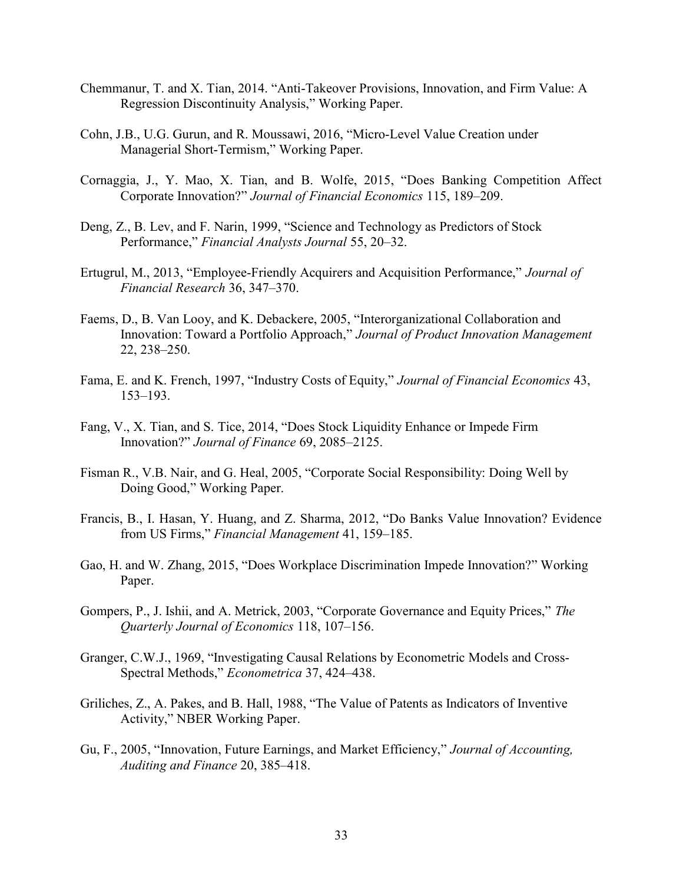Chemmanur, T. and X. Tian, 2014. "Anti-Takeover Provisions, Innovation, and Firm Value: A Regression Discontinuity Analysis," Working Paper.

Cohn, J.B., U.G. Gurun, and R. Moussawi, 2016, "Micro-Level Value Creation under Managerial Short-Termism," Working Paper.

Cornaggia, J., Y. Mao, X. Tian, and B. Wolfe, 2015, "Does Banking Competition Affect Corporate Innovation?" *Journal of Financial Economics* 115, 189–209.

Deng, Z., B. Lev, and F. Narin, 1999, "Science and Technology as Predictors of Stock Performance," *Financial Analysts Journal* 55, 20–32.

Ertugrul, M., 2013, "Employee-Friendly Acquirers and Acquisition Performance," *Journal of Financial Research* 36, 347–370.

Faems, D., B. Van Looy, and K. Debackere, 2005, "Interorganizational Collaboration and Innovation: Toward a Portfolio Approach," *Journal of Product Innovation Management* 22, 238–250.

Fama, E. and K. French, 1997, "Industry Costs of Equity," *Journal of Financial Economics* 43, 153–193.

Fang, V., X. Tian, and S. Tice, 2014, "Does Stock Liquidity Enhance or Impede Firm Innovation?" *Journal of Finance* 69, 2085–2125.

Fisman R., V.B. Nair, and G. Heal, 2005, "Corporate Social Responsibility: Doing Well by Doing Good," Working Paper.

Francis, B., I. Hasan, Y. Huang, and Z. Sharma, 2012, "Do Banks Value Innovation? Evidence from US Firms," *Financial Management* 41, 159–185.

Gao, H. and W. Zhang, 2015, "Does Workplace Discrimination Impede Innovation?" Working Paper.

Gompers, P., J. Ishii, and A. Metrick, 2003, "Corporate Governance and Equity Prices," *The Quarterly Journal of Economics* 118, 107–156.

Granger, C.W.J., 1969, "Investigating Causal Relations by Econometric Models and Cross-Spectral Methods," *Econometrica* 37, 424–438.

Griliches, Z., A. Pakes, and B. Hall, 1988, "The Value of Patents as Indicators of Inventive Activity," NBER Working Paper.

Gu, F., 2005, "Innovation, Future Earnings, and Market Efficiency," *Journal of Accounting, Auditing and Finance* 20, 385–418.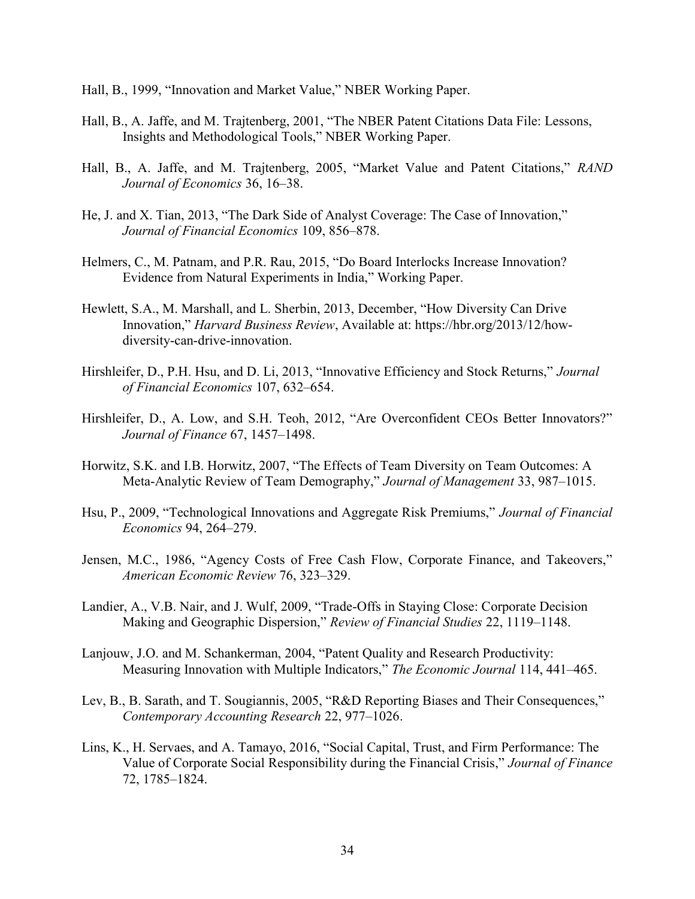Hall, B., 1999, "Innovation and Market Value," NBER Working Paper.

Hall, B., A. Jaffe, and M. Trajtenberg, 2001, "The NBER Patent Citations Data File: Lessons, Insights and Methodological Tools," NBER Working Paper.

Hall, B., A. Jaffe, and M. Trajtenberg, 2005, "Market Value and Patent Citations," *RAND Journal of Economics* 36, 16–38.

He, J. and X. Tian, 2013, "The Dark Side of Analyst Coverage: The Case of Innovation," *Journal of Financial Economics* 109, 856–878.

Helmers, C., M. Patnam, and P.R. Rau, 2015, "Do Board Interlocks Increase Innovation? Evidence from Natural Experiments in India," Working Paper.

Hewlett, S.A., M. Marshall, and L. Sherbin, 2013, December, "How Diversity Can Drive Innovation," *Harvard Business Review*, Available at: https://hbr.org/2013/12/how-diversity-can-drive-innovation.

Hirshleifer, D., P.H. Hsu, and D. Li, 2013, "Innovative Efficiency and Stock Returns," *Journal of Financial Economics* 107, 632–654.

Hirshleifer, D., A. Low, and S.H. Teoh, 2012, "Are Overconfident CEOs Better Innovators?" *Journal of Finance* 67, 1457–1498.

Horwitz, S.K. and I.B. Horwitz, 2007, "The Effects of Team Diversity on Team Outcomes: A Meta-Analytic Review of Team Demography," *Journal of Management* 33, 987–1015.

Hsu, P., 2009, "Technological Innovations and Aggregate Risk Premiums," *Journal of Financial Economics* 94, 264–279.

Jensen, M.C., 1986, "Agency Costs of Free Cash Flow, Corporate Finance, and Takeovers," *American Economic Review* 76, 323–329.

Landier, A., V.B. Nair, and J. Wulf, 2009, "Trade-Offs in Staying Close: Corporate Decision Making and Geographic Dispersion," *Review of Financial Studies* 22, 1119–1148.

Lanjouw, J.O. and M. Schankerman, 2004, "Patent Quality and Research Productivity: Measuring Innovation with Multiple Indicators," *The Economic Journal* 114, 441–465.

Lev, B., B. Sarath, and T. Sougiannis, 2005, "R&D Reporting Biases and Their Consequences," *Contemporary Accounting Research* 22, 977–1026.

Lins, K., H. Servaes, and A. Tamayo, 2016, "Social Capital, Trust, and Firm Performance: The Value of Corporate Social Responsibility during the Financial Crisis," *Journal of Finance* 72, 1785–1824.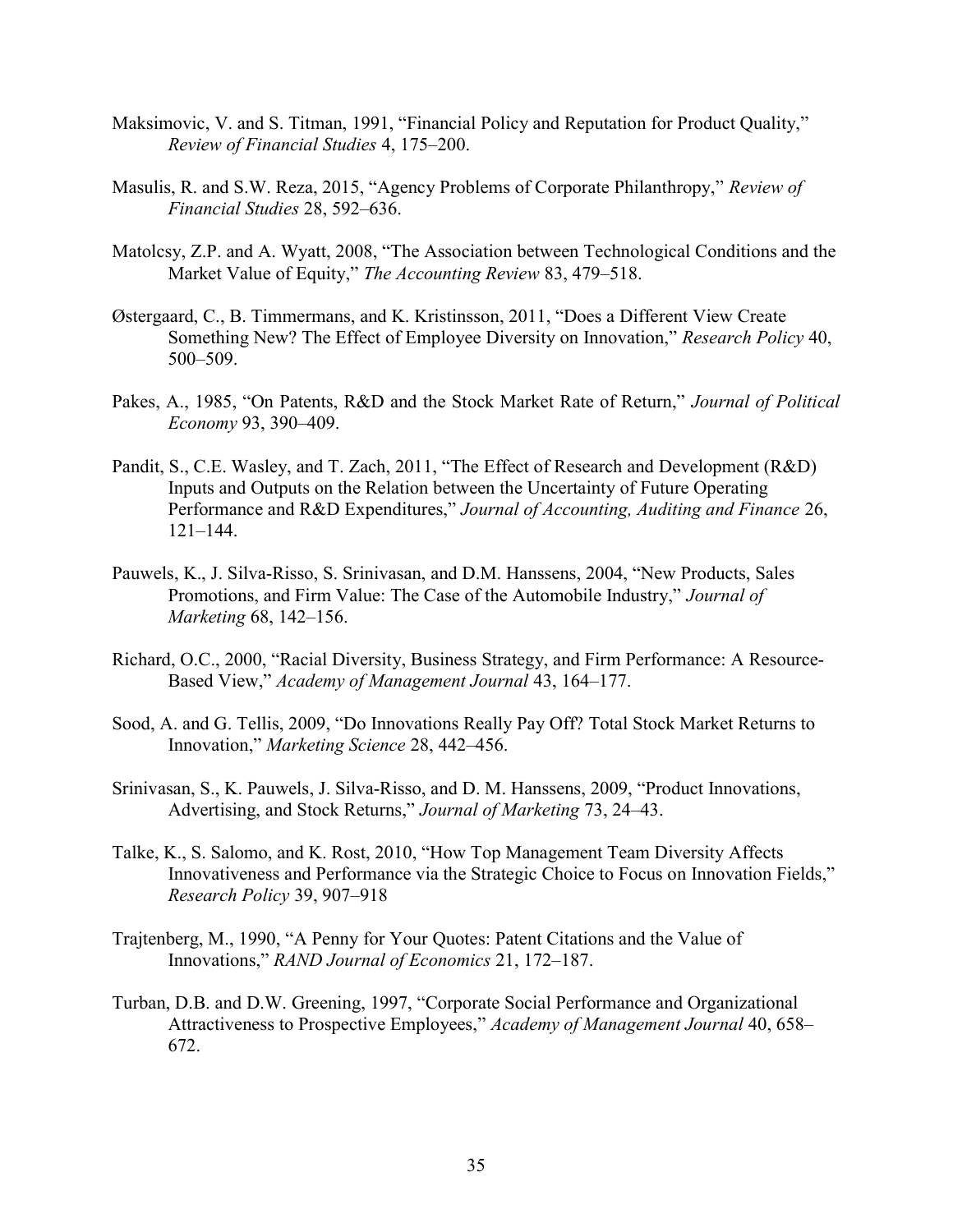Maksimovic, V. and S. Titman, 1991, "Financial Policy and Reputation for Product Quality," *Review of Financial Studies* 4, 175–200.

Masulis, R. and S.W. Reza, 2015, "Agency Problems of Corporate Philanthropy," *Review of Financial Studies* 28, 592–636.

Matolcsy, Z.P. and A. Wyatt, 2008, "The Association between Technological Conditions and the Market Value of Equity," *The Accounting Review* 83, 479–518.

Østergaard, C., B. Timmermans, and K. Kristinsson, 2011, "Does a Different View Create Something New? The Effect of Employee Diversity on Innovation," *Research Policy* 40, 500–509.

Pakes, A., 1985, "On Patents, R&D and the Stock Market Rate of Return," *Journal of Political Economy* 93, 390–409.

Pandit, S., C.E. Wasley, and T. Zach, 2011, "The Effect of Research and Development (R&D) Inputs and Outputs on the Relation between the Uncertainty of Future Operating Performance and R&D Expenditures," *Journal of Accounting, Auditing and Finance* 26, 121–144.

Pauwels, K., J. Silva-Risso, S. Srinivasan, and D.M. Hanssens, 2004, "New Products, Sales Promotions, and Firm Value: The Case of the Automobile Industry," *Journal of Marketing* 68, 142–156.

Richard, O.C., 2000, "Racial Diversity, Business Strategy, and Firm Performance: A Resource-Based View," *Academy of Management Journal* 43, 164–177.

Sood, A. and G. Tellis, 2009, "Do Innovations Really Pay Off? Total Stock Market Returns to Innovation," *Marketing Science* 28, 442–456.

Srinivasan, S., K. Pauwels, J. Silva-Risso, and D. M. Hanssens, 2009, "Product Innovations, Advertising, and Stock Returns," *Journal of Marketing* 73, 24–43.

Talke, K., S. Salomo, and K. Rost, 2010, "How Top Management Team Diversity Affects Innovativeness and Performance via the Strategic Choice to Focus on Innovation Fields," *Research Policy* 39, 907–918

Trajtenberg, M., 1990, "A Penny for Your Quotes: Patent Citations and the Value of Innovations," *RAND Journal of Economics* 21, 172–187.

Turban, D.B. and D.W. Greening, 1997, "Corporate Social Performance and Organizational Attractiveness to Prospective Employees," *Academy of Management Journal* 40, 658–672.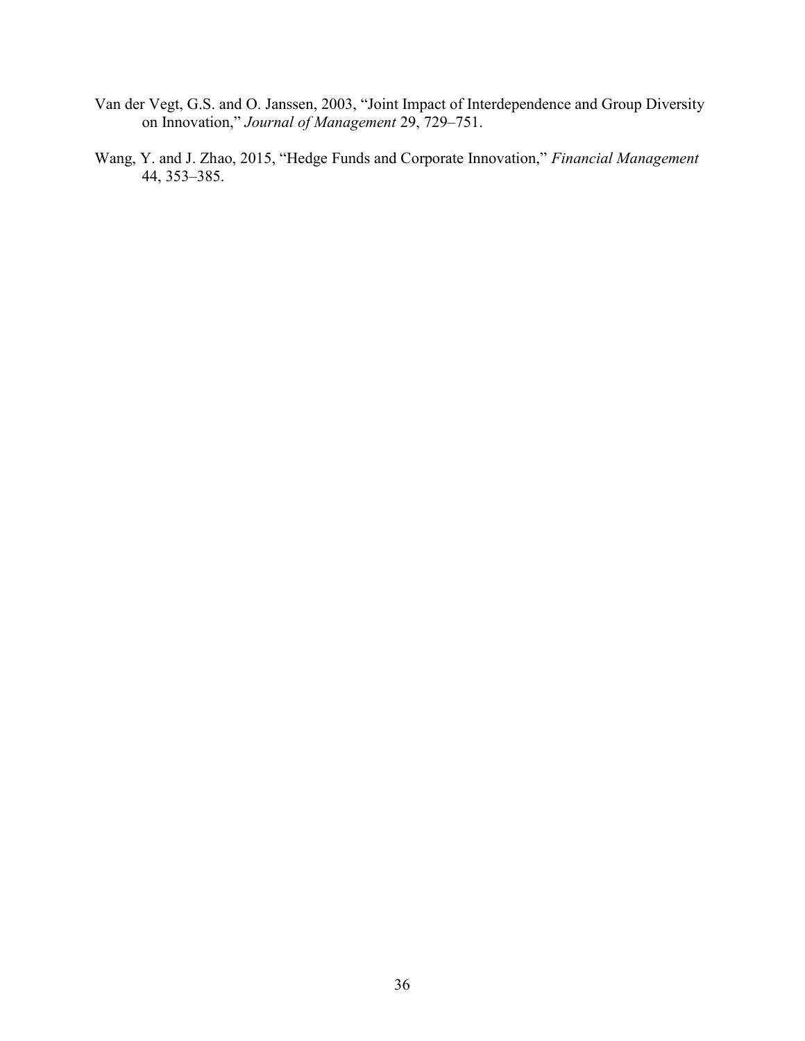Van der Vegt, G.S. and O. Janssen, 2003, "Joint Impact of Interdependence and Group Diversity on Innovation," *Journal of Management* 29, 729–751.

Wang, Y. and J. Zhao, 2015, "Hedge Funds and Corporate Innovation," *Financial Management* 44, 353–385.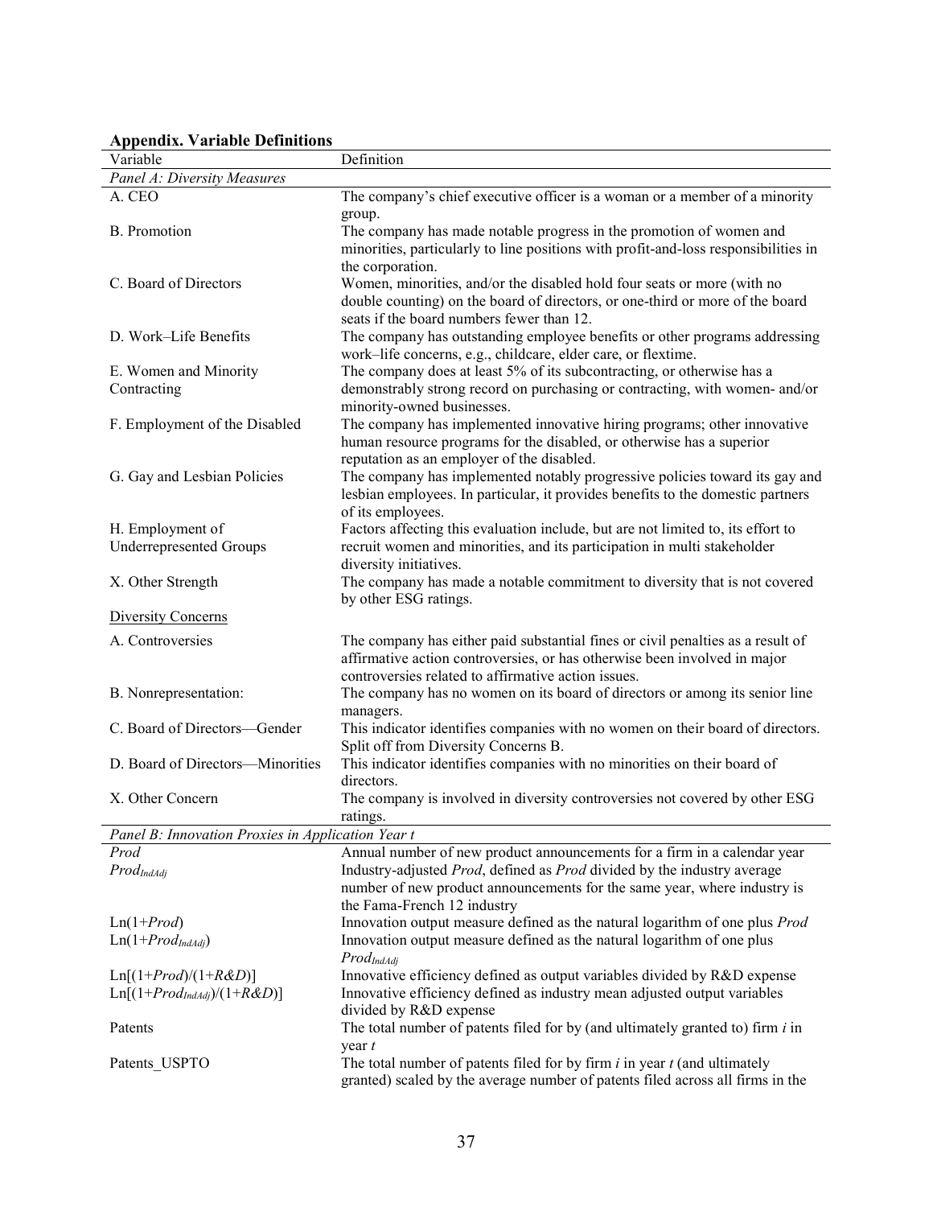**Appendix. Variable Definitions**

| Variable | Definition |
|---|---|
| *Panel A: Diversity Measures* | |
| A. CEO | The company's chief executive officer is a woman or a member of a minority group. |
| B. Promotion | The company has made notable progress in the promotion of women and minorities, particularly to line positions with profit-and-loss responsibilities in the corporation. |
| C. Board of Directors | Women, minorities, and/or the disabled hold four seats or more (with no double counting) on the board of directors, or one-third or more of the board seats if the board numbers fewer than 12. |
| D. Work–Life Benefits | The company has outstanding employee benefits or other programs addressing work–life concerns, e.g., childcare, elder care, or flextime. |
| E. Women and Minority Contracting | The company does at least 5% of its subcontracting, or otherwise has a demonstrably strong record on purchasing or contracting, with women- and/or minority-owned businesses. |
| F. Employment of the Disabled | The company has implemented innovative hiring programs; other innovative human resource programs for the disabled, or otherwise has a superior reputation as an employer of the disabled. |
| G. Gay and Lesbian Policies | The company has implemented notably progressive policies toward its gay and lesbian employees. In particular, it provides benefits to the domestic partners of its employees. |
| H. Employment of Underrepresented Groups | Factors affecting this evaluation include, but are not limited to, its effort to recruit women and minorities, and its participation in multi stakeholder diversity initiatives. |
| X. Other Strength | The company has made a notable commitment to diversity that is not covered by other ESG ratings. |
| Diversity Concerns | |
| A. Controversies | The company has either paid substantial fines or civil penalties as a result of affirmative action controversies, or has otherwise been involved in major controversies related to affirmative action issues. |
| B. Nonrepresentation: | The company has no women on its board of directors or among its senior line managers. |
| C. Board of Directors—Gender | This indicator identifies companies with no women on their board of directors. Split off from Diversity Concerns B. |
| D. Board of Directors—Minorities | This indicator identifies companies with no minorities on their board of directors. |
| X. Other Concern | The company is involved in diversity controversies not covered by other ESG ratings. |
| *Panel B: Innovation Proxies in Application Year t* | |
| *Prod* | Annual number of new product announcements for a firm in a calendar year |
| $Prod_{IndAdj}$ | Industry-adjusted *Prod*, defined as *Prod* divided by the industry average number of new product announcements for the same year, where industry is the Fama-French 12 industry |
| $\mathrm{Ln}(1+Prod)$ | Innovation output measure defined as the natural logarithm of one plus *Prod* |
| $\mathrm{Ln}(1+Prod_{IndAdj})$ | Innovation output measure defined as the natural logarithm of one plus $Prod_{IndAdj}$ |
| $\mathrm{Ln}[(1+Prod)/(1+R\&D)]$ | Innovative efficiency defined as output variables divided by R&D expense |
| $\mathrm{Ln}[(1+Prod_{IndAdj})/(1+R\&D)]$ | Innovative efficiency defined as industry mean adjusted output variables divided by R&D expense |
| Patents | The total number of patents filed for by (and ultimately granted to) firm *i* in year *t* |
| Patents_USPTO | The total number of patents filed for by firm *i* in year *t* (and ultimately granted) scaled by the average number of patents filed across all firms in the |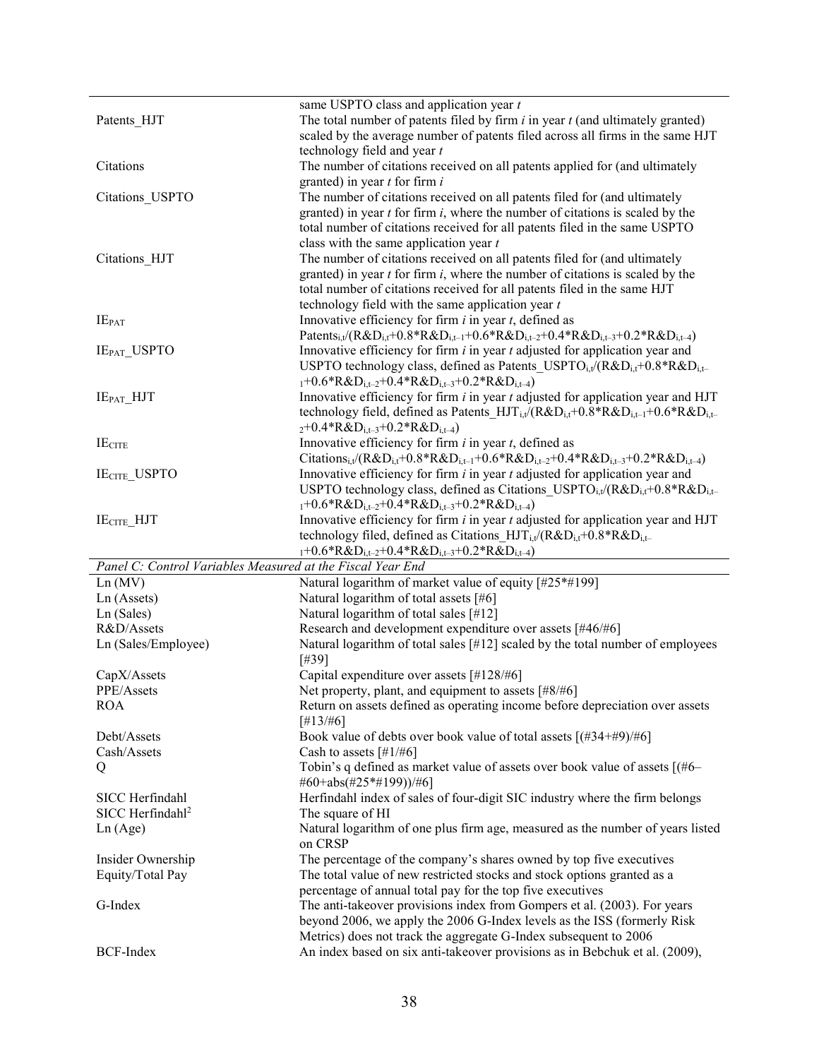| | |
|---|---|
| | same USPTO class and application year $t$ |
| Patents_HJT | The total number of patents filed by firm $i$ in year $t$ (and ultimately granted) scaled by the average number of patents filed across all firms in the same HJT technology field and year $t$ |
| Citations | The number of citations received on all patents applied for (and ultimately granted) in year $t$ for firm $i$ |
| Citations_USPTO | The number of citations received on all patents filed for (and ultimately granted) in year $t$ for firm $i$, where the number of citations is scaled by the total number of citations received for all patents filed in the same USPTO class with the same application year $t$ |
| Citations_HJT | The number of citations received on all patents filed for (and ultimately granted) in year $t$ for firm $i$, where the number of citations is scaled by the total number of citations received for all patents filed in the same HJT technology field with the same application year $t$ |
| $IE_{PAT}$ | Innovative efficiency for firm $i$ in year $t$, defined as $Patents_{i,t}/(R\&D_{i,t}+0.8*R\&D_{i,t-1}+0.6*R\&D_{i,t-2}+0.4*R\&D_{i,t-3}+0.2*R\&D_{i,t-4})$ |
| $IE_{PAT}$_USPTO | Innovative efficiency for firm $i$ in year $t$ adjusted for application year and USPTO technology class, defined as $Patents\_USPTO_{i,t}/(R\&D_{i,t}+0.8*R\&D_{i,t-1}+0.6*R\&D_{i,t-2}+0.4*R\&D_{i,t-3}+0.2*R\&D_{i,t-4})$ |
| $IE_{PAT}$_HJT | Innovative efficiency for firm $i$ in year $t$ adjusted for application year and HJT technology field, defined as $Patents\_HJT_{i,t}/(R\&D_{i,t}+0.8*R\&D_{i,t-1}+0.6*R\&D_{i,t-2}+0.4*R\&D_{i,t-3}+0.2*R\&D_{i,t-4})$ |
| $IE_{CITE}$ | Innovative efficiency for firm $i$ in year $t$, defined as $Citations_{i,t}/(R\&D_{i,t}+0.8*R\&D_{i,t-1}+0.6*R\&D_{i,t-2}+0.4*R\&D_{i,t-3}+0.2*R\&D_{i,t-4})$ |
| $IE_{CITE}$_USPTO | Innovative efficiency for firm $i$ in year $t$ adjusted for application year and USPTO technology class, defined as $Citations\_USPTO_{i,t}/(R\&D_{i,t}+0.8*R\&D_{i,t-1}+0.6*R\&D_{i,t-2}+0.4*R\&D_{i,t-3}+0.2*R\&D_{i,t-4})$ |
| $IE_{CITE}$_HJT | Innovative efficiency for firm $i$ in year $t$ adjusted for application year and HJT technology filed, defined as $Citations\_HJT_{i,t}/(R\&D_{i,t}+0.8*R\&D_{i,t-1}+0.6*R\&D_{i,t-2}+0.4*R\&D_{i,t-3}+0.2*R\&D_{i,t-4})$ |
| *Panel C: Control Variables Measured at the Fiscal Year End* | |
| Ln (MV) | Natural logarithm of market value of equity [#25*#199] |
| Ln (Assets) | Natural logarithm of total assets [#6] |
| Ln (Sales) | Natural logarithm of total sales [#12] |
| R&D/Assets | Research and development expenditure over assets [#46/#6] |
| Ln (Sales/Employee) | Natural logarithm of total sales [#12] scaled by the total number of employees [#39] |
| CapX/Assets | Capital expenditure over assets [#128/#6] |
| PPE/Assets | Net property, plant, and equipment to assets [#8/#6] |
| ROA | Return on assets defined as operating income before depreciation over assets [#13/#6] |
| Debt/Assets | Book value of debts over book value of total assets [(#34+#9)/#6] |
| Cash/Assets | Cash to assets [#1/#6] |
| Q | Tobin's q defined as market value of assets over book value of assets [(#6–#60+abs(#25*#199))/#6] |
| SICC Herfindahl | Herfindahl index of sales of four-digit SIC industry where the firm belongs |
| SICC Herfindahl$^2$ | The square of HI |
| Ln (Age) | Natural logarithm of one plus firm age, measured as the number of years listed on CRSP |
| Insider Ownership | The percentage of the company's shares owned by top five executives |
| Equity/Total Pay | The total value of new restricted stocks and stock options granted as a percentage of annual total pay for the top five executives |
| G-Index | The anti-takeover provisions index from Gompers et al. (2003). For years beyond 2006, we apply the 2006 G-Index levels as the ISS (formerly Risk Metrics) does not track the aggregate G-Index subsequent to 2006 |
| BCF-Index | An index based on six anti-takeover provisions as in Bebchuk et al. (2009), |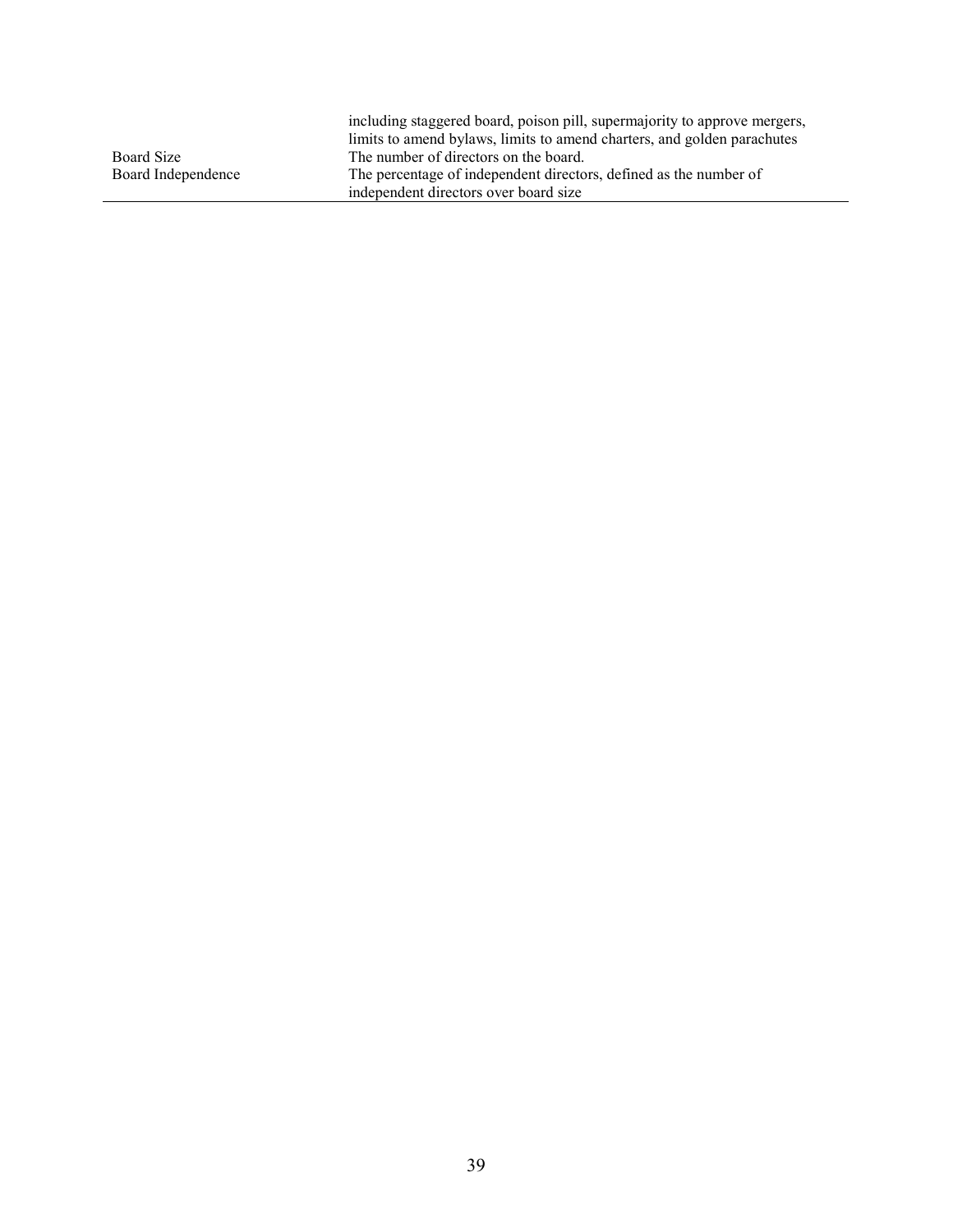| | |
|---|---|
| | including staggered board, poison pill, supermajority to approve mergers, limits to amend bylaws, limits to amend charters, and golden parachutes |
| Board Size | The number of directors on the board. |
| Board Independence | The percentage of independent directors, defined as the number of independent directors over board size |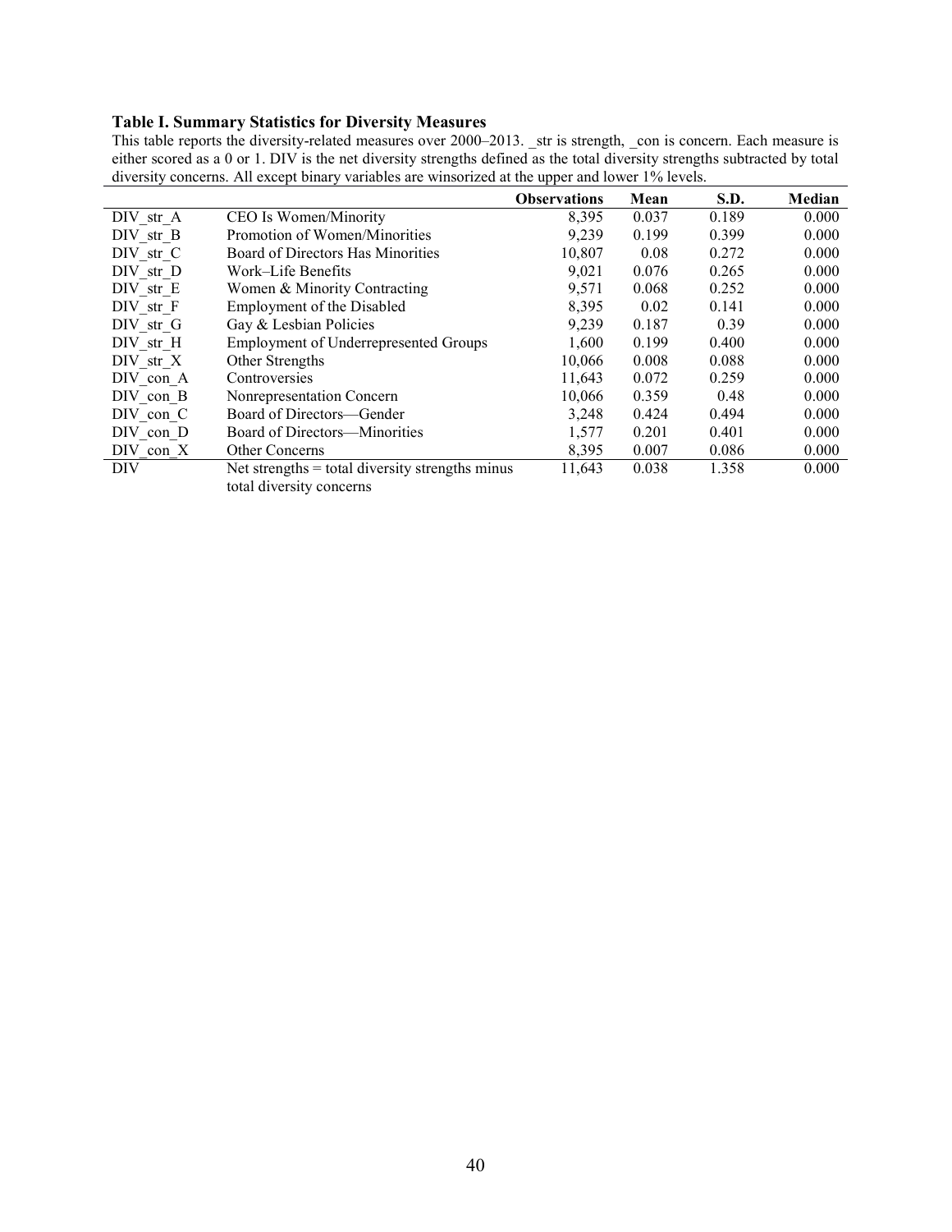**Table I. Summary Statistics for Diversity Measures**

This table reports the diversity-related measures over 2000–2013. _str is strength, _con is concern. Each measure is either scored as a 0 or 1. DIV is the net diversity strengths defined as the total diversity strengths subtracted by total diversity concerns. All except binary variables are winsorized at the upper and lower 1% levels.

| | | Observations | Mean | S.D. | Median |
|---|---|---|---|---|---|
| DIV_str_A | CEO Is Women/Minority | 8,395 | 0.037 | 0.189 | 0.000 |
| DIV_str_B | Promotion of Women/Minorities | 9,239 | 0.199 | 0.399 | 0.000 |
| DIV_str_C | Board of Directors Has Minorities | 10,807 | 0.08 | 0.272 | 0.000 |
| DIV_str_D | Work–Life Benefits | 9,021 | 0.076 | 0.265 | 0.000 |
| DIV_str_E | Women & Minority Contracting | 9,571 | 0.068 | 0.252 | 0.000 |
| DIV_str_F | Employment of the Disabled | 8,395 | 0.02 | 0.141 | 0.000 |
| DIV_str_G | Gay & Lesbian Policies | 9,239 | 0.187 | 0.39 | 0.000 |
| DIV_str_H | Employment of Underrepresented Groups | 1,600 | 0.199 | 0.400 | 0.000 |
| DIV_str_X | Other Strengths | 10,066 | 0.008 | 0.088 | 0.000 |
| DIV_con_A | Controversies | 11,643 | 0.072 | 0.259 | 0.000 |
| DIV_con_B | Nonrepresentation Concern | 10,066 | 0.359 | 0.48 | 0.000 |
| DIV_con_C | Board of Directors—Gender | 3,248 | 0.424 | 0.494 | 0.000 |
| DIV_con_D | Board of Directors—Minorities | 1,577 | 0.201 | 0.401 | 0.000 |
| DIV_con_X | Other Concerns | 8,395 | 0.007 | 0.086 | 0.000 |
| DIV | Net strengths = total diversity strengths minus total diversity concerns | 11,643 | 0.038 | 1.358 | 0.000 |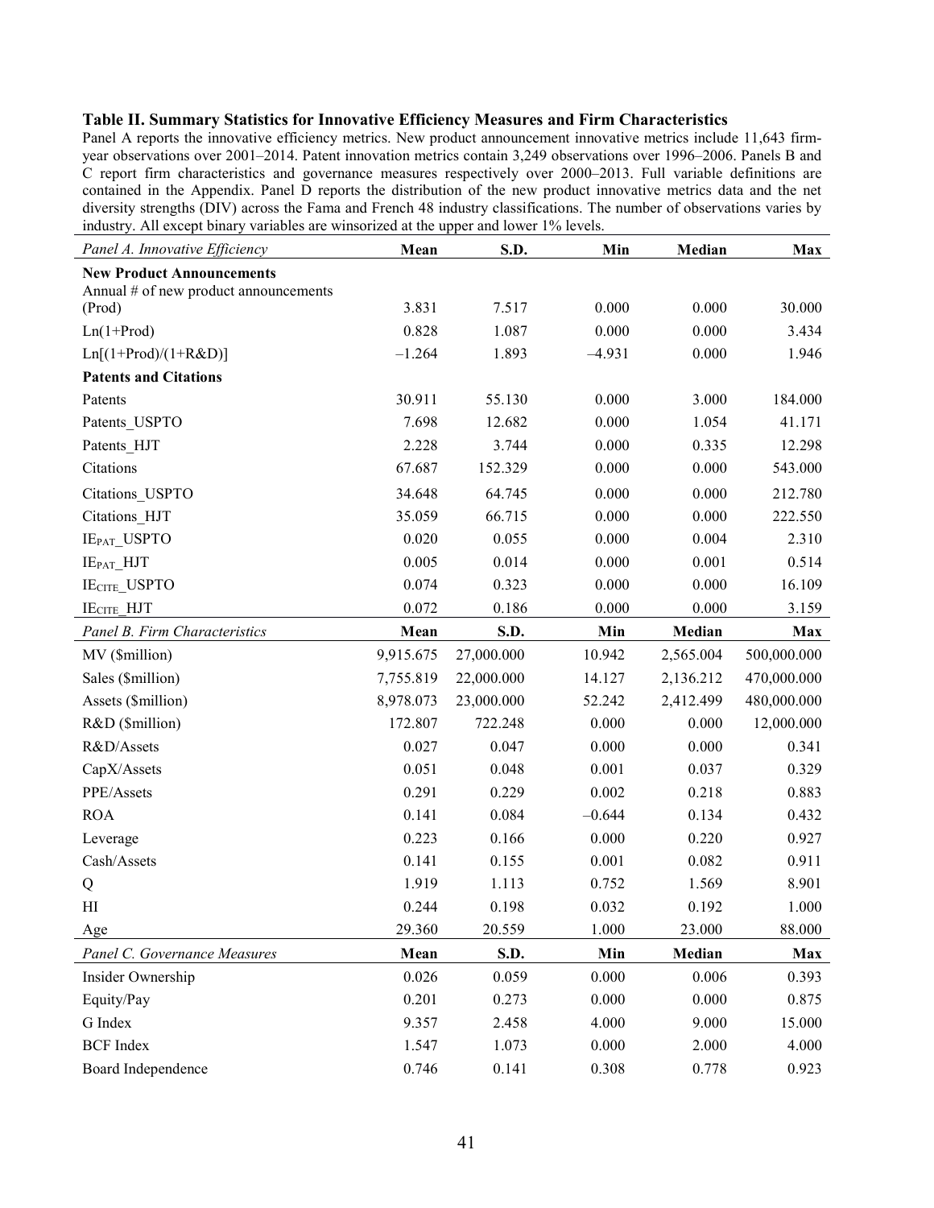**Table II. Summary Statistics for Innovative Efficiency Measures and Firm Characteristics**

Panel A reports the innovative efficiency metrics. New product announcement innovative metrics include 11,643 firm-year observations over 2001–2014. Patent innovation metrics contain 3,249 observations over 1996–2006. Panels B and C report firm characteristics and governance measures respectively over 2000–2013. Full variable definitions are contained in the Appendix. Panel D reports the distribution of the new product innovative metrics data and the net diversity strengths (DIV) across the Fama and French 48 industry classifications. The number of observations varies by industry. All except binary variables are winsorized at the upper and lower 1% levels.

| *Panel A. Innovative Efficiency* | Mean | S.D. | Min | Median | Max |
|---|---|---|---|---|---|
| **New Product Announcements** | | | | | |
| Annual # of new product announcements (Prod) | 3.831 | 7.517 | 0.000 | 0.000 | 30.000 |
| Ln(1+Prod) | 0.828 | 1.087 | 0.000 | 0.000 | 3.434 |
| Ln[(1+Prod)/(1+R&D)] | –1.264 | 1.893 | –4.931 | 0.000 | 1.946 |
| **Patents and Citations** | | | | | |
| Patents | 30.911 | 55.130 | 0.000 | 3.000 | 184.000 |
| Patents_USPTO | 7.698 | 12.682 | 0.000 | 1.054 | 41.171 |
| Patents_HJT | 2.228 | 3.744 | 0.000 | 0.335 | 12.298 |
| Citations | 67.687 | 152.329 | 0.000 | 0.000 | 543.000 |
| Citations_USPTO | 34.648 | 64.745 | 0.000 | 0.000 | 212.780 |
| Citations_HJT | 35.059 | 66.715 | 0.000 | 0.000 | 222.550 |
| $IE_{PAT}$_USPTO | 0.020 | 0.055 | 0.000 | 0.004 | 2.310 |
| $IE_{PAT}$_HJT | 0.005 | 0.014 | 0.000 | 0.001 | 0.514 |
| $IE_{CITE}$_USPTO | 0.074 | 0.323 | 0.000 | 0.000 | 16.109 |
| $IE_{CITE}$_HJT | 0.072 | 0.186 | 0.000 | 0.000 | 3.159 |
| *Panel B. Firm Characteristics* | **Mean** | **S.D.** | **Min** | **Median** | **Max** |
| MV ($million) | 9,915.675 | 27,000.000 | 10.942 | 2,565.004 | 500,000.000 |
| Sales ($million) | 7,755.819 | 22,000.000 | 14.127 | 2,136.212 | 470,000.000 |
| Assets ($million) | 8,978.073 | 23,000.000 | 52.242 | 2,412.499 | 480,000.000 |
| R&D ($million) | 172.807 | 722.248 | 0.000 | 0.000 | 12,000.000 |
| R&D/Assets | 0.027 | 0.047 | 0.000 | 0.000 | 0.341 |
| CapX/Assets | 0.051 | 0.048 | 0.001 | 0.037 | 0.329 |
| PPE/Assets | 0.291 | 0.229 | 0.002 | 0.218 | 0.883 |
| ROA | 0.141 | 0.084 | –0.644 | 0.134 | 0.432 |
| Leverage | 0.223 | 0.166 | 0.000 | 0.220 | 0.927 |
| Cash/Assets | 0.141 | 0.155 | 0.001 | 0.082 | 0.911 |
| Q | 1.919 | 1.113 | 0.752 | 1.569 | 8.901 |
| HI | 0.244 | 0.198 | 0.032 | 0.192 | 1.000 |
| Age | 29.360 | 20.559 | 1.000 | 23.000 | 88.000 |
| *Panel C. Governance Measures* | **Mean** | **S.D.** | **Min** | **Median** | **Max** |
| Insider Ownership | 0.026 | 0.059 | 0.000 | 0.006 | 0.393 |
| Equity/Pay | 0.201 | 0.273 | 0.000 | 0.000 | 0.875 |
| G Index | 9.357 | 2.458 | 4.000 | 9.000 | 15.000 |
| BCF Index | 1.547 | 1.073 | 0.000 | 2.000 | 4.000 |
| Board Independence | 0.746 | 0.141 | 0.308 | 0.778 | 0.923 |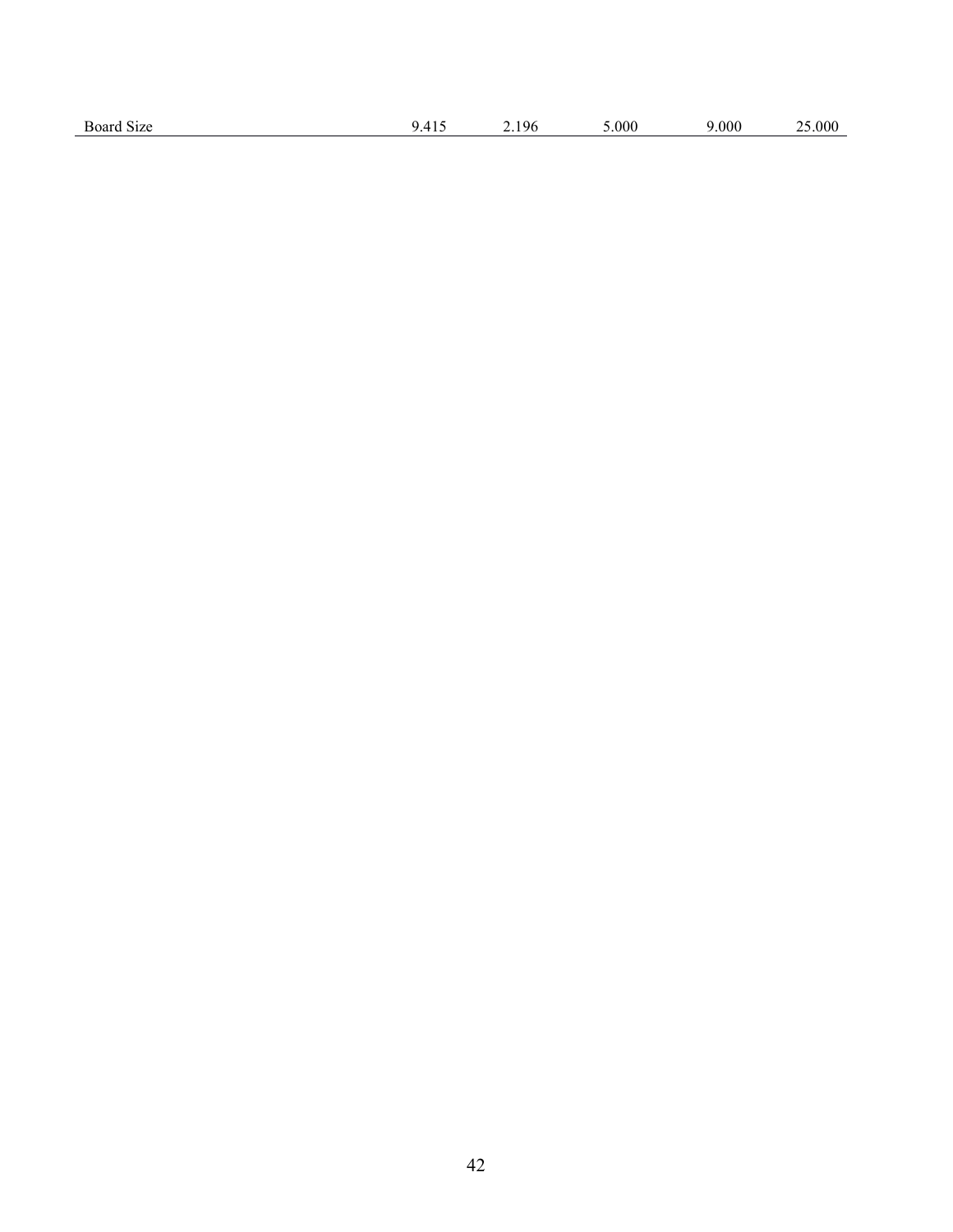| | | | | | |
|---|---|---|---|---|---|
| Board Size | 9.415 | 2.196 | 5.000 | 9.000 | 25.000 |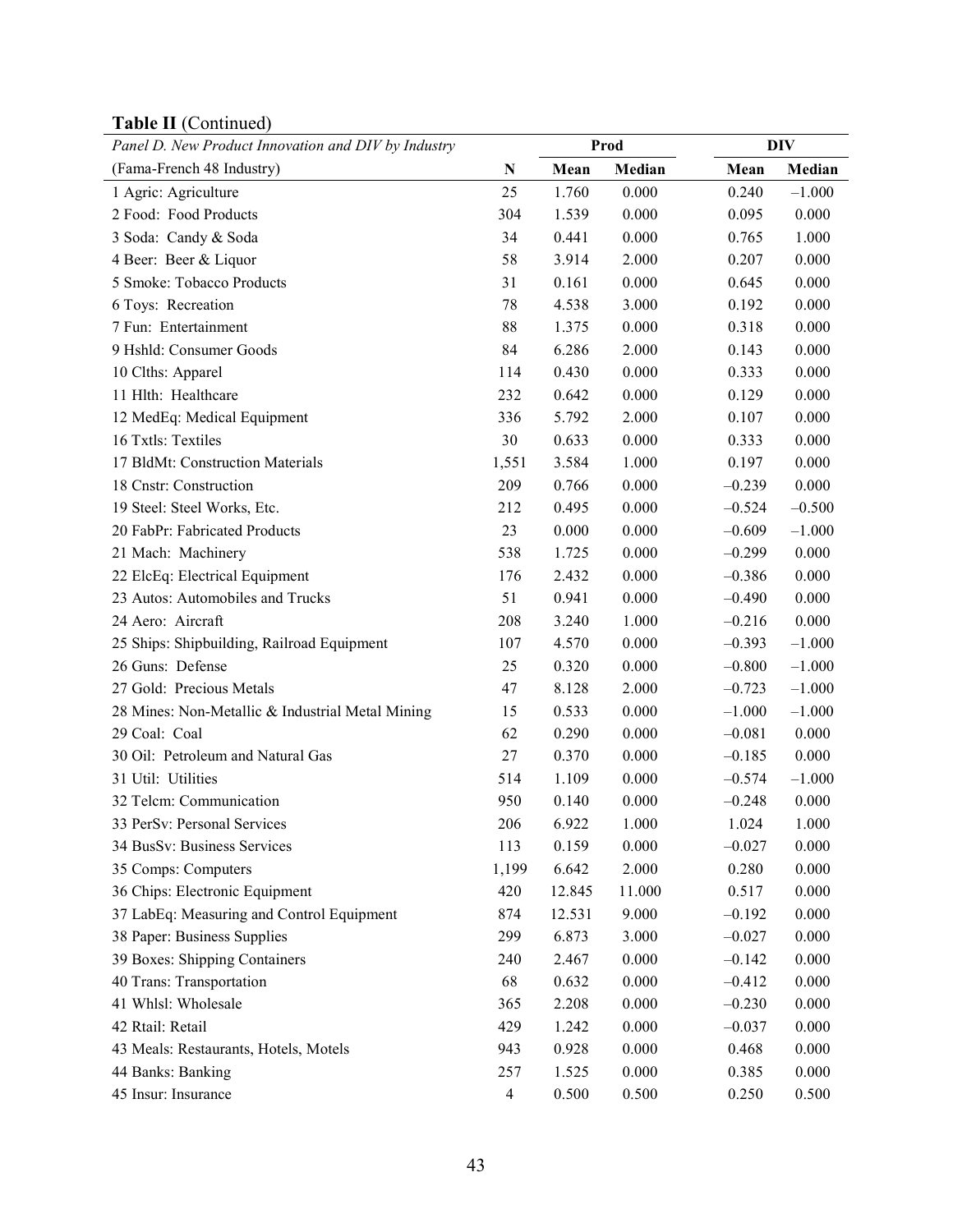**Table II** (Continued)

| *Panel D. New Product Innovation and DIV by Industry* | | Prod | | DIV | |
|---|---|---|---|---|---|
| (Fama-French 48 Industry) | N | Mean | Median | Mean | Median |
| 1 Agric: Agriculture | 25 | 1.760 | 0.000 | 0.240 | −1.000 |
| 2 Food: Food Products | 304 | 1.539 | 0.000 | 0.095 | 0.000 |
| 3 Soda: Candy & Soda | 34 | 0.441 | 0.000 | 0.765 | 1.000 |
| 4 Beer: Beer & Liquor | 58 | 3.914 | 2.000 | 0.207 | 0.000 |
| 5 Smoke: Tobacco Products | 31 | 0.161 | 0.000 | 0.645 | 0.000 |
| 6 Toys: Recreation | 78 | 4.538 | 3.000 | 0.192 | 0.000 |
| 7 Fun: Entertainment | 88 | 1.375 | 0.000 | 0.318 | 0.000 |
| 9 Hshld: Consumer Goods | 84 | 6.286 | 2.000 | 0.143 | 0.000 |
| 10 Clths: Apparel | 114 | 0.430 | 0.000 | 0.333 | 0.000 |
| 11 Hlth: Healthcare | 232 | 0.642 | 0.000 | 0.129 | 0.000 |
| 12 MedEq: Medical Equipment | 336 | 5.792 | 2.000 | 0.107 | 0.000 |
| 16 Txtls: Textiles | 30 | 0.633 | 0.000 | 0.333 | 0.000 |
| 17 BldMt: Construction Materials | 1,551 | 3.584 | 1.000 | 0.197 | 0.000 |
| 18 Cnstr: Construction | 209 | 0.766 | 0.000 | −0.239 | 0.000 |
| 19 Steel: Steel Works, Etc. | 212 | 0.495 | 0.000 | −0.524 | −0.500 |
| 20 FabPr: Fabricated Products | 23 | 0.000 | 0.000 | −0.609 | −1.000 |
| 21 Mach: Machinery | 538 | 1.725 | 0.000 | −0.299 | 0.000 |
| 22 ElcEq: Electrical Equipment | 176 | 2.432 | 0.000 | −0.386 | 0.000 |
| 23 Autos: Automobiles and Trucks | 51 | 0.941 | 0.000 | −0.490 | 0.000 |
| 24 Aero: Aircraft | 208 | 3.240 | 1.000 | −0.216 | 0.000 |
| 25 Ships: Shipbuilding, Railroad Equipment | 107 | 4.570 | 0.000 | −0.393 | −1.000 |
| 26 Guns: Defense | 25 | 0.320 | 0.000 | −0.800 | −1.000 |
| 27 Gold: Precious Metals | 47 | 8.128 | 2.000 | −0.723 | −1.000 |
| 28 Mines: Non-Metallic & Industrial Metal Mining | 15 | 0.533 | 0.000 | −1.000 | −1.000 |
| 29 Coal: Coal | 62 | 0.290 | 0.000 | −0.081 | 0.000 |
| 30 Oil: Petroleum and Natural Gas | 27 | 0.370 | 0.000 | −0.185 | 0.000 |
| 31 Util: Utilities | 514 | 1.109 | 0.000 | −0.574 | −1.000 |
| 32 Telcm: Communication | 950 | 0.140 | 0.000 | −0.248 | 0.000 |
| 33 PerSv: Personal Services | 206 | 6.922 | 1.000 | 1.024 | 1.000 |
| 34 BusSv: Business Services | 113 | 0.159 | 0.000 | −0.027 | 0.000 |
| 35 Comps: Computers | 1,199 | 6.642 | 2.000 | 0.280 | 0.000 |
| 36 Chips: Electronic Equipment | 420 | 12.845 | 11.000 | 0.517 | 0.000 |
| 37 LabEq: Measuring and Control Equipment | 874 | 12.531 | 9.000 | −0.192 | 0.000 |
| 38 Paper: Business Supplies | 299 | 6.873 | 3.000 | −0.027 | 0.000 |
| 39 Boxes: Shipping Containers | 240 | 2.467 | 0.000 | −0.142 | 0.000 |
| 40 Trans: Transportation | 68 | 0.632 | 0.000 | −0.412 | 0.000 |
| 41 Whlsl: Wholesale | 365 | 2.208 | 0.000 | −0.230 | 0.000 |
| 42 Rtail: Retail | 429 | 1.242 | 0.000 | −0.037 | 0.000 |
| 43 Meals: Restaurants, Hotels, Motels | 943 | 0.928 | 0.000 | 0.468 | 0.000 |
| 44 Banks: Banking | 257 | 1.525 | 0.000 | 0.385 | 0.000 |
| 45 Insur: Insurance | 4 | 0.500 | 0.500 | 0.250 | 0.500 |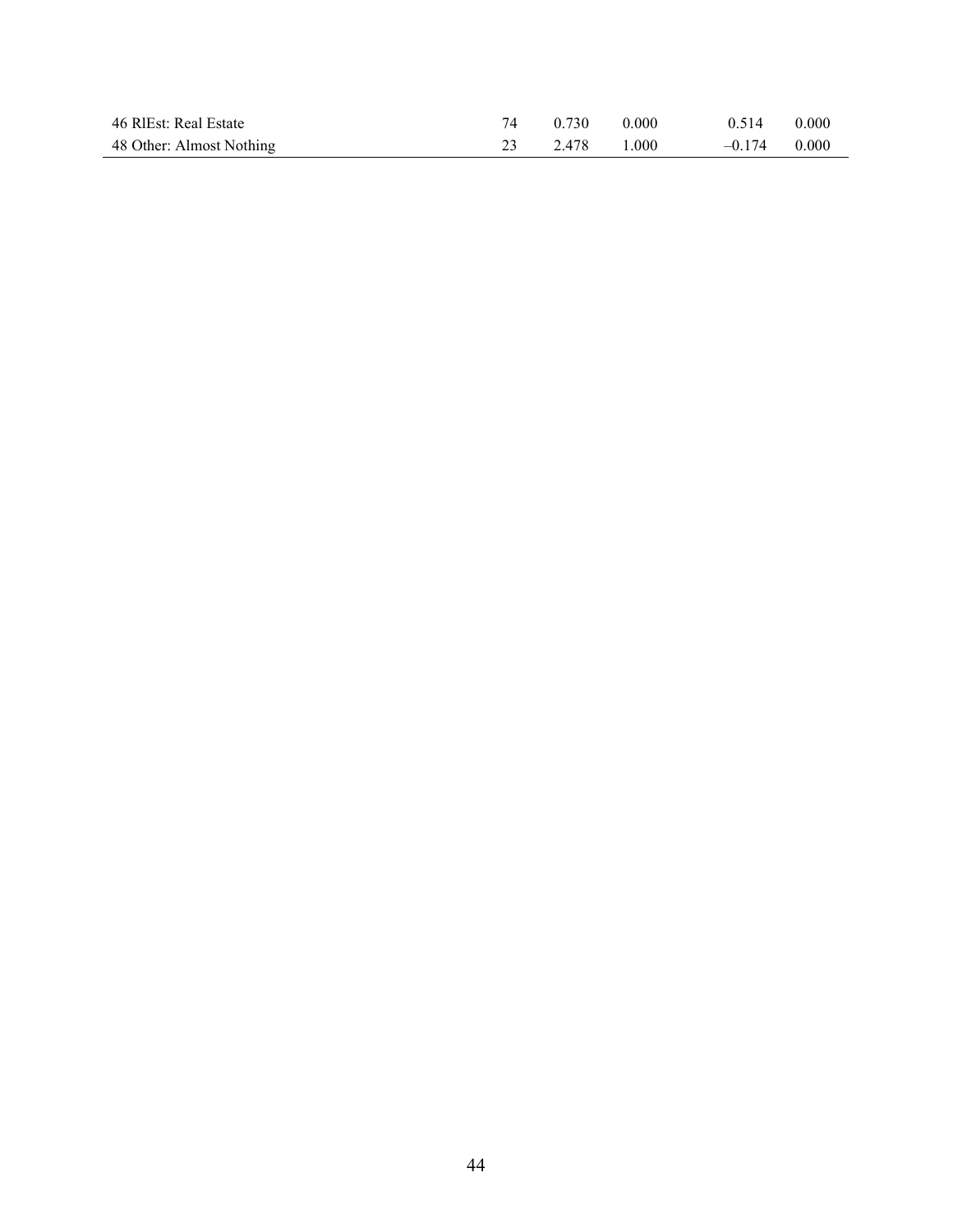| | | | | | |
|---|---|---|---|---|---|
| 46 RlEst: Real Estate | 74 | 0.730 | 0.000 | 0.514 | 0.000 |
| 48 Other: Almost Nothing | 23 | 2.478 | 1.000 | –0.174 | 0.000 |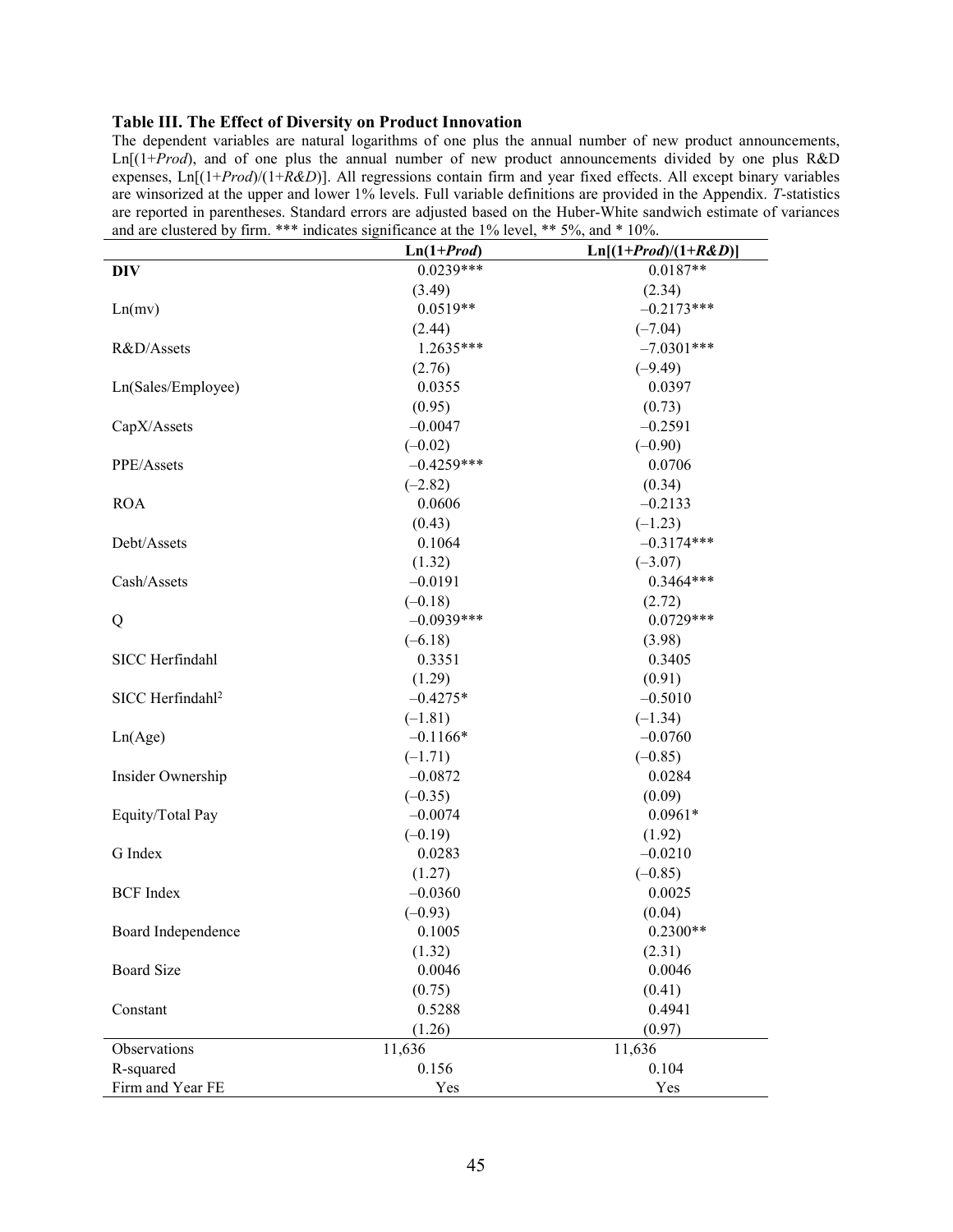**Table III. The Effect of Diversity on Product Innovation**

The dependent variables are natural logarithms of one plus the annual number of new product announcements, Ln[(1+*Prod*), and of one plus the annual number of new product announcements divided by one plus R&D expenses, Ln[(1+*Prod*)/(1+*R&D*)]. All regressions contain firm and year fixed effects. All except binary variables are winsorized at the upper and lower 1% levels. Full variable definitions are provided in the Appendix. *T*-statistics are reported in parentheses. Standard errors are adjusted based on the Huber-White sandwich estimate of variances and are clustered by firm. *** indicates significance at the 1% level, ** 5%, and * 10%.

| | **Ln(1+*Prod*)** | **Ln[(1+*Prod*)/(1+*R&D*)]** |
|---|---|---|
| **DIV** | 0.0239*** | 0.0187** |
| | (3.49) | (2.34) |
| Ln(mv) | 0.0519** | –0.2173*** |
| | (2.44) | (–7.04) |
| R&D/Assets | 1.2635*** | –7.0301*** |
| | (2.76) | (–9.49) |
| Ln(Sales/Employee) | 0.0355 | 0.0397 |
| | (0.95) | (0.73) |
| CapX/Assets | –0.0047 | –0.2591 |
| | (–0.02) | (–0.90) |
| PPE/Assets | –0.4259*** | 0.0706 |
| | (–2.82) | (0.34) |
| ROA | 0.0606 | –0.2133 |
| | (0.43) | (–1.23) |
| Debt/Assets | 0.1064 | –0.3174*** |
| | (1.32) | (–3.07) |
| Cash/Assets | –0.0191 | 0.3464*** |
| | (–0.18) | (2.72) |
| Q | –0.0939*** | 0.0729*** |
| | (–6.18) | (3.98) |
| SICC Herfindahl | 0.3351 | 0.3405 |
| | (1.29) | (0.91) |
| SICC Herfindahl$^2$ | –0.4275* | –0.5010 |
| | (–1.81) | (–1.34) |
| Ln(Age) | –0.1166* | –0.0760 |
| | (–1.71) | (–0.85) |
| Insider Ownership | –0.0872 | 0.0284 |
| | (–0.35) | (0.09) |
| Equity/Total Pay | –0.0074 | 0.0961* |
| | (–0.19) | (1.92) |
| G Index | 0.0283 | –0.0210 |
| | (1.27) | (–0.85) |
| BCF Index | –0.0360 | 0.0025 |
| | (–0.93) | (0.04) |
| Board Independence | 0.1005 | 0.2300** |
| | (1.32) | (2.31) |
| Board Size | 0.0046 | 0.0046 |
| | (0.75) | (0.41) |
| Constant | 0.5288 | 0.4941 |
| | (1.26) | (0.97) |
| Observations | 11,636 | 11,636 |
| R-squared | 0.156 | 0.104 |
| Firm and Year FE | Yes | Yes |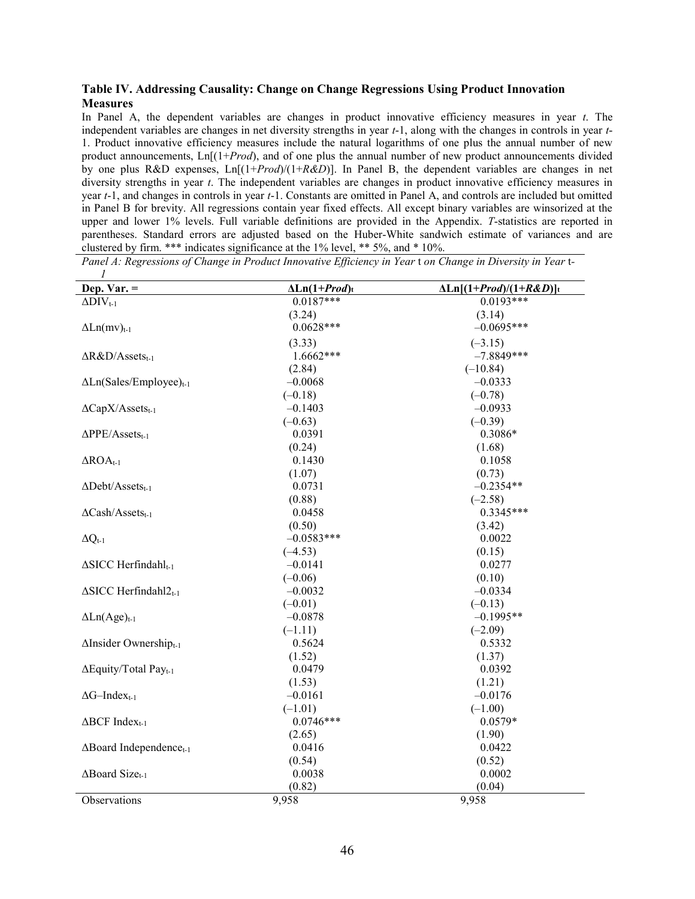### Table IV. Addressing Causality: Change on Change Regressions Using Product Innovation Measures

In Panel A, the dependent variables are changes in product innovative efficiency measures in year *t*. The independent variables are changes in net diversity strengths in year *t*-1, along with the changes in controls in year *t*-1. Product innovative efficiency measures include the natural logarithms of one plus the annual number of new product announcements, Ln[(1+*Prod*), and of one plus the annual number of new product announcements divided by one plus R&D expenses, Ln[(1+*Prod*)/(1+*R&D*)]. In Panel B, the dependent variables are changes in net diversity strengths in year *t*. The independent variables are changes in product innovative efficiency measures in year *t*-1, and changes in controls in year *t*-1. Constants are omitted in Panel A, and controls are included but omitted in Panel B for brevity. All regressions contain year fixed effects. All except binary variables are winsorized at the upper and lower 1% levels. Full variable definitions are provided in the Appendix. *T*-statistics are reported in parentheses. Standard errors are adjusted based on the Huber-White sandwich estimate of variances and are clustered by firm. *** indicates significance at the 1% level, ** 5%, and * 10%.

*Panel A: Regressions of Change in Product Innovative Efficiency in Year* t *on Change in Diversity in Year* t-*1*

| Dep. Var. = | $\Delta$Ln(1+*Prod*)$_t$ | $\Delta$Ln[(1+*Prod*)/(1+*R&D*)]$_t$ |
|---|---|---|
| $\Delta DIV_{t-1}$ | 0.0187*** | 0.0193*** |
| | (3.24) | (3.14) |
| $\Delta Ln(mv)_{t-1}$ | 0.0628*** | –0.0695*** |
| | (3.33) | (–3.15) |
| $\Delta R\&D/Assets_{t-1}$ | 1.6662*** | –7.8849*** |
| | (2.84) | (–10.84) |
| $\Delta Ln(Sales/Employee)_{t-1}$ | –0.0068 | –0.0333 |
| | (–0.18) | (–0.78) |
| $\Delta CapX/Assets_{t-1}$ | –0.1403 | –0.0933 |
| | (–0.63) | (–0.39) |
| $\Delta PPE/Assets_{t-1}$ | 0.0391 | 0.3086* |
| | (0.24) | (1.68) |
| $\Delta ROA_{t-1}$ | 0.1430 | 0.1058 |
| | (1.07) | (0.73) |
| $\Delta Debt/Assets_{t-1}$ | 0.0731 | –0.2354** |
| | (0.88) | (–2.58) |
| $\Delta Cash/Assets_{t-1}$ | 0.0458 | 0.3345*** |
| | (0.50) | (3.42) |
| $\Delta Q_{t-1}$ | –0.0583*** | 0.0022 |
| | (–4.53) | (0.15) |
| $\Delta$SICC Herfindahl$_{t-1}$ | –0.0141 | 0.0277 |
| | (–0.06) | (0.10) |
| $\Delta$SICC Herfindahl2$_{t-1}$ | –0.0032 | –0.0334 |
| | (–0.01) | (–0.13) |
| $\Delta Ln(Age)_{t-1}$ | –0.0878 | –0.1995** |
| | (–1.11) | (–2.09) |
| $\Delta$Insider Ownership$_{t-1}$ | 0.5624 | 0.5332 |
| | (1.52) | (1.37) |
| $\Delta$Equity/Total Pay$_{t-1}$ | 0.0479 | 0.0392 |
| | (1.53) | (1.21) |
| $\Delta$G–Index$_{t-1}$ | –0.0161 | –0.0176 |
| | (–1.01) | (–1.00) |
| $\Delta$BCF Index$_{t-1}$ | 0.0746*** | 0.0579* |
| | (2.65) | (1.90) |
| $\Delta$Board Independence$_{t-1}$ | 0.0416 | 0.0422 |
| | (0.54) | (0.52) |
| $\Delta$Board Size$_{t-1}$ | 0.0038 | 0.0002 |
| | (0.82) | (0.04) |
| Observations | 9,958 | 9,958 |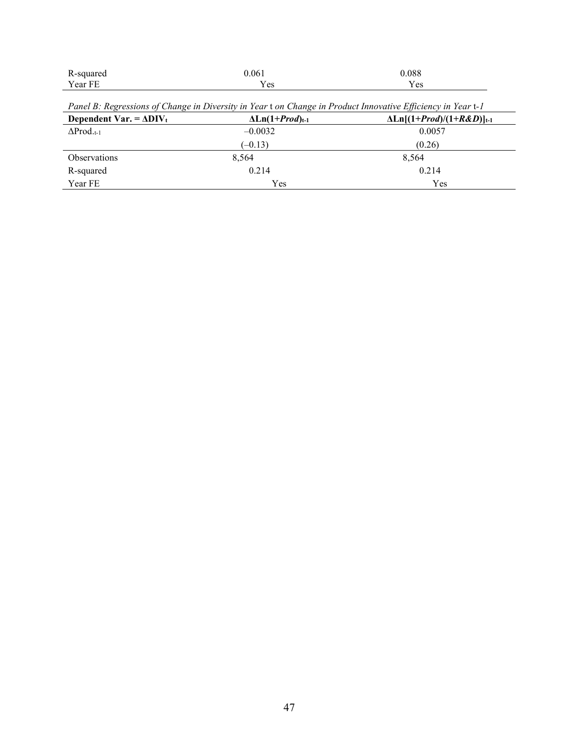| | | |
|---|---|---|
| R-squared | 0.061 | 0.088 |
| Year FE | Yes | Yes |

*Panel B: Regressions of Change in Diversity in Year t on Change in Product Innovative Efficiency in Year t-1*

| **Dependent Var. = $\Delta DIV_t$** | **$\Delta Ln(1+\boldsymbol{Prod})_{t-1}$** | **$\Delta Ln[(1+\boldsymbol{Prod})/(1+\boldsymbol{R\&D})]_{t-1}$** |
|---|---|---|
| $\Delta Prod._{t-1}$ | –0.0032 | 0.0057 |
| | (–0.13) | (0.26) |
| Observations | 8,564 | 8,564 |
| R-squared | 0.214 | 0.214 |
| Year FE | Yes | Yes |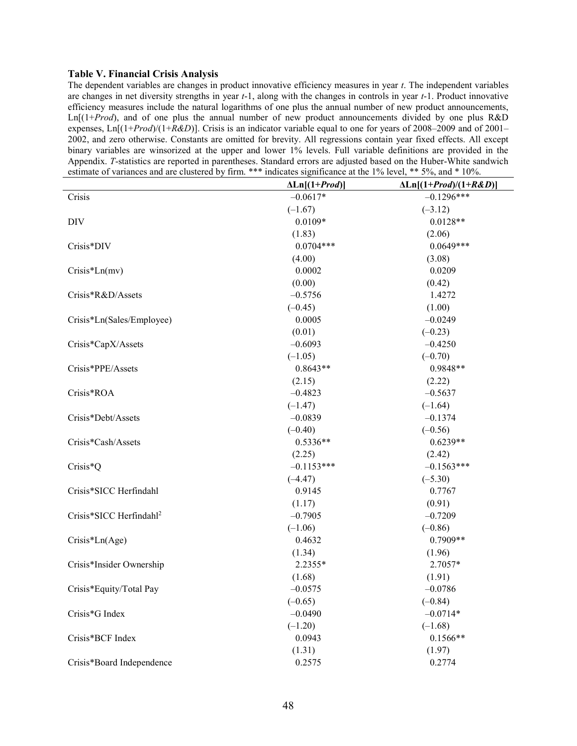**Table V. Financial Crisis Analysis**

The dependent variables are changes in product innovative efficiency measures in year *t*. The independent variables are changes in net diversity strengths in year *t*-1, along with the changes in controls in year *t*-1. Product innovative efficiency measures include the natural logarithms of one plus the annual number of new product announcements, Ln[(1+*Prod*), and of one plus the annual number of new product announcements divided by one plus R&D expenses, Ln[(1+*Prod*)/(1+*R&D*)]. Crisis is an indicator variable equal to one for years of 2008–2009 and of 2001–2002, and zero otherwise. Constants are omitted for brevity. All regressions contain year fixed effects. All except binary variables are winsorized at the upper and lower 1% levels. Full variable definitions are provided in the Appendix. *T*-statistics are reported in parentheses. Standard errors are adjusted based on the Huber-White sandwich estimate of variances and are clustered by firm. *** indicates significance at the 1% level, ** 5%, and * 10%.

| | **ΔLn[(1+*Prod*)]** | **ΔLn[(1+*Prod*)/(1+*R&D*)]** |
|---|---|---|
| Crisis | –0.0617* | –0.1296*** |
| | (–1.67) | (–3.12) |
| DIV | 0.0109* | 0.0128** |
| | (1.83) | (2.06) |
| Crisis*DIV | 0.0704*** | 0.0649*** |
| | (4.00) | (3.08) |
| Crisis*Ln(mv) | 0.0002 | 0.0209 |
| | (0.00) | (0.42) |
| Crisis*R&D/Assets | –0.5756 | 1.4272 |
| | (–0.45) | (1.00) |
| Crisis*Ln(Sales/Employee) | 0.0005 | –0.0249 |
| | (0.01) | (–0.23) |
| Crisis*CapX/Assets | –0.6093 | –0.4250 |
| | (–1.05) | (–0.70) |
| Crisis*PPE/Assets | 0.8643** | 0.9848** |
| | (2.15) | (2.22) |
| Crisis*ROA | –0.4823 | –0.5637 |
| | (–1.47) | (–1.64) |
| Crisis*Debt/Assets | –0.0839 | –0.1374 |
| | (–0.40) | (–0.56) |
| Crisis*Cash/Assets | 0.5336** | 0.6239** |
| | (2.25) | (2.42) |
| Crisis*Q | –0.1153*** | –0.1563*** |
| | (–4.47) | (–5.30) |
| Crisis*SICC Herfindahl | 0.9145 | 0.7767 |
| | (1.17) | (0.91) |
| Crisis*SICC Herfindahl$^2$ | –0.7905 | –0.7209 |
| | (–1.06) | (–0.86) |
| Crisis*Ln(Age) | 0.4632 | 0.7909** |
| | (1.34) | (1.96) |
| Crisis*Insider Ownership | 2.2355* | 2.7057* |
| | (1.68) | (1.91) |
| Crisis*Equity/Total Pay | –0.0575 | –0.0786 |
| | (–0.65) | (–0.84) |
| Crisis*G Index | –0.0490 | –0.0714* |
| | (–1.20) | (–1.68) |
| Crisis*BCF Index | 0.0943 | 0.1566** |
| | (1.31) | (1.97) |
| Crisis*Board Independence | 0.2575 | 0.2774 |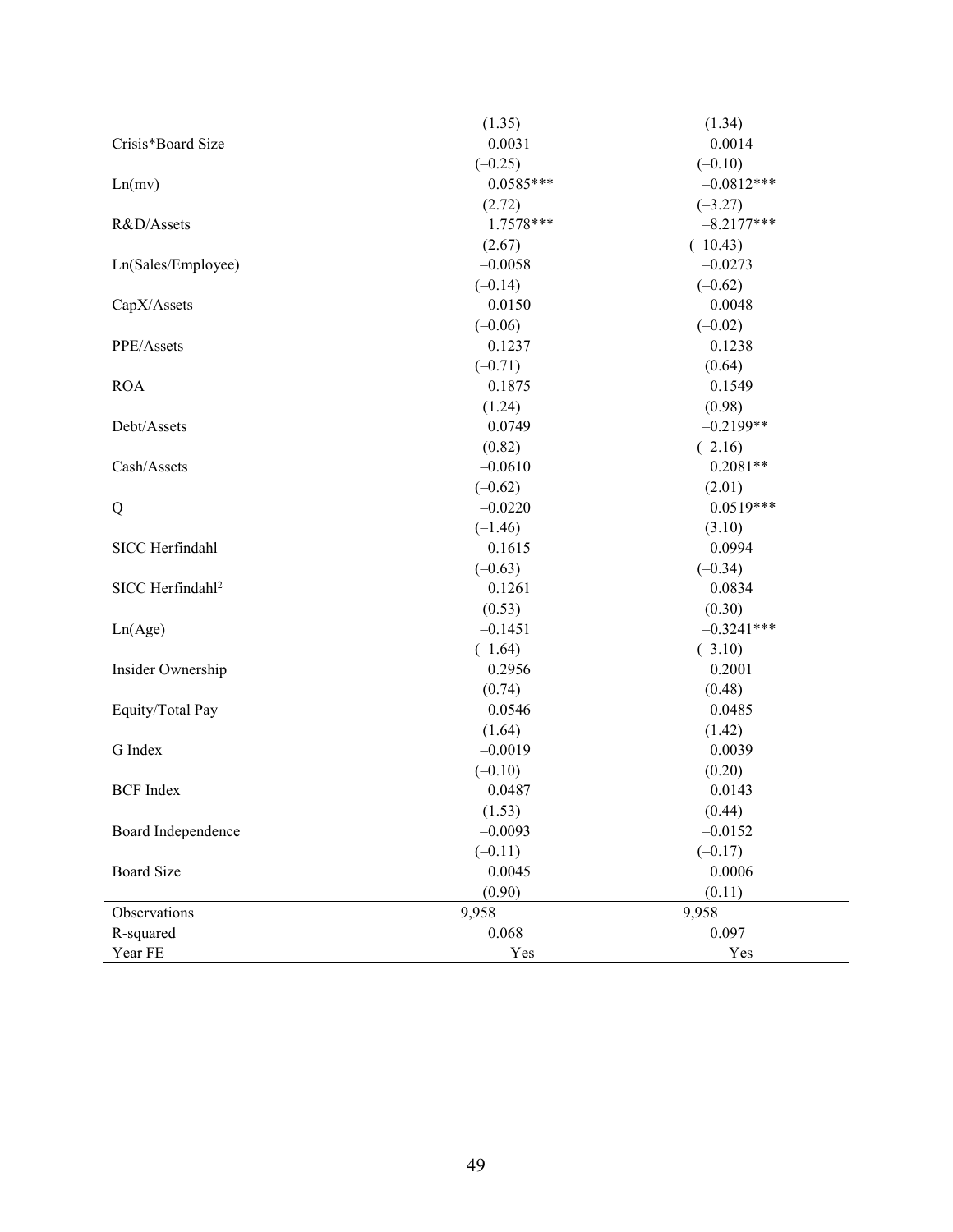| | | |
|---|---|---|
| | (1.35) | (1.34) |
| Crisis*Board Size | –0.0031 | –0.0014 |
| | (–0.25) | (–0.10) |
| Ln(mv) | 0.0585*** | –0.0812*** |
| | (2.72) | (–3.27) |
| R&D/Assets | 1.7578*** | –8.2177*** |
| | (2.67) | (–10.43) |
| Ln(Sales/Employee) | –0.0058 | –0.0273 |
| | (–0.14) | (–0.62) |
| CapX/Assets | –0.0150 | –0.0048 |
| | (–0.06) | (–0.02) |
| PPE/Assets | –0.1237 | 0.1238 |
| | (–0.71) | (0.64) |
| ROA | 0.1875 | 0.1549 |
| | (1.24) | (0.98) |
| Debt/Assets | 0.0749 | –0.2199** |
| | (0.82) | (–2.16) |
| Cash/Assets | –0.0610 | 0.2081** |
| | (–0.62) | (2.01) |
| Q | –0.0220 | 0.0519*** |
| | (–1.46) | (3.10) |
| SICC Herfindahl | –0.1615 | –0.0994 |
| | (–0.63) | (–0.34) |
| SICC Herfindahl$^2$ | 0.1261 | 0.0834 |
| | (0.53) | (0.30) |
| Ln(Age) | –0.1451 | –0.3241*** |
| | (–1.64) | (–3.10) |
| Insider Ownership | 0.2956 | 0.2001 |
| | (0.74) | (0.48) |
| Equity/Total Pay | 0.0546 | 0.0485 |
| | (1.64) | (1.42) |
| G Index | –0.0019 | 0.0039 |
| | (–0.10) | (0.20) |
| BCF Index | 0.0487 | 0.0143 |
| | (1.53) | (0.44) |
| Board Independence | –0.0093 | –0.0152 |
| | (–0.11) | (–0.17) |
| Board Size | 0.0045 | 0.0006 |
| | (0.90) | (0.11) |
| Observations | 9,958 | 9,958 |
| R-squared | 0.068 | 0.097 |
| Year FE | Yes | Yes |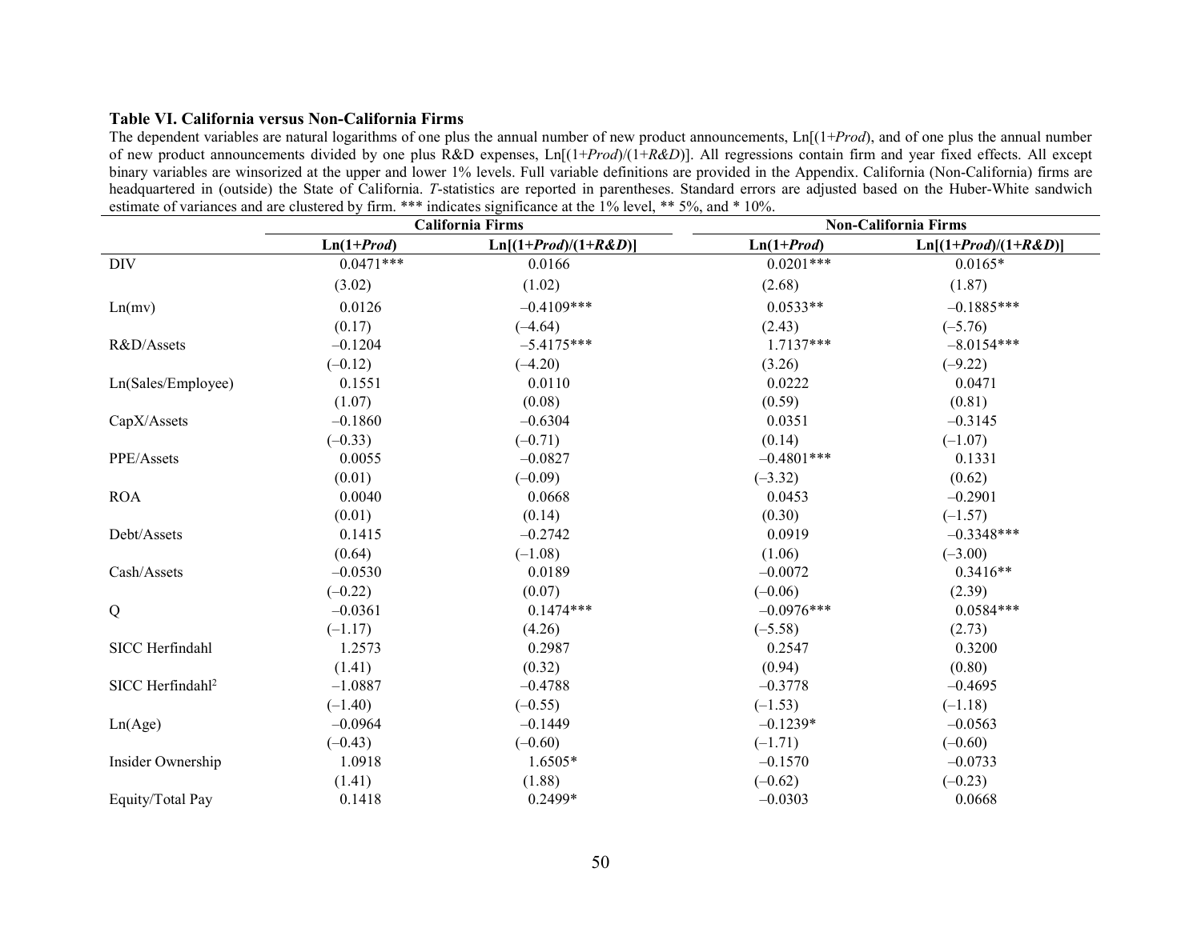**Table VI. California versus Non-California Firms**

The dependent variables are natural logarithms of one plus the annual number of new product announcements, Ln[(1+*Prod*), and of one plus the annual number of new product announcements divided by one plus R&D expenses, Ln[(1+*Prod*)/(1+*R&D*)]. All regressions contain firm and year fixed effects. All except binary variables are winsorized at the upper and lower 1% levels. Full variable definitions are provided in the Appendix. California (Non-California) firms are headquartered in (outside) the State of California. *T*-statistics are reported in parentheses. Standard errors are adjusted based on the Huber-White sandwich estimate of variances and are clustered by firm. *** indicates significance at the 1% level, ** 5%, and * 10%.

| | California Firms | | Non-California Firms | |
|---|---|---|---|---|
| | **Ln(1+*Prod*)** | **Ln[(1+*Prod*)/(1+*R&D*)]** | **Ln(1+*Prod*)** | **Ln[(1+*Prod*)/(1+*R&D*)]** |
| DIV | 0.0471*** | 0.0166 | 0.0201*** | 0.0165* |
| | (3.02) | (1.02) | (2.68) | (1.87) |
| Ln(mv) | 0.0126 | –0.4109*** | 0.0533** | –0.1885*** |
| | (0.17) | (–4.64) | (2.43) | (–5.76) |
| R&D/Assets | –0.1204 | –5.4175*** | 1.7137*** | –8.0154*** |
| | (–0.12) | (–4.20) | (3.26) | (–9.22) |
| Ln(Sales/Employee) | 0.1551 | 0.0110 | 0.0222 | 0.0471 |
| | (1.07) | (0.08) | (0.59) | (0.81) |
| CapX/Assets | –0.1860 | –0.6304 | 0.0351 | –0.3145 |
| | (–0.33) | (–0.71) | (0.14) | (–1.07) |
| PPE/Assets | 0.0055 | –0.0827 | –0.4801*** | 0.1331 |
| | (0.01) | (–0.09) | (–3.32) | (0.62) |
| ROA | 0.0040 | 0.0668 | 0.0453 | –0.2901 |
| | (0.01) | (0.14) | (0.30) | (–1.57) |
| Debt/Assets | 0.1415 | –0.2742 | 0.0919 | –0.3348*** |
| | (0.64) | (–1.08) | (1.06) | (–3.00) |
| Cash/Assets | –0.0530 | 0.0189 | –0.0072 | 0.3416** |
| | (–0.22) | (0.07) | (–0.06) | (2.39) |
| Q | –0.0361 | 0.1474*** | –0.0976*** | 0.0584*** |
| | (–1.17) | (4.26) | (–5.58) | (2.73) |
| SICC Herfindahl | 1.2573 | 0.2987 | 0.2547 | 0.3200 |
| | (1.41) | (0.32) | (0.94) | (0.80) |
| SICC Herfindahl$^2$ | –1.0887 | –0.4788 | –0.3778 | –0.4695 |
| | (–1.40) | (–0.55) | (–1.53) | (–1.18) |
| Ln(Age) | –0.0964 | –0.1449 | –0.1239* | –0.0563 |
| | (–0.43) | (–0.60) | (–1.71) | (–0.60) |
| Insider Ownership | 1.0918 | 1.6505* | –0.1570 | –0.0733 |
| | (1.41) | (1.88) | (–0.62) | (–0.23) |
| Equity/Total Pay | 0.1418 | 0.2499* | –0.0303 | 0.0668 |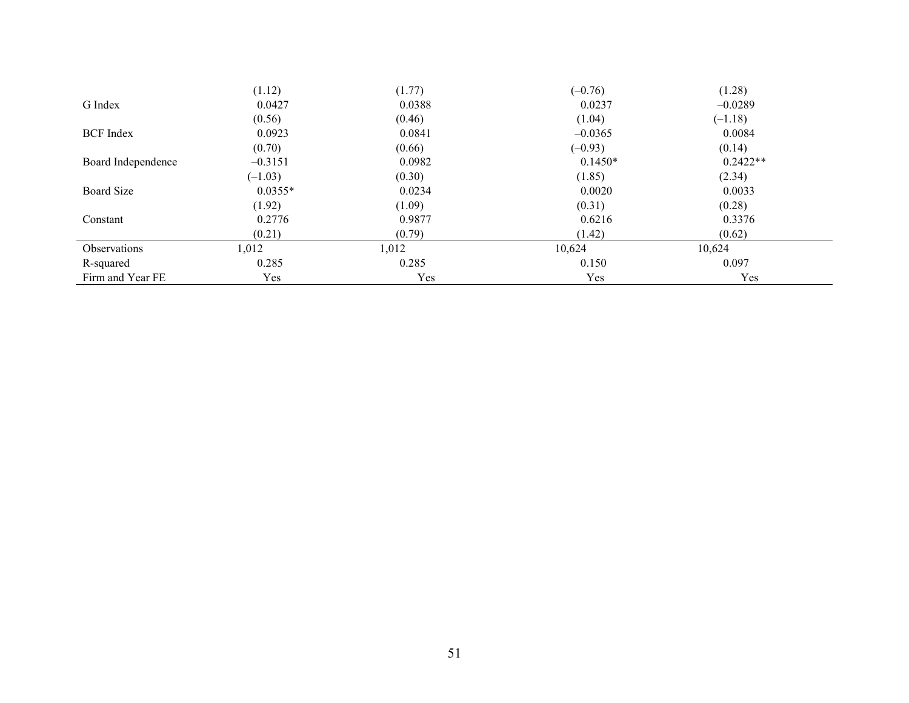| | | | | |
|---|---|---|---|---|
| | (1.12) | (1.77) | (–0.76) | (1.28) |
| G Index | 0.0427 | 0.0388 | 0.0237 | –0.0289 |
| | (0.56) | (0.46) | (1.04) | (–1.18) |
| BCF Index | 0.0923 | 0.0841 | –0.0365 | 0.0084 |
| | (0.70) | (0.66) | (–0.93) | (0.14) |
| Board Independence | –0.3151 | 0.0982 | 0.1450* | 0.2422** |
| | (–1.03) | (0.30) | (1.85) | (2.34) |
| Board Size | 0.0355* | 0.0234 | 0.0020 | 0.0033 |
| | (1.92) | (1.09) | (0.31) | (0.28) |
| Constant | 0.2776 | 0.9877 | 0.6216 | 0.3376 |
| | (0.21) | (0.79) | (1.42) | (0.62) |
| Observations | 1,012 | 1,012 | 10,624 | 10,624 |
| R-squared | 0.285 | 0.285 | 0.150 | 0.097 |
| Firm and Year FE | Yes | Yes | Yes | Yes |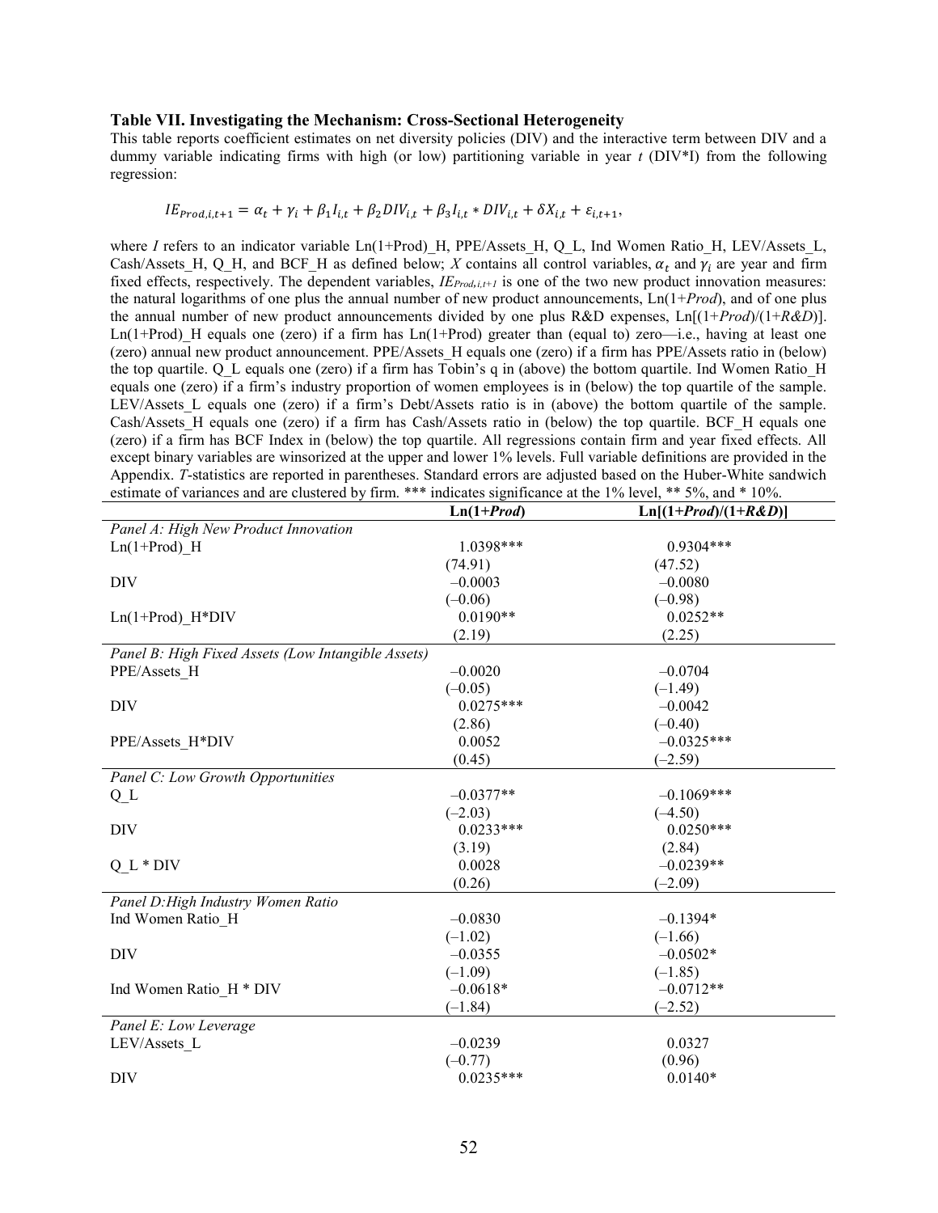**Table VII. Investigating the Mechanism: Cross-Sectional Heterogeneity**

This table reports coefficient estimates on net diversity policies (DIV) and the interactive term between DIV and a dummy variable indicating firms with high (or low) partitioning variable in year *t* (DIV*I) from the following regression:

$$IE_{Prod,i,t+1} = \alpha_t + \gamma_i + \beta_1 I_{i,t} + \beta_2 DIV_{i,t} + \beta_3 I_{i,t} * DIV_{i,t} + \delta X_{i,t} + \varepsilon_{i,t+1},$$

where *I* refers to an indicator variable Ln(1+Prod)_H, PPE/Assets_H, Q_L, Ind Women Ratio_H, LEV/Assets_L, Cash/Assets_H, Q_H, and BCF_H as defined below; *X* contains all control variables, $\alpha_t$ and $\gamma_i$ are year and firm fixed effects, respectively. The dependent variables, $IE_{Prod,i,t+1}$ is one of the two new product innovation measures: the natural logarithms of one plus the annual number of new product announcements, Ln(1+*Prod*), and of one plus the annual number of new product announcements divided by one plus R&D expenses, Ln[(1+*Prod*)/(1+*R&D*)]. Ln(1+Prod)_H equals one (zero) if a firm has Ln(1+Prod) greater than (equal to) zero—i.e., having at least one (zero) annual new product announcement. PPE/Assets_H equals one (zero) if a firm has PPE/Assets ratio in (below) the top quartile. Q_L equals one (zero) if a firm has Tobin's q in (above) the bottom quartile. Ind Women Ratio_H equals one (zero) if a firm's industry proportion of women employees is in (below) the top quartile of the sample. LEV/Assets_L equals one (zero) if a firm's Debt/Assets ratio is in (above) the bottom quartile of the sample. Cash/Assets_H equals one (zero) if a firm has Cash/Assets ratio in (below) the top quartile. BCF_H equals one (zero) if a firm has BCF Index in (below) the top quartile. All regressions contain firm and year fixed effects. All except binary variables are winsorized at the upper and lower 1% levels. Full variable definitions are provided in the Appendix. *T*-statistics are reported in parentheses. Standard errors are adjusted based on the Huber-White sandwich estimate of variances and are clustered by firm. *** indicates significance at the 1% level, ** 5%, and * 10%.

| | **Ln(1+*Prod*)** | **Ln[(1+*Prod*)/(1+*R&D*)]** |
|---|---|---|
| *Panel A: High New Product Innovation* | | |
| Ln(1+Prod)_H | 1.0398*** | 0.9304*** |
| | (74.91) | (47.52) |
| DIV | –0.0003 | –0.0080 |
| | (–0.06) | (–0.98) |
| Ln(1+Prod)_H*DIV | 0.0190** | 0.0252** |
| | (2.19) | (2.25) |
| *Panel B: High Fixed Assets (Low Intangible Assets)* | | |
| PPE/Assets_H | –0.0020 | –0.0704 |
| | (–0.05) | (–1.49) |
| DIV | 0.0275*** | –0.0042 |
| | (2.86) | (–0.40) |
| PPE/Assets_H*DIV | 0.0052 | –0.0325*** |
| | (0.45) | (–2.59) |
| *Panel C: Low Growth Opportunities* | | |
| Q_L | –0.0377** | –0.1069*** |
| | (–2.03) | (–4.50) |
| DIV | 0.0233*** | 0.0250*** |
| | (3.19) | (2.84) |
| Q_L * DIV | 0.0028 | –0.0239** |
| | (0.26) | (–2.09) |
| *Panel D:High Industry Women Ratio* | | |
| Ind Women Ratio_H | –0.0830 | –0.1394* |
| | (–1.02) | (–1.66) |
| DIV | –0.0355 | –0.0502* |
| | (–1.09) | (–1.85) |
| Ind Women Ratio_H * DIV | –0.0618* | –0.0712** |
| | (–1.84) | (–2.52) |
| *Panel E: Low Leverage* | | |
| LEV/Assets_L | –0.0239 | 0.0327 |
| | (–0.77) | (0.96) |
| DIV | 0.0235*** | 0.0140* |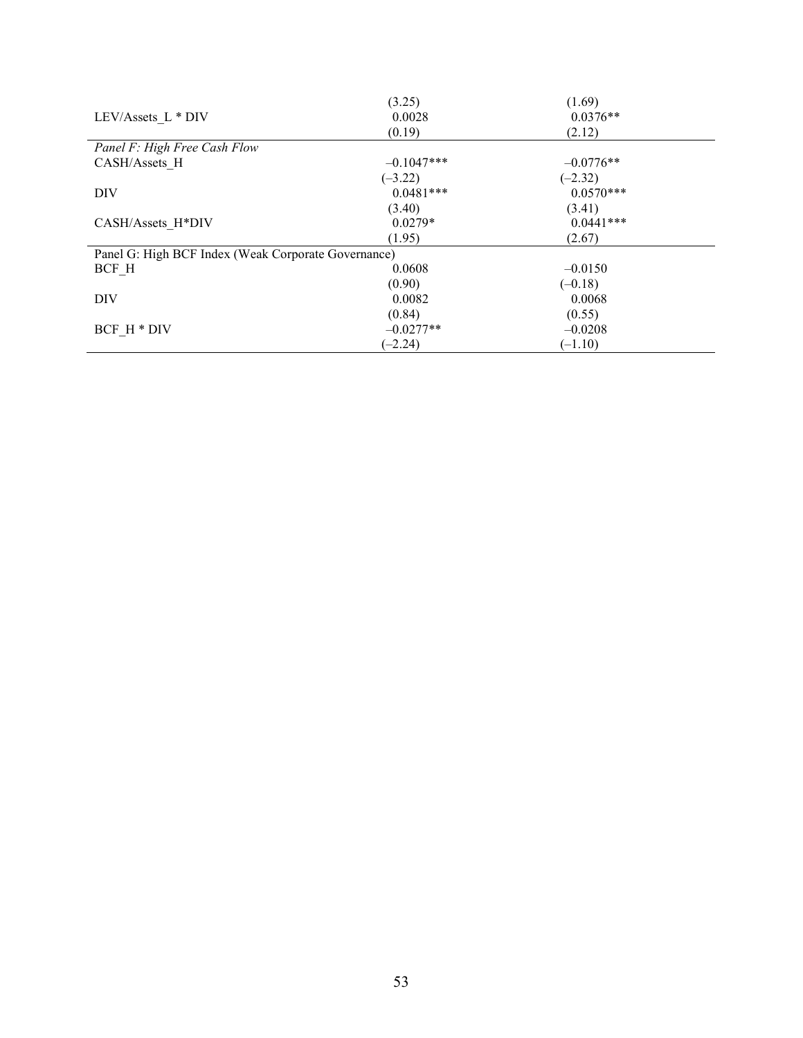| | | |
|---|---|---|
| | (3.25) | (1.69) |
| LEV/Assets_L * DIV | 0.0028 | 0.0376** |
| | (0.19) | (2.12) |
| *Panel F: High Free Cash Flow* | | |
| CASH/Assets_H | –0.1047*** | –0.0776** |
| | (–3.22) | (–2.32) |
| DIV | 0.0481*** | 0.0570*** |
| | (3.40) | (3.41) |
| CASH/Assets_H*DIV | 0.0279* | 0.0441*** |
| | (1.95) | (2.67) |
| Panel G: High BCF Index (Weak Corporate Governance) | | |
| BCF_H | 0.0608 | –0.0150 |
| | (0.90) | (–0.18) |
| DIV | 0.0082 | 0.0068 |
| | (0.84) | (0.55) |
| BCF_H * DIV | –0.0277** | –0.0208 |
| | (–2.24) | (–1.10) |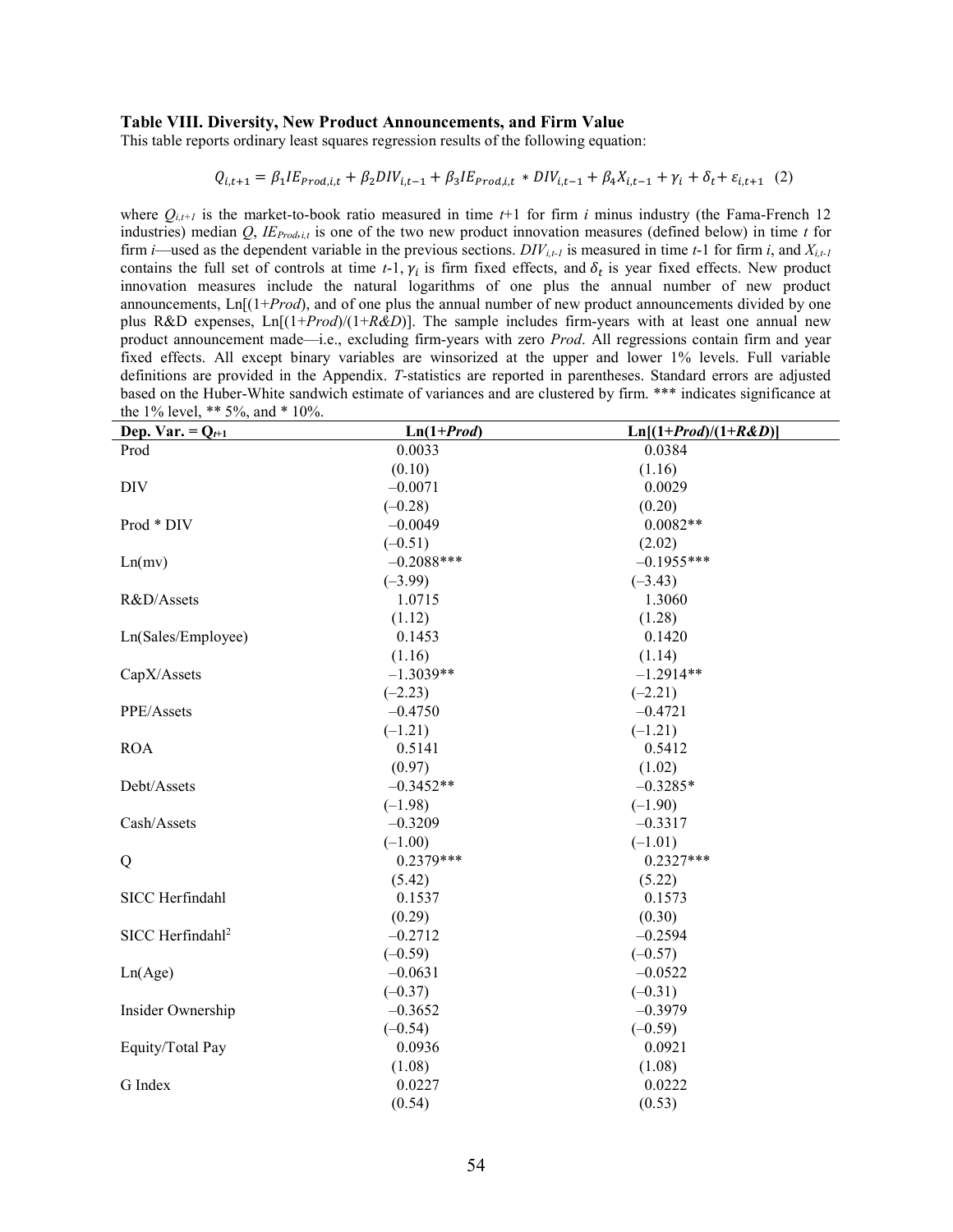**Table VIII. Diversity, New Product Announcements, and Firm Value**

This table reports ordinary least squares regression results of the following equation:

$$Q_{i,t+1} = \beta_1 IE_{Prod,i,t} + \beta_2 DIV_{i,t-1} + \beta_3 IE_{Prod,i,t} * DIV_{i,t-1} + \beta_4 X_{i,t-1} + \gamma_i + \delta_t + \varepsilon_{i,t+1} \quad (2)$$

where $Q_{i,t+1}$ is the market-to-book ratio measured in time $t$+1 for firm $i$ minus industry (the Fama-French 12 industries) median $Q$, $IE_{Prod,i,t}$ is one of the two new product innovation measures (defined below) in time $t$ for firm $i$—used as the dependent variable in the previous sections. $DIV_{i,t-1}$ is measured in time $t$-1 for firm $i$, and $X_{i,t-1}$ contains the full set of controls at time $t$-1, $\gamma_i$ is firm fixed effects, and $\delta_t$ is year fixed effects. New product innovation measures include the natural logarithms of one plus the annual number of new product announcements, Ln[(1+*Prod*), and of one plus the annual number of new product announcements divided by one plus R&D expenses, Ln[(1+*Prod*)/(1+*R&D*)]. The sample includes firm-years with at least one annual new product announcement made—i.e., excluding firm-years with zero *Prod*. All regressions contain firm and year fixed effects. All except binary variables are winsorized at the upper and lower 1% levels. Full variable definitions are provided in the Appendix. *T*-statistics are reported in parentheses. Standard errors are adjusted based on the Huber-White sandwich estimate of variances and are clustered by firm. *** indicates significance at the 1% level, ** 5%, and * 10%.

| Dep. Var. = $Q_{t+1}$ | Ln(1+*Prod*) | Ln[(1+*Prod*)/(1+*R&D*)] |
|---|---|---|
| Prod | 0.0033 | 0.0384 |
| | (0.10) | (1.16) |
| DIV | –0.0071 | 0.0029 |
| | (–0.28) | (0.20) |
| Prod * DIV | –0.0049 | 0.0082** |
| | (–0.51) | (2.02) |
| Ln(mv) | –0.2088*** | –0.1955*** |
| | (–3.99) | (–3.43) |
| R&D/Assets | 1.0715 | 1.3060 |
| | (1.12) | (1.28) |
| Ln(Sales/Employee) | 0.1453 | 0.1420 |
| | (1.16) | (1.14) |
| CapX/Assets | –1.3039** | –1.2914** |
| | (–2.23) | (–2.21) |
| PPE/Assets | –0.4750 | –0.4721 |
| | (–1.21) | (–1.21) |
| ROA | 0.5141 | 0.5412 |
| | (0.97) | (1.02) |
| Debt/Assets | –0.3452** | –0.3285* |
| | (–1.98) | (–1.90) |
| Cash/Assets | –0.3209 | –0.3317 |
| | (–1.00) | (–1.01) |
| Q | 0.2379*** | 0.2327*** |
| | (5.42) | (5.22) |
| SICC Herfindahl | 0.1537 | 0.1573 |
| | (0.29) | (0.30) |
| SICC Herfindahl$^2$ | –0.2712 | –0.2594 |
| | (–0.59) | (–0.57) |
| Ln(Age) | –0.0631 | –0.0522 |
| | (–0.37) | (–0.31) |
| Insider Ownership | –0.3652 | –0.3979 |
| | (–0.54) | (–0.59) |
| Equity/Total Pay | 0.0936 | 0.0921 |
| | (1.08) | (1.08) |
| G Index | 0.0227 | 0.0222 |
| | (0.54) | (0.53) |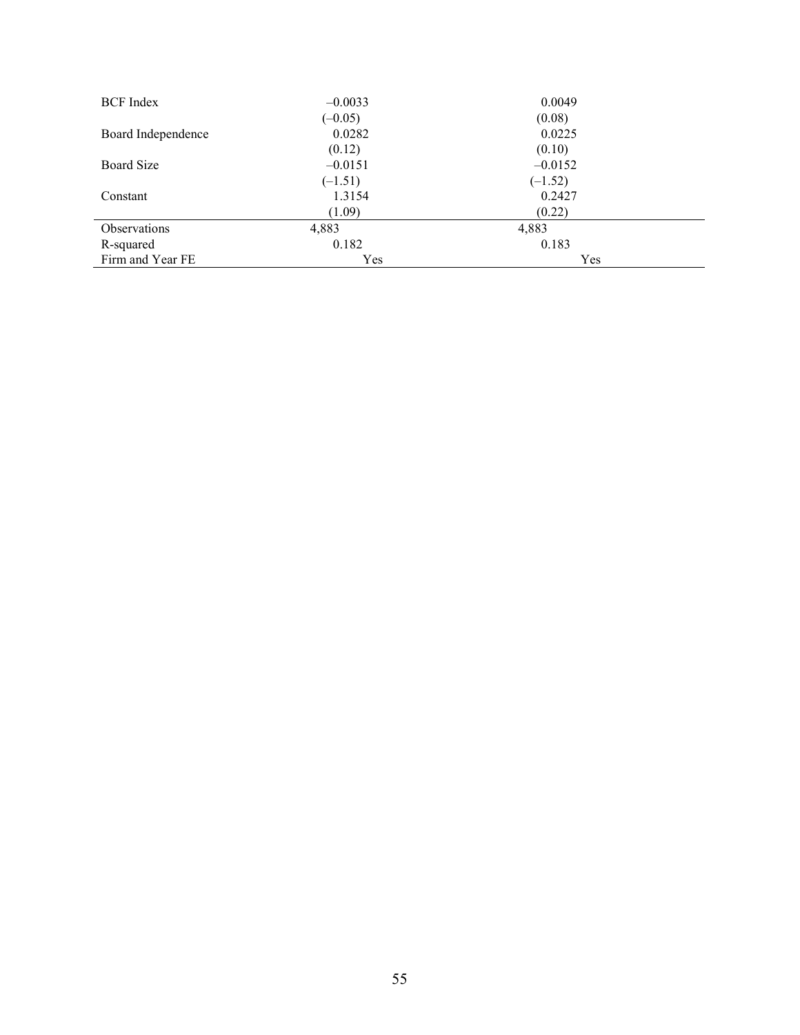| | | |
|---|---|---|
| BCF Index | –0.0033 | 0.0049 |
| | (–0.05) | (0.08) |
| Board Independence | 0.0282 | 0.0225 |
| | (0.12) | (0.10) |
| Board Size | –0.0151 | –0.0152 |
| | (–1.51) | (–1.52) |
| Constant | 1.3154 | 0.2427 |
| | (1.09) | (0.22) |
| Observations | 4,883 | 4,883 |
| R-squared | 0.182 | 0.183 |
| Firm and Year FE | Yes | Yes |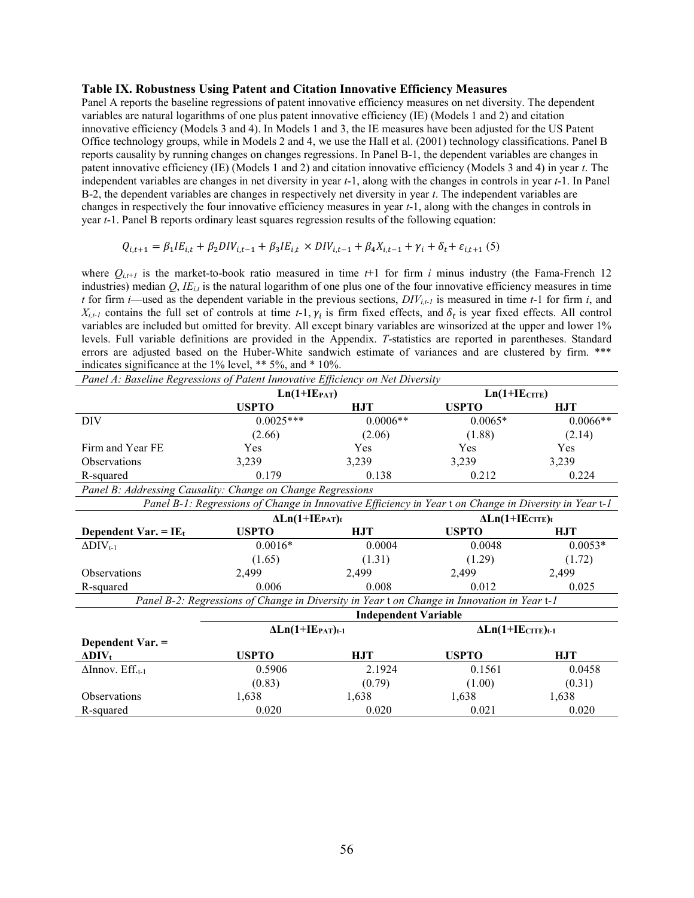**Table IX. Robustness Using Patent and Citation Innovative Efficiency Measures**

Panel A reports the baseline regressions of patent innovative efficiency measures on net diversity. The dependent variables are natural logarithms of one plus patent innovative efficiency (IE) (Models 1 and 2) and citation innovative efficiency (Models 3 and 4). In Models 1 and 3, the IE measures have been adjusted for the US Patent Office technology groups, while in Models 2 and 4, we use the Hall et al. (2001) technology classifications. Panel B reports causality by running changes on changes regressions. In Panel B-1, the dependent variables are changes in patent innovative efficiency (IE) (Models 1 and 2) and citation innovative efficiency (Models 3 and 4) in year *t*. The independent variables are changes in net diversity in year *t*-1, along with the changes in controls in year *t*-1. In Panel B-2, the dependent variables are changes in respectively net diversity in year *t*. The independent variables are changes in respectively the four innovative efficiency measures in year *t*-1, along with the changes in controls in year *t*-1. Panel B reports ordinary least squares regression results of the following equation:

$$Q_{i,t+1} = \beta_1 IE_{i,t} + \beta_2 DIV_{i,t-1} + \beta_3 IE_{i,t} \times DIV_{i,t-1} + \beta_4 X_{i,t-1} + \gamma_i + \delta_t + \varepsilon_{i,t+1} \quad (5)$$

where $Q_{i,t+1}$ is the market-to-book ratio measured in time *t*+1 for firm *i* minus industry (the Fama-French 12 industries) median *Q*, $IE_{i,t}$ is the natural logarithm of one plus one of the four innovative efficiency measures in time *t* for firm *i*—used as the dependent variable in the previous sections, $DIV_{i,t-1}$ is measured in time *t*-1 for firm *i*, and $X_{i,t-1}$ contains the full set of controls at time *t*-1, $\gamma_i$ is firm fixed effects, and $\delta_t$ is year fixed effects. All control variables are included but omitted for brevity. All except binary variables are winsorized at the upper and lower 1% levels. Full variable definitions are provided in the Appendix. *T*-statistics are reported in parentheses. Standard errors are adjusted based on the Huber-White sandwich estimate of variances and are clustered by firm. *** indicates significance at the 1% level, ** 5%, and * 10%.

*Panel A: Baseline Regressions of Patent Innovative Efficiency on Net Diversity*

| | $Ln(1+IE_{PAT})$ | | $Ln(1+IE_{CITE})$ | |
|---|---|---|---|---|
| | **USPTO** | **HJT** | **USPTO** | **HJT** |
| DIV | 0.0025*** | 0.0006** | 0.0065* | 0.0066** |
| | (2.66) | (2.06) | (1.88) | (2.14) |
| Firm and Year FE | Yes | Yes | Yes | Yes |
| Observations | 3,239 | 3,239 | 3,239 | 3,239 |
| R-squared | 0.179 | 0.138 | 0.212 | 0.224 |

*Panel B: Addressing Causality: Change on Change Regressions*

*Panel B-1: Regressions of Change in Innovative Efficiency in Year t on Change in Diversity in Year t-1*

| | $\Delta Ln(1+IE_{PAT})_t$ | | $\Delta Ln(1+IE_{CITE})_t$ | |
|---|---|---|---|---|
| **Dependent Var. = $IE_t$** | **USPTO** | **HJT** | **USPTO** | **HJT** |
| $\Delta DIV_{t-1}$ | 0.0016* | 0.0004 | 0.0048 | 0.0053* |
| | (1.65) | (1.31) | (1.29) | (1.72) |
| Observations | 2,499 | 2,499 | 2,499 | 2,499 |
| R-squared | 0.006 | 0.008 | 0.012 | 0.025 |

*Panel B-2: Regressions of Change in Diversity in Year t on Change in Innovation in Year t-1*

| | **Independent Variable** | | | |
|---|---|---|---|---|
| | $\Delta Ln(1+IE_{PAT})_{t-1}$ | | $\Delta Ln(1+IE_{CITE})_{t-1}$ | |
| **Dependent Var. = $\Delta DIV_t$** | **USPTO** | **HJT** | **USPTO** | **HJT** |
| $\Delta$Innov. Eff.$_{t-1}$ | 0.5906 | 2.1924 | 0.1561 | 0.0458 |
| | (0.83) | (0.79) | (1.00) | (0.31) |
| Observations | 1,638 | 1,638 | 1,638 | 1,638 |
| R-squared | 0.020 | 0.020 | 0.021 | 0.020 |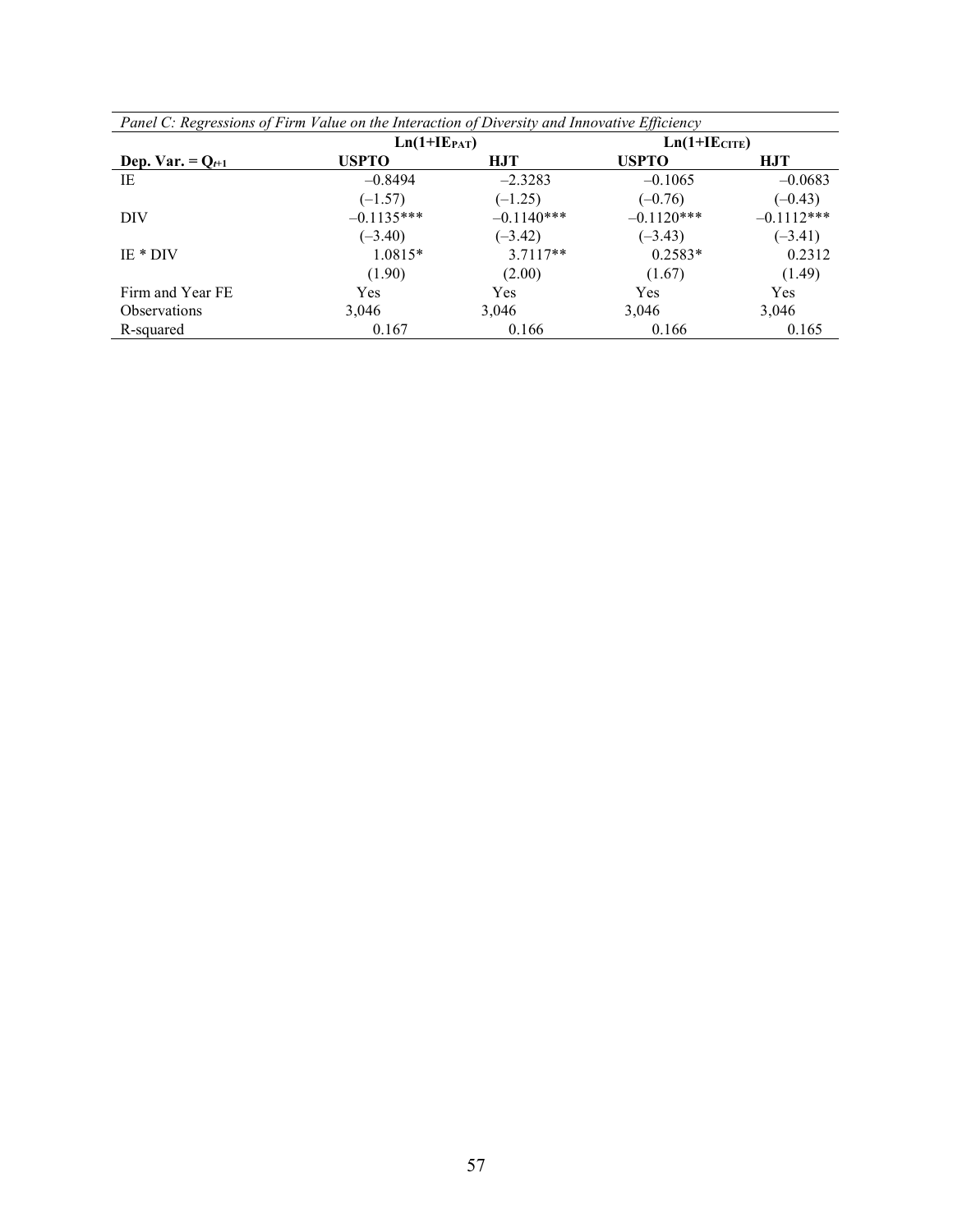*Panel C: Regressions of Firm Value on the Interaction of Diversity and Innovative Efficiency*

| | $Ln(1+IE_{PAT})$ | | $Ln(1+IE_{CITE})$ | |
|---|---|---|---|---|
| **Dep. Var. = $Q_{t+1}$** | **USPTO** | **HJT** | **USPTO** | **HJT** |
| IE | –0.8494 | –2.3283 | –0.1065 | –0.0683 |
| | (–1.57) | (–1.25) | (–0.76) | (–0.43) |
| DIV | –0.1135*** | –0.1140*** | –0.1120*** | –0.1112*** |
| | (–3.40) | (–3.42) | (–3.43) | (–3.41) |
| IE * DIV | 1.0815* | 3.7117** | 0.2583* | 0.2312 |
| | (1.90) | (2.00) | (1.67) | (1.49) |
| Firm and Year FE | Yes | Yes | Yes | Yes |
| Observations | 3,046 | 3,046 | 3,046 | 3,046 |
| R-squared | 0.167 | 0.166 | 0.166 | 0.165 |